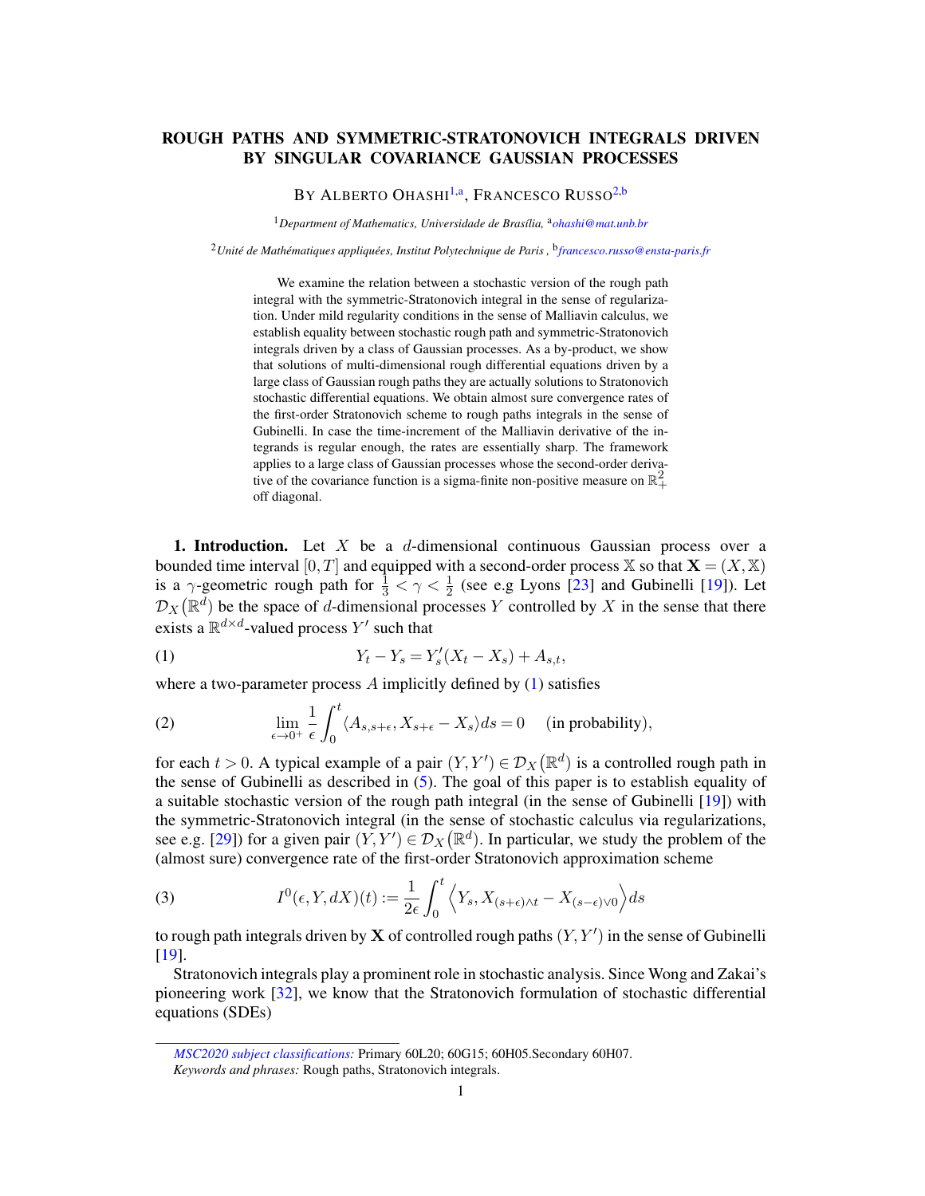# ROUGH PATHS AND SYMMETRIC-STRATONOVICH INTEGRALS DRIVEN BY SINGULAR COVARIANCE GAUSSIAN PROCESSES

BY ALBERTO OHASHI[1,a], FRANCESCO RUSSO[2,b]

[1]*Department of Mathematics, Universidade de Brasília,* [a]*ohashi@mat.unb.br*

[2]*Unité de Mathématiques appliquées, Institut Polytechnique de Paris ,* [b]*francesco.russo@ensta-paris.fr*

We examine the relation between a stochastic version of the rough path integral with the symmetric-Stratonovich integral in the sense of regularization. Under mild regularity conditions in the sense of Malliavin calculus, we establish equality between stochastic rough path and symmetric-Stratonovich integrals driven by a class of Gaussian processes. As a by-product, we show that solutions of multi-dimensional rough differential equations driven by a large class of Gaussian rough paths they are actually solutions to Stratonovich stochastic differential equations. We obtain almost sure convergence rates of the first-order Stratonovich scheme to rough paths integrals in the sense of Gubinelli. In case the time-increment of the Malliavin derivative of the integrands is regular enough, the rates are essentially sharp. The framework applies to a large class of Gaussian processes whose the second-order derivative of the covariance function is a sigma-finite non-positive measure on $\mathbb{R}^2_+$ off diagonal.

**1. Introduction.** Let $X$ be a $d$-dimensional continuous Gaussian process over a bounded time interval $[0,T]$ and equipped with a second-order process $\mathbb{X}$ so that $\mathbf{X} = (X, \mathbb{X})$ is a $\gamma$-geometric rough path for $\frac{1}{3} < \gamma < \frac{1}{2}$ (see e.g Lyons [23] and Gubinelli [19]). Let $\mathcal{D}_X(\mathbb{R}^d)$ be the space of $d$-dimensional processes $Y$ controlled by $X$ in the sense that there exists a $\mathbb{R}^{d\times d}$-valued process $Y'$ such that

$$Y_t - Y_s = Y'_s(X_t - X_s) + A_{s,t}, \tag{1}$$

where a two-parameter process $A$ implicitly defined by (1) satisfies

$$\lim_{\epsilon \to 0^+} \frac{1}{\epsilon}\int_0^t \langle A_{s,s+\epsilon}, X_{s+\epsilon} - X_s\rangle ds = 0 \quad \text{(in probability)}, \tag{2}$$

for each $t > 0$. A typical example of a pair $(Y, Y') \in \mathcal{D}_X(\mathbb{R}^d)$ is a controlled rough path in the sense of Gubinelli as described in (5). The goal of this paper is to establish equality of a suitable stochastic version of the rough path integral (in the sense of Gubinelli [19]) with the symmetric-Stratonovich integral (in the sense of stochastic calculus via regularizations, see e.g. [29]) for a given pair $(Y, Y') \in \mathcal{D}_X(\mathbb{R}^d)$. In particular, we study the problem of the (almost sure) convergence rate of the first-order Stratonovich approximation scheme

$$I^0(\epsilon, Y, dX)(t) := \frac{1}{2\epsilon}\int_0^t \left\langle Y_s, X_{(s+\epsilon)\wedge t} - X_{(s-\epsilon)\vee 0}\right\rangle ds \tag{3}$$

to rough path integrals driven by $\mathbf{X}$ of controlled rough paths $(Y, Y')$ in the sense of Gubinelli [19].

Stratonovich integrals play a prominent role in stochastic analysis. Since Wong and Zakai's pioneering work [32], we know that the Stratonovich formulation of stochastic differential equations (SDEs)

---

*MSC2020 subject classifications:* Primary 60L20; 60G15; 60H05.Secondary 60H07.
*Keywords and phrases:* Rough paths, Stratonovich integrals.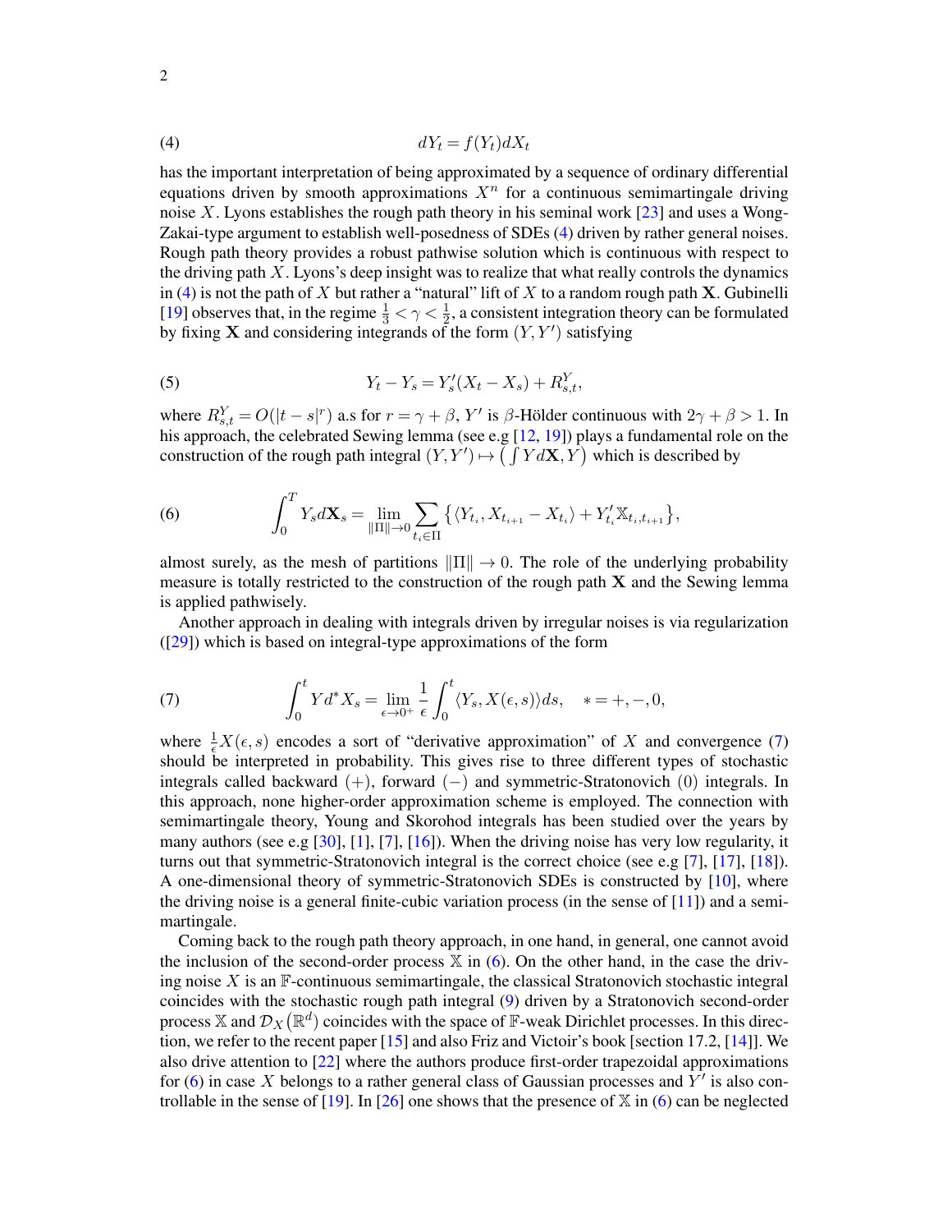$$
dY_t = f(Y_t)dX_t \tag{4}
$$

has the important interpretation of being approximated by a sequence of ordinary differential equations driven by smooth approximations $X^n$ for a continuous semimartingale driving noise $X$. Lyons establishes the rough path theory in his seminal work [23] and uses a Wong-Zakai-type argument to establish well-posedness of SDEs (4) driven by rather general noises. Rough path theory provides a robust pathwise solution which is continuous with respect to the driving path $X$. Lyons's deep insight was to realize that what really controls the dynamics in (4) is not the path of $X$ but rather a "natural" lift of $X$ to a random rough path $\mathbf{X}$. Gubinelli [19] observes that, in the regime $\frac{1}{3} < \gamma < \frac{1}{2}$, a consistent integration theory can be formulated by fixing $\mathbf{X}$ and considering integrands of the form $(Y, Y')$ satisfying

$$
Y_t - Y_s = Y'_s(X_t - X_s) + R^Y_{s,t}, \tag{5}
$$

where $R^Y_{s,t} = O(|t-s|^r)$ a.s for $r = \gamma + \beta$, $Y'$ is $\beta$-Hölder continuous with $2\gamma + \beta > 1$. In his approach, the celebrated Sewing lemma (see e.g [12, 19]) plays a fundamental role on the construction of the rough path integral $(Y, Y') \mapsto \big(\int Y d\mathbf{X}, Y\big)$ which is described by

$$
\int_0^T Y_s d\mathbf{X}_s = \lim_{\|\Pi\|\to 0} \sum_{t_i \in \Pi} \big\{ \langle Y_{t_i}, X_{t_{i+1}} - X_{t_i}\rangle + Y'_{t_i}\mathbb{X}_{t_i, t_{i+1}} \big\}, \tag{6}
$$

almost surely, as the mesh of partitions $\|\Pi\| \to 0$. The role of the underlying probability measure is totally restricted to the construction of the rough path $\mathbf{X}$ and the Sewing lemma is applied pathwisely.

Another approach in dealing with integrals driven by irregular noises is via regularization ([29]) which is based on integral-type approximations of the form

$$
\int_0^t Y d^* X_s = \lim_{\epsilon \to 0^+} \frac{1}{\epsilon} \int_0^t \langle Y_s, X(\epsilon, s)\rangle ds, \quad * = +, -, 0, \tag{7}
$$

where $\frac{1}{\epsilon}X(\epsilon, s)$ encodes a sort of "derivative approximation" of $X$ and convergence (7) should be interpreted in probability. This gives rise to three different types of stochastic integrals called backward $(+)$, forward $(-)$ and symmetric-Stratonovich $(0)$ integrals. In this approach, none higher-order approximation scheme is employed. The connection with semimartingale theory, Young and Skorohod integrals has been studied over the years by many authors (see e.g [30], [1], [7], [16]). When the driving noise has very low regularity, it turns out that symmetric-Stratonovich integral is the correct choice (see e.g [7], [17], [18]). A one-dimensional theory of symmetric-Stratonovich SDEs is constructed by [10], where the driving noise is a general finite-cubic variation process (in the sense of [11]) and a semimartingale.

Coming back to the rough path theory approach, in one hand, in general, one cannot avoid the inclusion of the second-order process $\mathbb{X}$ in (6). On the other hand, in the case the driving noise $X$ is an $\mathbb{F}$-continuous semimartingale, the classical Stratonovich stochastic integral coincides with the stochastic rough path integral (9) driven by a Stratonovich second-order process $\mathbb{X}$ and $\mathcal{D}_X(\mathbb{R}^d)$ coincides with the space of $\mathbb{F}$-weak Dirichlet processes. In this direction, we refer to the recent paper [15] and also Friz and Victoir's book [section 17.2, [14]]. We also drive attention to [22] where the authors produce first-order trapezoidal approximations for (6) in case $X$ belongs to a rather general class of Gaussian processes and $Y'$ is also controllable in the sense of [19]. In [26] one shows that the presence of $\mathbb{X}$ in (6) can be neglected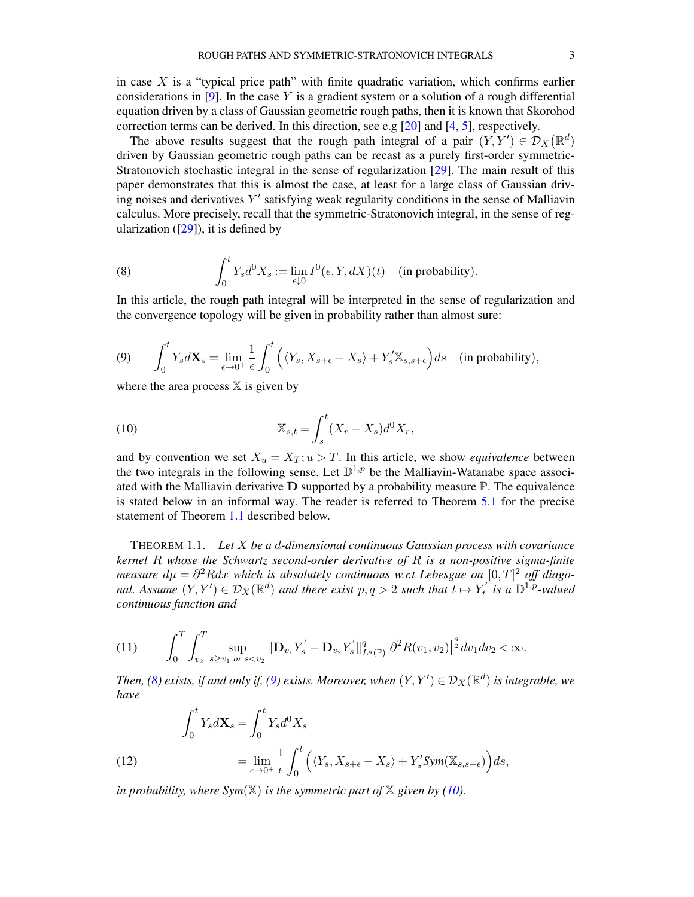in case $X$ is a "typical price path" with finite quadratic variation, which confirms earlier considerations in [9]. In the case $Y$ is a gradient system or a solution of a rough differential equation driven by a class of Gaussian geometric rough paths, then it is known that Skorohod correction terms can be derived. In this direction, see e.g [20] and [4, 5], respectively.

The above results suggest that the rough path integral of a pair $(Y, Y') \in \mathcal{D}_X(\mathbb{R}^d)$ driven by Gaussian geometric rough paths can be recast as a purely first-order symmetric-Stratonovich stochastic integral in the sense of regularization [29]. The main result of this paper demonstrates that this is almost the case, at least for a large class of Gaussian driving noises and derivatives $Y'$ satisfying weak regularity conditions in the sense of Malliavin calculus. More precisely, recall that the symmetric-Stratonovich integral, in the sense of regularization ([29]), it is defined by

$$
\int_0^t Y_s d^0 X_s := \lim_{\epsilon \downarrow 0} I^0(\epsilon, Y, dX)(t) \quad \text{(in probability)}. \tag{8}
$$

In this article, the rough path integral will be interpreted in the sense of regularization and the convergence topology will be given in probability rather than almost sure:

$$
\int_0^t Y_s d\mathbf{X}_s = \lim_{\epsilon \to 0^+} \frac{1}{\epsilon} \int_0^t \Big( \langle Y_s, X_{s+\epsilon} - X_s \rangle + Y_s' \mathbb{X}_{s,s+\epsilon} \Big) ds \quad \text{(in probability)}, \tag{9}
$$

where the area process $\mathbb{X}$ is given by

$$
\mathbb{X}_{s,t} = \int_s^t (X_r - X_s) d^0 X_r, \tag{10}
$$

and by convention we set $X_u = X_T; u > T$. In this article, we show *equivalence* between the two integrals in the following sense. Let $\mathbb{D}^{1,p}$ be the Malliavin-Watanabe space associated with the Malliavin derivative $\mathbf{D}$ supported by a probability measure $\mathbb{P}$. The equivalence is stated below in an informal way. The reader is referred to Theorem 5.1 for the precise statement of Theorem 1.1 described below.

THEOREM 1.1. *Let $X$ be a $d$-dimensional continuous Gaussian process with covariance kernel $R$ whose the Schwartz second-order derivative of $R$ is a non-positive sigma-finite measure $d\mu = \partial^2 R dx$ which is absolutely continuous w.r.t Lebesgue on $[0,T]^2$ off diagonal. Assume $(Y, Y') \in \mathcal{D}_X(\mathbb{R}^d)$ and there exist $p, q > 2$ such that $t \mapsto Y_t'$ is a $\mathbb{D}^{1,p}$-valued continuous function and*

$$
\int_0^T \int_{v_2}^T \sup_{s \geq v_1 \text{ or } s < v_2} \|\mathbf{D}_{v_1} Y_s' - \mathbf{D}_{v_2} Y_s'\|^q_{L^q(\mathbb{P})} |\partial^2 R(v_1, v_2)|^{\frac{q}{2}} dv_1 dv_2 < \infty. \tag{11}
$$

*Then, (8) exists, if and only if, (9) exists. Moreover, when $(Y, Y') \in \mathcal{D}_X(\mathbb{R}^d)$ is integrable, we have*

$$
\begin{aligned}
\int_0^t Y_s d\mathbf{X}_s &= \int_0^t Y_s d^0 X_s \\
&= \lim_{\epsilon \to 0^+} \frac{1}{\epsilon} \int_0^t \Big( \langle Y_s, X_{s+\epsilon} - X_s \rangle + Y_s' \mathit{Sym}(\mathbb{X}_{s,s+\epsilon}) \Big) ds,
\end{aligned} \tag{12}
$$

*in probability, where $\mathit{Sym}(\mathbb{X})$ is the symmetric part of $\mathbb{X}$ given by (10).*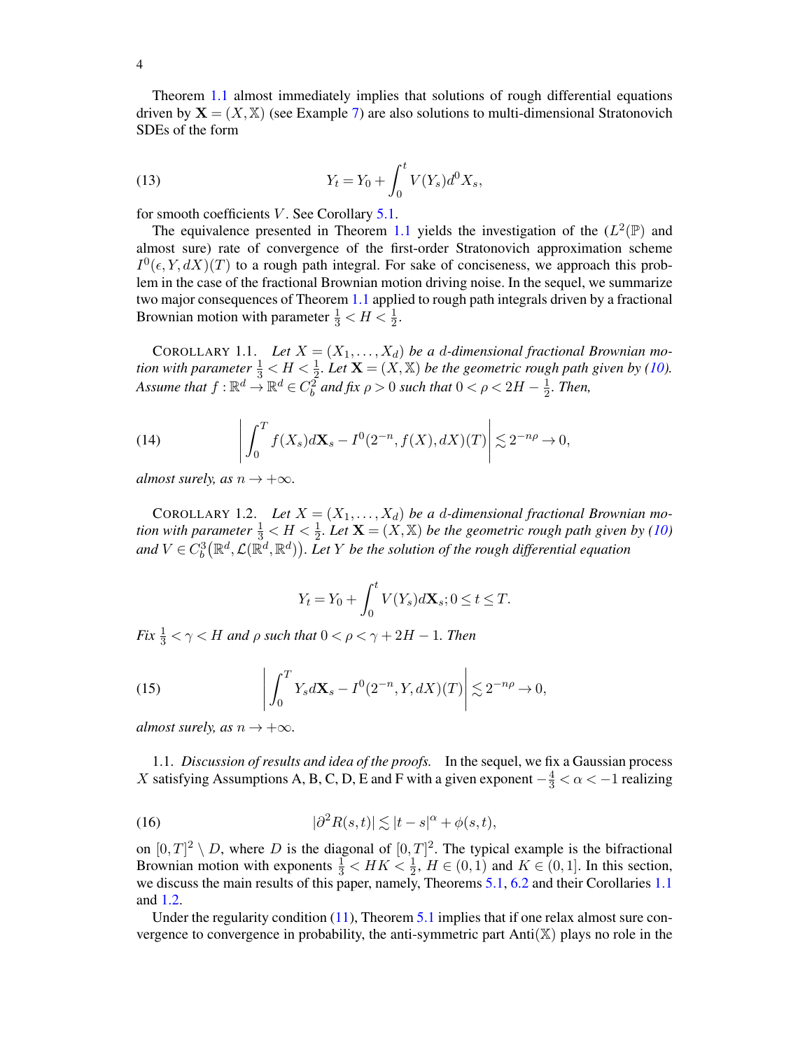Theorem 1.1 almost immediately implies that solutions of rough differential equations driven by $\mathbf{X} = (X, \mathbb{X})$ (see Example 7) are also solutions to multi-dimensional Stratonovich SDEs of the form

$$Y_t = Y_0 + \int_0^t V(Y_s) d^0 X_s, \tag{13}$$

for smooth coefficients $V$. See Corollary 5.1.

The equivalence presented in Theorem 1.1 yields the investigation of the ($L^2(\mathbb{P})$ and almost sure) rate of convergence of the first-order Stratonovich approximation scheme $I^0(\epsilon, Y, dX)(T)$ to a rough path integral. For sake of conciseness, we approach this problem in the case of the fractional Brownian motion driving noise. In the sequel, we summarize two major consequences of Theorem 1.1 applied to rough path integrals driven by a fractional Brownian motion with parameter $\frac{1}{3} < H < \frac{1}{2}$.

COROLLARY 1.1. *Let $X = (X_1, \ldots, X_d)$ be a $d$-dimensional fractional Brownian motion with parameter $\frac{1}{3} < H < \frac{1}{2}$. Let $\mathbf{X} = (X, \mathbb{X})$ be the geometric rough path given by (10). Assume that $f : \mathbb{R}^d \to \mathbb{R}^d \in C^2_b$ and fix $\rho > 0$ such that $0 < \rho < 2H - \frac{1}{2}$. Then,*

$$\left| \int_0^T f(X_s) d\mathbf{X}_s - I^0(2^{-n}, f(X), dX)(T) \right| \lesssim 2^{-n\rho} \to 0, \tag{14}$$

*almost surely, as $n \to +\infty$.*

COROLLARY 1.2. *Let $X = (X_1, \ldots, X_d)$ be a $d$-dimensional fractional Brownian motion with parameter $\frac{1}{3} < H < \frac{1}{2}$. Let $\mathbf{X} = (X, \mathbb{X})$ be the geometric rough path given by (10) and $V \in C^3_b\big(\mathbb{R}^d, \mathcal{L}(\mathbb{R}^d, \mathbb{R}^d)\big)$. Let $Y$ be the solution of the rough differential equation*

$$Y_t = Y_0 + \int_0^t V(Y_s) d\mathbf{X}_s; 0 \le t \le T.$$

*Fix $\frac{1}{3} < \gamma < H$ and $\rho$ such that $0 < \rho < \gamma + 2H - 1$. Then*

$$\left| \int_0^T Y_s d\mathbf{X}_s - I^0(2^{-n}, Y, dX)(T) \right| \lesssim 2^{-n\rho} \to 0, \tag{15}$$

*almost surely, as $n \to +\infty$.*

1.1. *Discussion of results and idea of the proofs.* In the sequel, we fix a Gaussian process $X$ satisfying Assumptions A, B, C, D, E and F with a given exponent $-\frac{4}{3} < \alpha < -1$ realizing

$$|\partial^2 R(s,t)| \lesssim |t - s|^\alpha + \phi(s,t), \tag{16}$$

on $[0,T]^2 \setminus D$, where $D$ is the diagonal of $[0,T]^2$. The typical example is the bifractional Brownian motion with exponents $\frac{1}{3} < HK < \frac{1}{2}$, $H \in (0,1)$ and $K \in (0,1]$. In this section, we discuss the main results of this paper, namely, Theorems 5.1, 6.2 and their Corollaries 1.1 and 1.2.

Under the regularity condition (11), Theorem 5.1 implies that if one relax almost sure convergence to convergence in probability, the anti-symmetric part $\text{Anti}(\mathbb{X})$ plays no role in the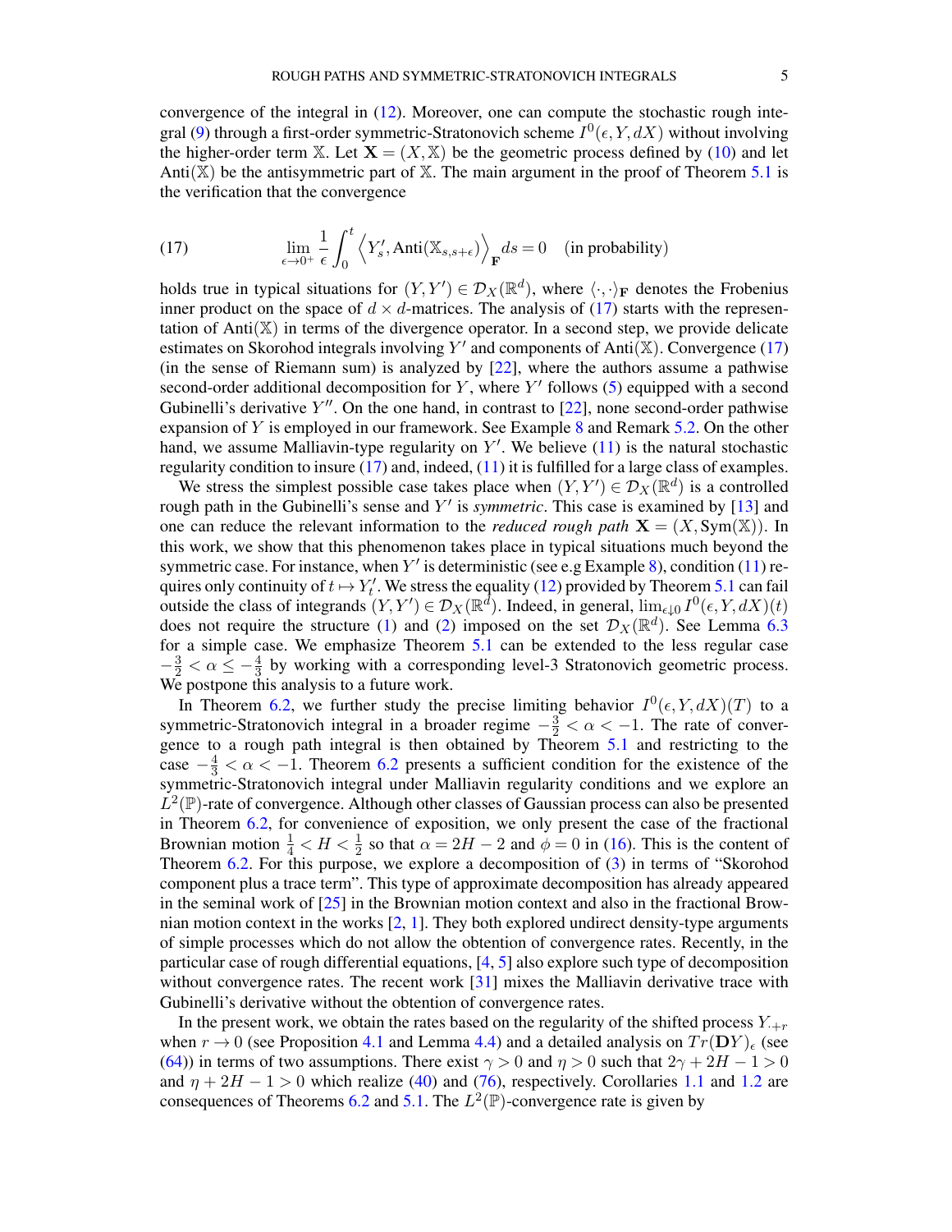convergence of the integral in (12). Moreover, one can compute the stochastic rough integral (9) through a first-order symmetric-Stratonovich scheme $I^0(\epsilon, Y, dX)$ without involving the higher-order term $\mathbb{X}$. Let $\mathbf{X} = (X, \mathbb{X})$ be the geometric process defined by (10) and let $\text{Anti}(\mathbb{X})$ be the antisymmetric part of $\mathbb{X}$. The main argument in the proof of Theorem 5.1 is the verification that the convergence

$$
\lim_{\epsilon \to 0^+} \frac{1}{\epsilon} \int_0^t \left\langle Y'_s, \text{Anti}(\mathbb{X}_{s,s+\epsilon}) \right\rangle_{\mathbf{F}} ds = 0 \quad \text{(in probability)} \tag{17}
$$

holds true in typical situations for $(Y, Y') \in \mathcal{D}_X(\mathbb{R}^d)$, where $\langle \cdot, \cdot \rangle_{\mathbf{F}}$ denotes the Frobenius inner product on the space of $d \times d$-matrices. The analysis of (17) starts with the representation of $\text{Anti}(\mathbb{X})$ in terms of the divergence operator. In a second step, we provide delicate estimates on Skorohod integrals involving $Y'$ and components of $\text{Anti}(\mathbb{X})$. Convergence (17) (in the sense of Riemann sum) is analyzed by [22], where the authors assume a pathwise second-order additional decomposition for $Y$, where $Y'$ follows (5) equipped with a second Gubinelli's derivative $Y''$. On the one hand, in contrast to [22], none second-order pathwise expansion of $Y$ is employed in our framework. See Example 8 and Remark 5.2. On the other hand, we assume Malliavin-type regularity on $Y'$. We believe (11) is the natural stochastic regularity condition to insure (17) and, indeed, (11) it is fulfilled for a large class of examples.

We stress the simplest possible case takes place when $(Y, Y') \in \mathcal{D}_X(\mathbb{R}^d)$ is a controlled rough path in the Gubinelli's sense and $Y'$ is *symmetric*. This case is examined by [13] and one can reduce the relevant information to the *reduced rough path* $\mathbf{X} = (X, \text{Sym}(\mathbb{X}))$. In this work, we show that this phenomenon takes place in typical situations much beyond the symmetric case. For instance, when $Y'$ is deterministic (see e.g Example 8), condition (11) requires only continuity of $t \mapsto Y'_t$. We stress the equality (12) provided by Theorem 5.1 can fail outside the class of integrands $(Y, Y') \in \mathcal{D}_X(\mathbb{R}^d)$. Indeed, in general, $\lim_{\epsilon \downarrow 0} I^0(\epsilon, Y, dX)(t)$ does not require the structure (1) and (2) imposed on the set $\mathcal{D}_X(\mathbb{R}^d)$. See Lemma 6.3 for a simple case. We emphasize Theorem 5.1 can be extended to the less regular case $-\frac{3}{2} < \alpha \leq -\frac{4}{3}$ by working with a corresponding level-3 Stratonovich geometric process. We postpone this analysis to a future work.

In Theorem 6.2, we further study the precise limiting behavior $I^0(\epsilon, Y, dX)(T)$ to a symmetric-Stratonovich integral in a broader regime $-\frac{3}{2} < \alpha < -1$. The rate of convergence to a rough path integral is then obtained by Theorem 5.1 and restricting to the case $-\frac{4}{3} < \alpha < -1$. Theorem 6.2 presents a sufficient condition for the existence of the symmetric-Stratonovich integral under Malliavin regularity conditions and we explore an $L^2(\mathbb{P})$-rate of convergence. Although other classes of Gaussian process can also be presented in Theorem 6.2, for convenience of exposition, we only present the case of the fractional Brownian motion $\frac{1}{4} < H < \frac{1}{2}$ so that $\alpha = 2H - 2$ and $\phi = 0$ in (16). This is the content of Theorem 6.2. For this purpose, we explore a decomposition of (3) in terms of "Skorohod component plus a trace term". This type of approximate decomposition has already appeared in the seminal work of [25] in the Brownian motion context and also in the fractional Brownian motion context in the works [2, 1]. They both explored undirect density-type arguments of simple processes which do not allow the obtention of convergence rates. Recently, in the particular case of rough differential equations, [4, 5] also explore such type of decomposition without convergence rates. The recent work [31] mixes the Malliavin derivative trace with Gubinelli's derivative without the obtention of convergence rates.

In the present work, we obtain the rates based on the regularity of the shifted process $Y_{\cdot+r}$ when $r \to 0$ (see Proposition 4.1 and Lemma 4.4) and a detailed analysis on $Tr(\mathbf{D}Y)_\epsilon$ (see (64)) in terms of two assumptions. There exist $\gamma > 0$ and $\eta > 0$ such that $2\gamma + 2H - 1 > 0$ and $\eta + 2H - 1 > 0$ which realize (40) and (76), respectively. Corollaries 1.1 and 1.2 are consequences of Theorems 6.2 and 5.1. The $L^2(\mathbb{P})$-convergence rate is given by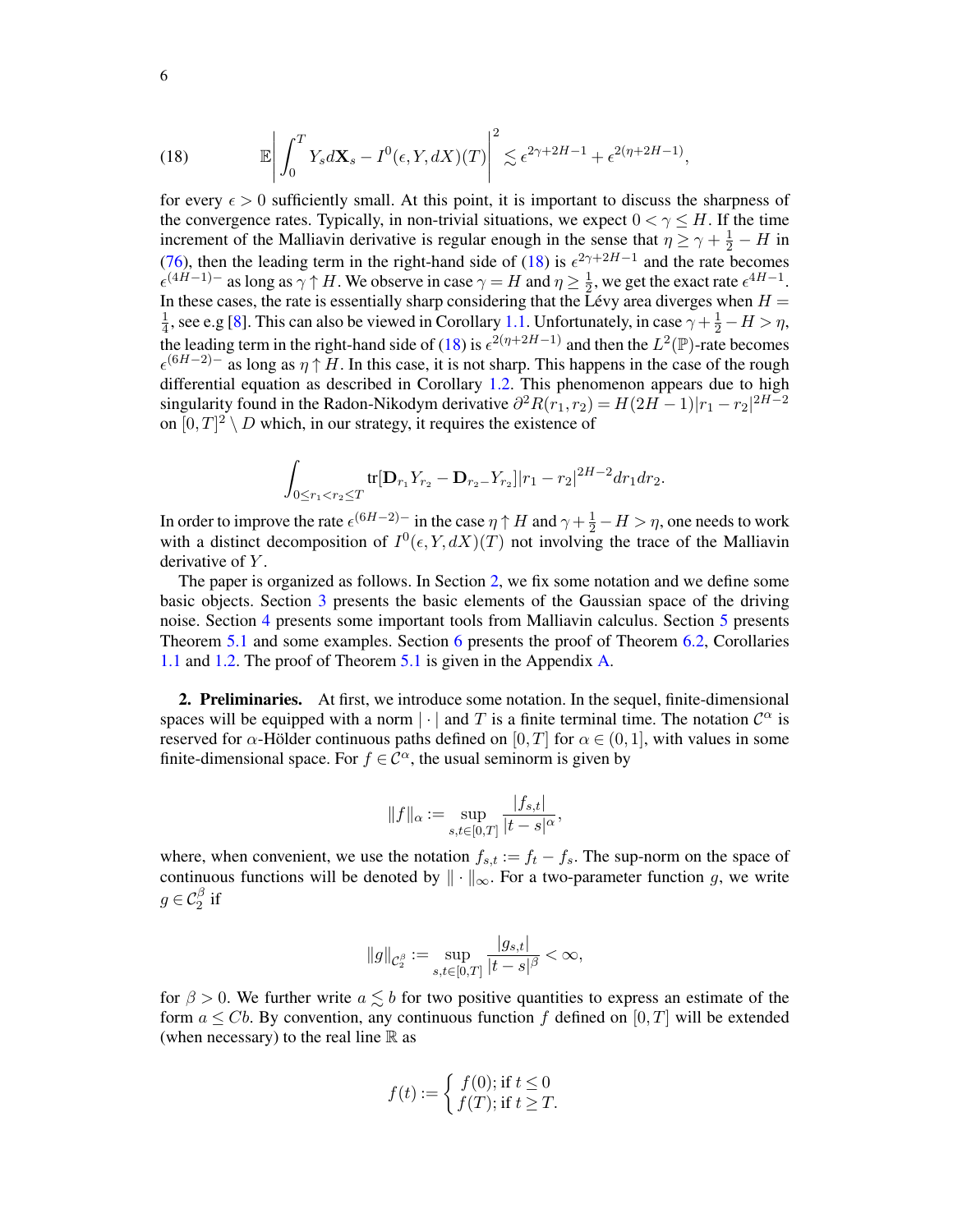$$
\mathbb{E}\left|\int_0^T Y_s d\mathbf{X}_s - I^0(\epsilon, Y, dX)(T)\right|^2 \lesssim \epsilon^{2\gamma+2H-1} + \epsilon^{2(\eta+2H-1)}, \tag{18}
$$

for every $\epsilon > 0$ sufficiently small. At this point, it is important to discuss the sharpness of the convergence rates. Typically, in non-trivial situations, we expect $0 < \gamma \leq H$. If the time increment of the Malliavin derivative is regular enough in the sense that $\eta \geq \gamma + \frac{1}{2} - H$ in (76), then the leading term in the right-hand side of (18) is $\epsilon^{2\gamma+2H-1}$ and the rate becomes $\epsilon^{(4H-1)-}$ as long as $\gamma \uparrow H$. We observe in case $\gamma = H$ and $\eta \geq \frac{1}{2}$, we get the exact rate $\epsilon^{4H-1}$. In these cases, the rate is essentially sharp considering that the Lévy area diverges when $H = \frac{1}{4}$, see e.g [8]. This can also be viewed in Corollary 1.1. Unfortunately, in case $\gamma + \frac{1}{2} - H > \eta$, the leading term in the right-hand side of (18) is $\epsilon^{2(\eta+2H-1)}$ and then the $L^2(\mathbb{P})$-rate becomes $\epsilon^{(6H-2)-}$ as long as $\eta \uparrow H$. In this case, it is not sharp. This happens in the case of the rough differential equation as described in Corollary 1.2. This phenomenon appears due to high singularity found in the Radon-Nikodym derivative $\partial^2 R(r_1, r_2) = H(2H-1)|r_1 - r_2|^{2H-2}$ on $[0,T]^2 \setminus D$ which, in our strategy, it requires the existence of

$$
\int_{0 \leq r_1 < r_2 \leq T} \text{tr}[\mathbf{D}_{r_1} Y_{r_2} - \mathbf{D}_{r_2 -} Y_{r_2}] |r_1 - r_2|^{2H-2} dr_1 dr_2.
$$

In order to improve the rate $\epsilon^{(6H-2)-}$ in the case $\eta \uparrow H$ and $\gamma + \frac{1}{2} - H > \eta$, one needs to work with a distinct decomposition of $I^0(\epsilon, Y, dX)(T)$ not involving the trace of the Malliavin derivative of $Y$.

The paper is organized as follows. In Section 2, we fix some notation and we define some basic objects. Section 3 presents the basic elements of the Gaussian space of the driving noise. Section 4 presents some important tools from Malliavin calculus. Section 5 presents Theorem 5.1 and some examples. Section 6 presents the proof of Theorem 6.2, Corollaries 1.1 and 1.2. The proof of Theorem 5.1 is given in the Appendix A.

## 2. Preliminaries.

At first, we introduce some notation. In the sequel, finite-dimensional spaces will be equipped with a norm $|\cdot|$ and $T$ is a finite terminal time. The notation $\mathcal{C}^\alpha$ is reserved for $\alpha$-Hölder continuous paths defined on $[0,T]$ for $\alpha \in (0,1]$, with values in some finite-dimensional space. For $f \in \mathcal{C}^\alpha$, the usual seminorm is given by

$$
\|f\|_\alpha := \sup_{s,t \in [0,T]} \frac{|f_{s,t}|}{|t-s|^\alpha},
$$

where, when convenient, we use the notation $f_{s,t} := f_t - f_s$. The sup-norm on the space of continuous functions will be denoted by $\|\cdot\|_\infty$. For a two-parameter function $g$, we write $g \in \mathcal{C}_2^\beta$ if

$$
\|g\|_{\mathcal{C}_2^\beta} := \sup_{s,t \in [0,T]} \frac{|g_{s,t}|}{|t-s|^\beta} < \infty,
$$

for $\beta > 0$. We further write $a \lesssim b$ for two positive quantities to express an estimate of the form $a \leq Cb$. By convention, any continuous function $f$ defined on $[0,T]$ will be extended (when necessary) to the real line $\mathbb{R}$ as

$$
f(t) := \begin{cases} f(0); \text{ if } t \leq 0 \\ f(T); \text{ if } t \geq T. \end{cases}
$$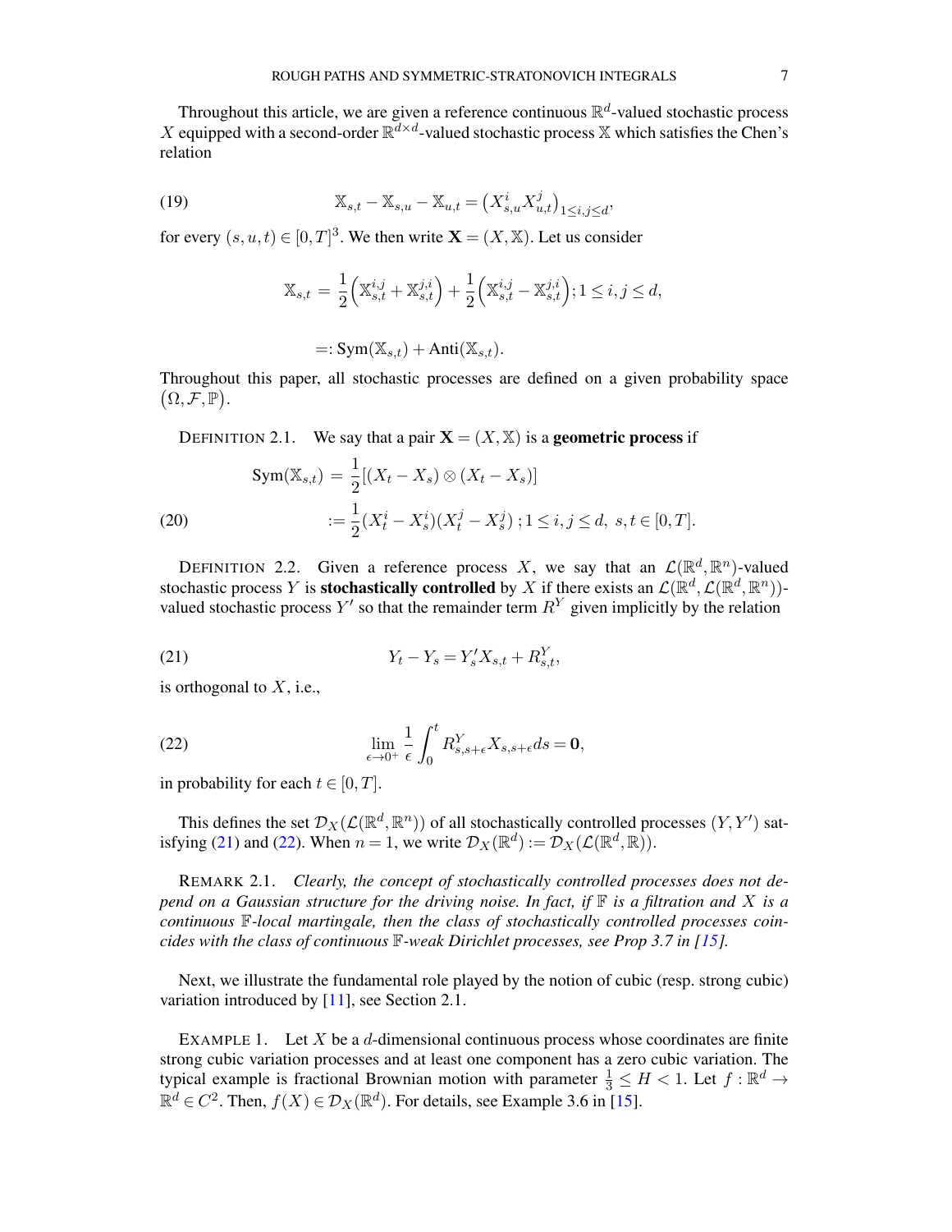Throughout this article, we are given a reference continuous $\mathbb{R}^d$-valued stochastic process $X$ equipped with a second-order $\mathbb{R}^{d\times d}$-valued stochastic process $\mathbb{X}$ which satisfies the Chen's relation

$$
\mathbb{X}_{s,t} - \mathbb{X}_{s,u} - \mathbb{X}_{u,t} = \big(X^i_{s,u} X^j_{u,t}\big)_{1\le i,j\le d}, \tag{19}
$$

for every $(s,u,t) \in [0,T]^3$. We then write $\mathbf{X} = (X, \mathbb{X})$. Let us consider

$$
\mathbb{X}_{s,t} = \frac{1}{2}\Big(\mathbb{X}^{i,j}_{s,t} + \mathbb{X}^{j,i}_{s,t}\Big) + \frac{1}{2}\Big(\mathbb{X}^{i,j}_{s,t} - \mathbb{X}^{j,i}_{s,t}\Big); 1 \le i,j \le d,
$$

$$
=: \mathrm{Sym}(\mathbb{X}_{s,t}) + \mathrm{Anti}(\mathbb{X}_{s,t}).
$$

Throughout this paper, all stochastic processes are defined on a given probability space $\big(\Omega, \mathcal{F}, \mathbb{P}\big)$.

DEFINITION 2.1. We say that a pair $\mathbf{X} = (X, \mathbb{X})$ is a **geometric process** if

$$
\begin{aligned}
\mathrm{Sym}(\mathbb{X}_{s,t}) &= \frac{1}{2}[(X_t - X_s)\otimes(X_t - X_s)] \\
&:= \frac{1}{2}(X^i_t - X^i_s)(X^j_t - X^j_s)\,; 1 \le i,j \le d,\ s,t \in [0,T].
\end{aligned} \tag{20}
$$

DEFINITION 2.2. Given a reference process $X$, we say that an $\mathcal{L}(\mathbb{R}^d, \mathbb{R}^n)$-valued stochastic process $Y$ is **stochastically controlled** by $X$ if there exists an $\mathcal{L}(\mathbb{R}^d, \mathcal{L}(\mathbb{R}^d, \mathbb{R}^n))$-valued stochastic process $Y'$ so that the remainder term $R^Y$ given implicitly by the relation

$$
Y_t - Y_s = Y'_s X_{s,t} + R^Y_{s,t}, \tag{21}
$$

is orthogonal to $X$, i.e.,

$$
\lim_{\epsilon\to 0^+} \frac{1}{\epsilon}\int_0^t R^Y_{s,s+\epsilon} X_{s,s+\epsilon} ds = \mathbf{0}, \tag{22}
$$

in probability for each $t \in [0,T]$.

This defines the set $\mathcal{D}_X(\mathcal{L}(\mathbb{R}^d, \mathbb{R}^n))$ of all stochastically controlled processes $(Y, Y')$ satisfying (21) and (22). When $n = 1$, we write $\mathcal{D}_X(\mathbb{R}^d) := \mathcal{D}_X(\mathcal{L}(\mathbb{R}^d, \mathbb{R}))$.

REMARK 2.1. *Clearly, the concept of stochastically controlled processes does not depend on a Gaussian structure for the driving noise. In fact, if $\mathbb{F}$ is a filtration and $X$ is a continuous $\mathbb{F}$-local martingale, then the class of stochastically controlled processes coincides with the class of continuous $\mathbb{F}$-weak Dirichlet processes, see Prop 3.7 in [15].*

Next, we illustrate the fundamental role played by the notion of cubic (resp. strong cubic) variation introduced by [11], see Section 2.1.

EXAMPLE 1. Let $X$ be a $d$-dimensional continuous process whose coordinates are finite strong cubic variation processes and at least one component has a zero cubic variation. The typical example is fractional Brownian motion with parameter $\frac{1}{3} \le H < 1$. Let $f : \mathbb{R}^d \to \mathbb{R}^d \in C^2$. Then, $f(X) \in \mathcal{D}_X(\mathbb{R}^d)$. For details, see Example 3.6 in [15].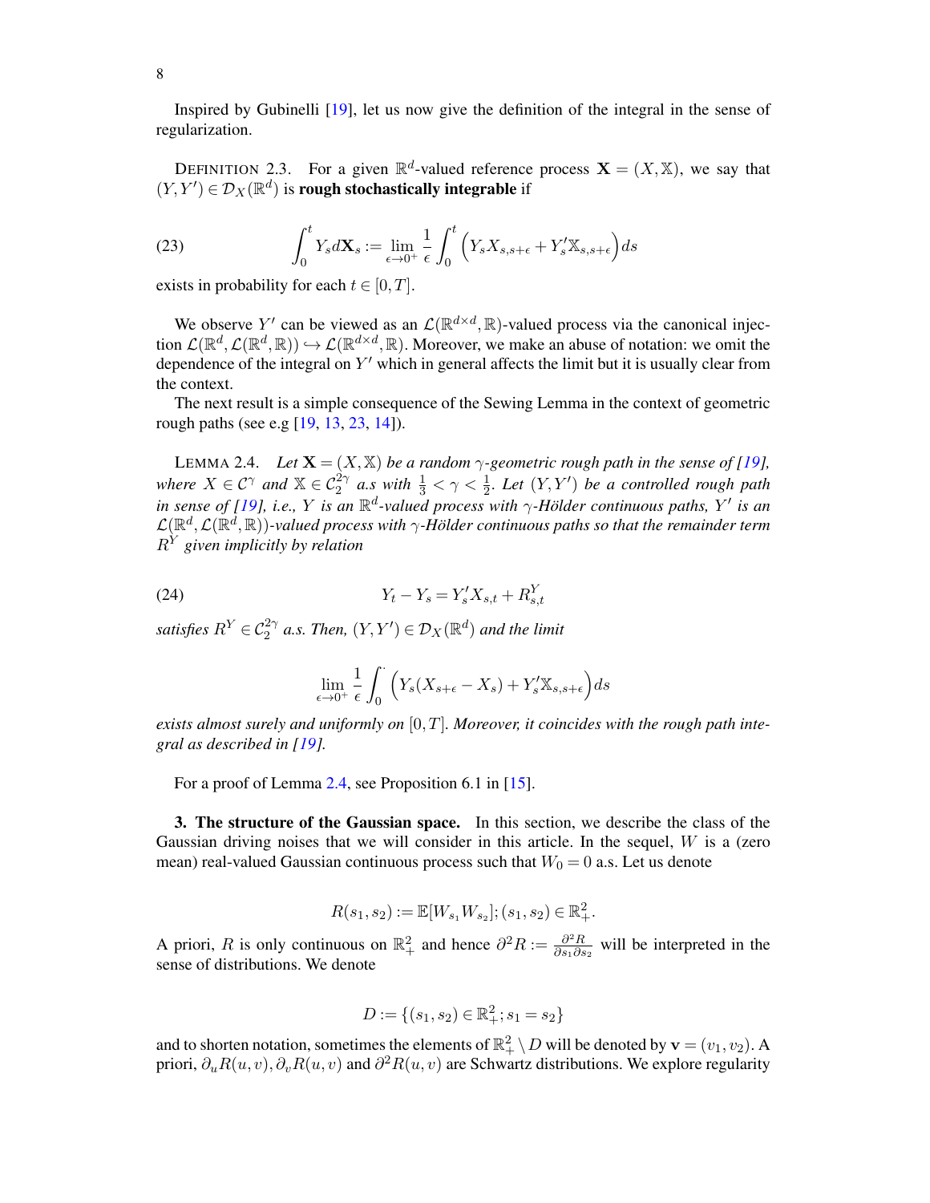Inspired by Gubinelli [19], let us now give the definition of the integral in the sense of regularization.

DEFINITION 2.3. For a given $\mathbb{R}^d$-valued reference process $\mathbf{X} = (X, \mathbb{X})$, we say that $(Y, Y') \in \mathcal{D}_X(\mathbb{R}^d)$ is **rough stochastically integrable** if

$$\int_0^t Y_s d\mathbf{X}_s := \lim_{\epsilon \to 0^+} \frac{1}{\epsilon} \int_0^t \Big( Y_s X_{s,s+\epsilon} + Y'_s \mathbb{X}_{s,s+\epsilon} \Big) ds \tag{23}$$

exists in probability for each $t \in [0, T]$.

We observe $Y'$ can be viewed as an $\mathcal{L}(\mathbb{R}^{d \times d}, \mathbb{R})$-valued process via the canonical injection $\mathcal{L}(\mathbb{R}^d, \mathcal{L}(\mathbb{R}^d, \mathbb{R})) \hookrightarrow \mathcal{L}(\mathbb{R}^{d \times d}, \mathbb{R})$. Moreover, we make an abuse of notation: we omit the dependence of the integral on $Y'$ which in general affects the limit but it is usually clear from the context.

The next result is a simple consequence of the Sewing Lemma in the context of geometric rough paths (see e.g [19, 13, 23, 14]).

LEMMA 2.4. *Let $\mathbf{X} = (X, \mathbb{X})$ be a random $\gamma$-geometric rough path in the sense of [19], where $X \in \mathcal{C}^\gamma$ and $\mathbb{X} \in \mathcal{C}_2^{2\gamma}$ a.s with $\frac{1}{3} < \gamma < \frac{1}{2}$. Let $(Y, Y')$ be a controlled rough path in sense of [19], i.e., $Y$ is an $\mathbb{R}^d$-valued process with $\gamma$-Hölder continuous paths, $Y'$ is an $\mathcal{L}(\mathbb{R}^d, \mathcal{L}(\mathbb{R}^d, \mathbb{R}))$-valued process with $\gamma$-Hölder continuous paths so that the remainder term $R^Y$ given implicitly by relation*

$$Y_t - Y_s = Y'_s X_{s,t} + R^Y_{s,t} \tag{24}$$

*satisfies $R^Y \in \mathcal{C}_2^{2\gamma}$ a.s. Then, $(Y, Y') \in \mathcal{D}_X(\mathbb{R}^d)$ and the limit*

$$\lim_{\epsilon \to 0^+} \frac{1}{\epsilon} \int_0^\cdot \Big( Y_s (X_{s+\epsilon} - X_s) + Y'_s \mathbb{X}_{s,s+\epsilon} \Big) ds$$

*exists almost surely and uniformly on $[0, T]$. Moreover, it coincides with the rough path integral as described in [19].*

For a proof of Lemma 2.4, see Proposition 6.1 in [15].

**3. The structure of the Gaussian space.** In this section, we describe the class of the Gaussian driving noises that we will consider in this article. In the sequel, $W$ is a (zero mean) real-valued Gaussian continuous process such that $W_0 = 0$ a.s. Let us denote

$$R(s_1, s_2) := \mathbb{E}[W_{s_1} W_{s_2}]; (s_1, s_2) \in \mathbb{R}^2_+.$$

A priori, $R$ is only continuous on $\mathbb{R}^2_+$ and hence $\partial^2 R := \frac{\partial^2 R}{\partial s_1 \partial s_2}$ will be interpreted in the sense of distributions. We denote

$$D := \{(s_1, s_2) \in \mathbb{R}^2_+; s_1 = s_2\}$$

and to shorten notation, sometimes the elements of $\mathbb{R}^2_+ \setminus D$ will be denoted by $\mathbf{v} = (v_1, v_2)$. A priori, $\partial_u R(u, v), \partial_v R(u, v)$ and $\partial^2 R(u, v)$ are Schwartz distributions. We explore regularity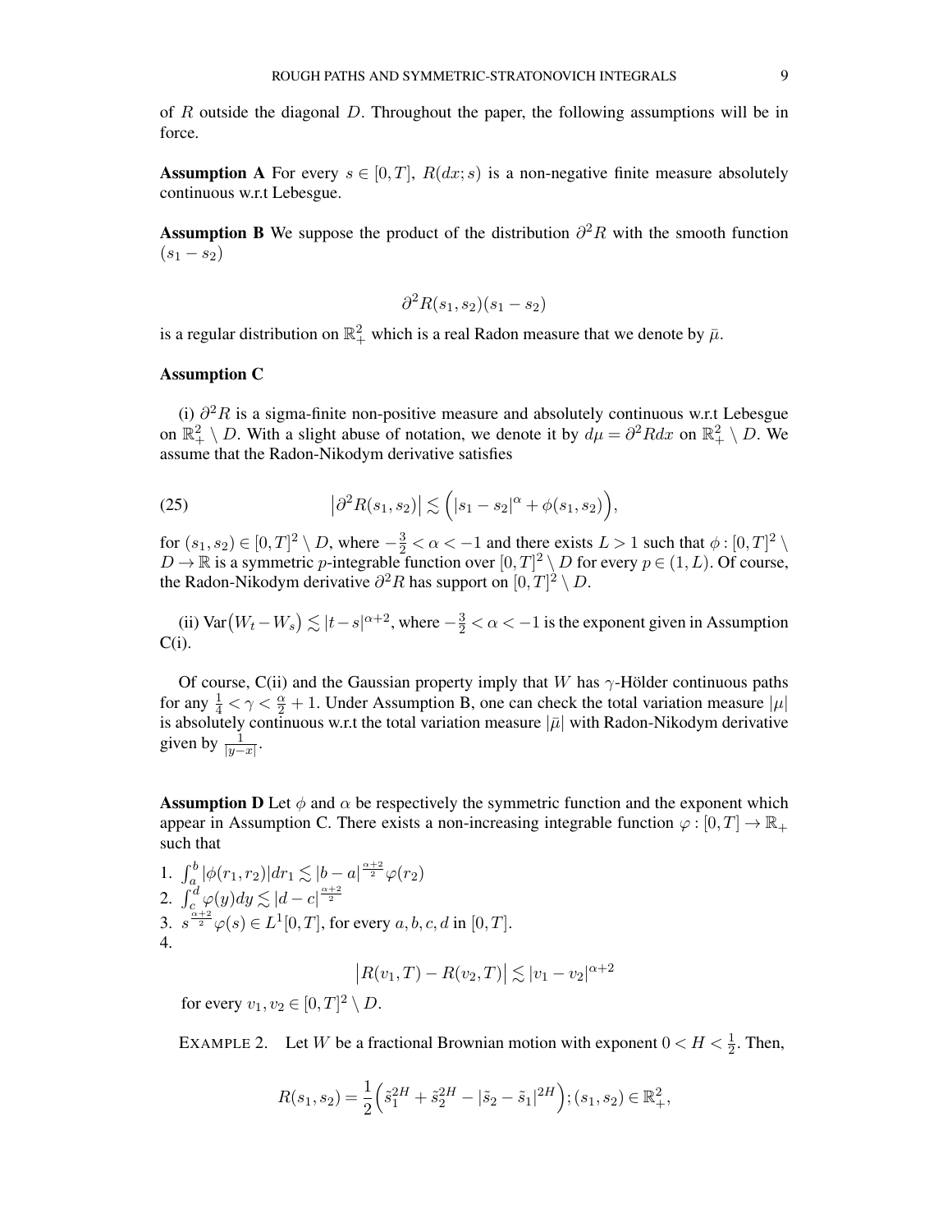of $R$ outside the diagonal $D$. Throughout the paper, the following assumptions will be in force.

**Assumption A** For every $s \in [0,T]$, $R(dx;s)$ is a non-negative finite measure absolutely continuous w.r.t Lebesgue.

**Assumption B** We suppose the product of the distribution $\partial^2 R$ with the smooth function $(s_1 - s_2)$

$$\partial^2 R(s_1,s_2)(s_1-s_2)$$

is a regular distribution on $\mathbb{R}^2_+$ which is a real Radon measure that we denote by $\bar{\mu}$.

**Assumption C**

(i) $\partial^2 R$ is a sigma-finite non-positive measure and absolutely continuous w.r.t Lebesgue on $\mathbb{R}^2_+ \setminus D$. With a slight abuse of notation, we denote it by $d\mu = \partial^2 R dx$ on $\mathbb{R}^2_+ \setminus D$. We assume that the Radon-Nikodym derivative satisfies

$$\big|\partial^2 R(s_1,s_2)\big| \lesssim \Big(|s_1-s_2|^{\alpha} + \phi(s_1,s_2)\Big), \tag{25}$$

for $(s_1,s_2)\in[0,T]^2\setminus D$, where $-\frac{3}{2}<\alpha<-1$ and there exists $L>1$ such that $\phi:[0,T]^2\setminus D \rightarrow \mathbb{R}$ is a symmetric $p$-integrable function over $[0,T]^2\setminus D$ for every $p\in(1,L)$. Of course, the Radon-Nikodym derivative $\partial^2 R$ has support on $[0,T]^2\setminus D$.

(ii) $\text{Var}\big(W_t - W_s\big) \lesssim |t-s|^{\alpha+2}$, where $-\frac{3}{2}<\alpha<-1$ is the exponent given in Assumption C(i).

Of course, C(ii) and the Gaussian property imply that $W$ has $\gamma$-Hölder continuous paths for any $\frac{1}{4}<\gamma<\frac{\alpha}{2}+1$. Under Assumption B, one can check the total variation measure $|\mu|$ is absolutely continuous w.r.t the total variation measure $|\bar{\mu}|$ with Radon-Nikodym derivative given by $\frac{1}{|y-x|}$.

**Assumption D** Let $\phi$ and $\alpha$ be respectively the symmetric function and the exponent which appear in Assumption C. There exists a non-increasing integrable function $\varphi:[0,T]\rightarrow\mathbb{R}_+$ such that

1. $\int_a^b |\phi(r_1,r_2)|dr_1 \lesssim |b-a|^{\frac{\alpha+2}{2}}\varphi(r_2)$
2. $\int_c^d \varphi(y)dy \lesssim |d-c|^{\frac{\alpha+2}{2}}$
3. $s^{\frac{\alpha+2}{2}}\varphi(s)\in L^1[0,T]$, for every $a,b,c,d$ in $[0,T]$.
4. $$\big|R(v_1,T)-R(v_2,T)\big| \lesssim |v_1-v_2|^{\alpha+2}$$

   for every $v_1,v_2\in[0,T]^2\setminus D$.

EXAMPLE 2. Let $W$ be a fractional Brownian motion with exponent $0<H<\frac{1}{2}$. Then,

$$R(s_1,s_2)=\frac{1}{2}\Big(\tilde{s}_1^{2H}+\tilde{s}_2^{2H}-|\tilde{s}_2-\tilde{s}_1|^{2H}\Big);(s_1,s_2)\in\mathbb{R}^2_+,$$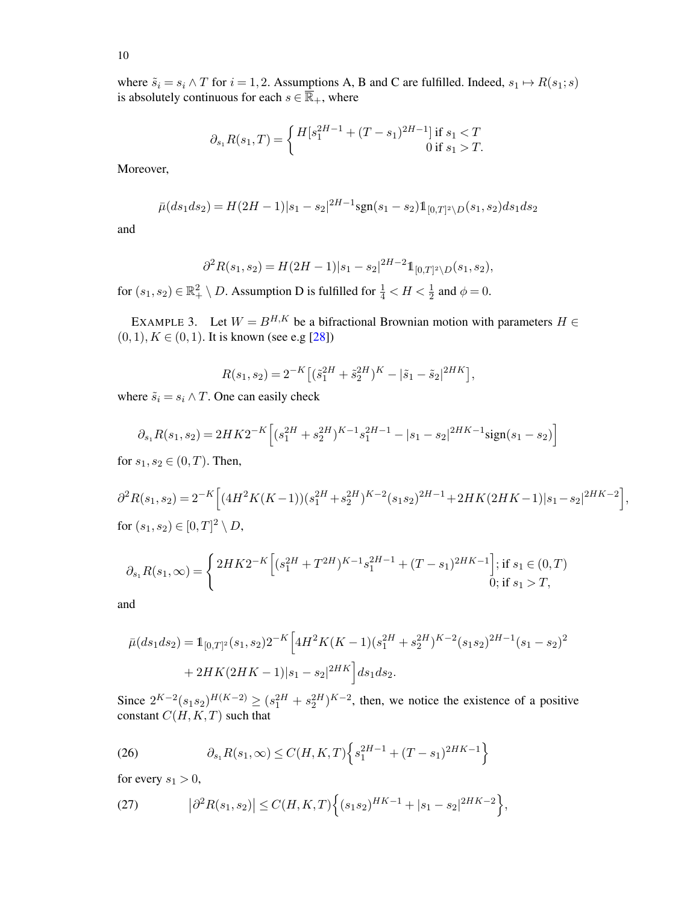where $\tilde{s}_i = s_i \wedge T$ for $i = 1, 2$. Assumptions A, B and C are fulfilled. Indeed, $s_1 \mapsto R(s_1; s)$ is absolutely continuous for each $s \in \overline{\mathbb{R}}_+$, where

$$\partial_{s_1} R(s_1, T) = \begin{cases} H[s_1^{2H-1} + (T - s_1)^{2H-1}] \text{ if } s_1 < T \\ 0 \text{ if } s_1 > T. \end{cases}$$

Moreover,

$$\bar{\mu}(ds_1 ds_2) = H(2H-1)|s_1 - s_2|^{2H-1} \text{sgn}(s_1 - s_2) 1\!\!1_{[0,T]^2 \setminus D}(s_1, s_2) ds_1 ds_2$$

and

$$\partial^2 R(s_1, s_2) = H(2H-1)|s_1 - s_2|^{2H-2} 1\!\!1_{[0,T]^2 \setminus D}(s_1, s_2),$$

for $(s_1, s_2) \in \mathbb{R}_+^2 \setminus D$. Assumption D is fulfilled for $\frac{1}{4} < H < \frac{1}{2}$ and $\phi = 0$.

EXAMPLE 3. Let $W = B^{H,K}$ be a bifractional Brownian motion with parameters $H \in (0, 1), K \in (0, 1)$. It is known (see e.g [28])

$$R(s_1, s_2) = 2^{-K} \big[ (\tilde{s}_1^{2H} + \tilde{s}_2^{2H})^K - |\tilde{s}_1 - \tilde{s}_2|^{2HK} \big],$$

where $\tilde{s}_i = s_i \wedge T$. One can easily check

$$\partial_{s_1} R(s_1, s_2) = 2HK 2^{-K} \Big[ (s_1^{2H} + s_2^{2H})^{K-1} s_1^{2H-1} - |s_1 - s_2|^{2HK-1} \text{sign}(s_1 - s_2) \Big]$$

for $s_1, s_2 \in (0, T)$. Then,

$$\partial^2 R(s_1, s_2) = 2^{-K} \Big[ (4H^2 K(K-1))(s_1^{2H} + s_2^{2H})^{K-2}(s_1 s_2)^{2H-1} + 2HK(2HK-1)|s_1 - s_2|^{2HK-2} \Big],$$

for $(s_1, s_2) \in [0, T]^2 \setminus D$,

$$\partial_{s_1} R(s_1, \infty) = \begin{cases} 2HK 2^{-K} \Big[ (s_1^{2H} + T^{2H})^{K-1} s_1^{2H-1} + (T - s_1)^{2HK-1} \Big]; \text{ if } s_1 \in (0, T) \\ 0; \text{ if } s_1 > T, \end{cases}$$

and

$$\begin{aligned} \bar{\mu}(ds_1 ds_2) = {} & 1\!\!1_{[0,T]^2}(s_1, s_2) 2^{-K} \Big[ 4H^2 K(K-1)(s_1^{2H} + s_2^{2H})^{K-2}(s_1 s_2)^{2H-1}(s_1 - s_2)^2 \\ & + 2HK(2HK-1)|s_1 - s_2|^{2HK} \Big] ds_1 ds_2. \end{aligned}$$

Since $2^{K-2}(s_1 s_2)^{H(K-2)} \geq (s_1^{2H} + s_2^{2H})^{K-2}$, then, we notice the existence of a positive constant $C(H, K, T)$ such that

$$\partial_{s_1} R(s_1, \infty) \leq C(H, K, T) \Big\{ s_1^{2H-1} + (T - s_1)^{2HK-1} \Big\} \tag{26}$$

for every $s_1 > 0$,

$$\big| \partial^2 R(s_1, s_2) \big| \leq C(H, K, T) \Big\{ (s_1 s_2)^{HK-1} + |s_1 - s_2|^{2HK-2} \Big\}, \tag{27}$$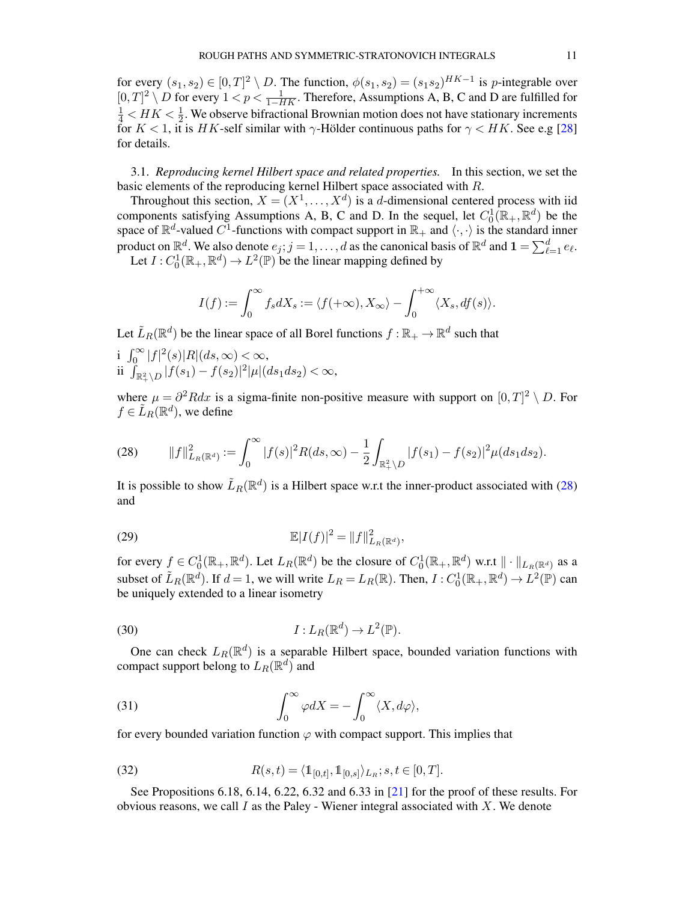for every $(s_1, s_2) \in [0,T]^2 \setminus D$. The function, $\phi(s_1, s_2) = (s_1 s_2)^{HK-1}$ is $p$-integrable over $[0,T]^2 \setminus D$ for every $1 < p < \frac{1}{1-HK}$. Therefore, Assumptions A, B, C and D are fulfilled for $\frac{1}{4} < HK < \frac{1}{2}$. We observe bifractional Brownian motion does not have stationary increments for $K < 1$, it is $HK$-self similar with $\gamma$-Hölder continuous paths for $\gamma < HK$. See e.g [28] for details.

### 3.1. *Reproducing kernel Hilbert space and related properties.*

In this section, we set the basic elements of the reproducing kernel Hilbert space associated with $R$.

Throughout this section, $X = (X^1, \ldots, X^d)$ is a $d$-dimensional centered process with iid components satisfying Assumptions A, B, C and D. In the sequel, let $C^1_0(\mathbb{R}_+, \mathbb{R}^d)$ be the space of $\mathbb{R}^d$-valued $C^1$-functions with compact support in $\mathbb{R}_+$ and $\langle \cdot, \cdot \rangle$ is the standard inner product on $\mathbb{R}^d$. We also denote $e_j; j = 1, \ldots, d$ as the canonical basis of $\mathbb{R}^d$ and $\mathbf{1} = \sum_{\ell=1}^d e_\ell$.

Let $I : C^1_0(\mathbb{R}_+, \mathbb{R}^d) \to L^2(\mathbb{P})$ be the linear mapping defined by

$$I(f) := \int_0^\infty f_s dX_s := \langle f(+\infty), X_\infty \rangle - \int_0^{+\infty} \langle X_s, df(s) \rangle.$$

Let $\tilde{L}_R(\mathbb{R}^d)$ be the linear space of all Borel functions $f : \mathbb{R}_+ \to \mathbb{R}^d$ such that

i $\int_0^\infty |f|^2(s)|R|(ds, \infty) < \infty$,
ii $\int_{\mathbb{R}^2_+ \setminus D} |f(s_1) - f(s_2)|^2 |\mu|(ds_1 ds_2) < \infty$,

where $\mu = \partial^2 R dx$ is a sigma-finite non-positive measure with support on $[0,T]^2 \setminus D$. For $f \in \tilde{L}_R(\mathbb{R}^d)$, we define

$$\|f\|^2_{L_R(\mathbb{R}^d)} := \int_0^\infty |f(s)|^2 R(ds, \infty) - \frac{1}{2} \int_{\mathbb{R}^2_+ \setminus D} |f(s_1) - f(s_2)|^2 \mu(ds_1 ds_2). \tag{28}$$

It is possible to show $\tilde{L}_R(\mathbb{R}^d)$ is a Hilbert space w.r.t the inner-product associated with (28) and

$$\mathbb{E}|I(f)|^2 = \|f\|^2_{L_R(\mathbb{R}^d)}, \tag{29}$$

for every $f \in C^1_0(\mathbb{R}_+, \mathbb{R}^d)$. Let $L_R(\mathbb{R}^d)$ be the closure of $C^1_0(\mathbb{R}_+, \mathbb{R}^d)$ w.r.t $\| \cdot \|_{L_R(\mathbb{R}^d)}$ as a subset of $\tilde{L}_R(\mathbb{R}^d)$. If $d = 1$, we will write $L_R = L_R(\mathbb{R})$. Then, $I : C^1_0(\mathbb{R}_+, \mathbb{R}^d) \to L^2(\mathbb{P})$ can be uniquely extended to a linear isometry

$$I : L_R(\mathbb{R}^d) \to L^2(\mathbb{P}). \tag{30}$$

One can check $L_R(\mathbb{R}^d)$ is a separable Hilbert space, bounded variation functions with compact support belong to $L_R(\mathbb{R}^d)$ and

$$\int_0^\infty \varphi dX = -\int_0^\infty \langle X, d\varphi \rangle, \tag{31}$$

for every bounded variation function $\varphi$ with compact support. This implies that

$$R(s,t) = \langle \mathbb{1}_{[0,t]}, \mathbb{1}_{[0,s]} \rangle_{L_R}; s, t \in [0,T]. \tag{32}$$

See Propositions 6.18, 6.14, 6.22, 6.32 and 6.33 in [21] for the proof of these results. For obvious reasons, we call $I$ as the Paley - Wiener integral associated with $X$. We denote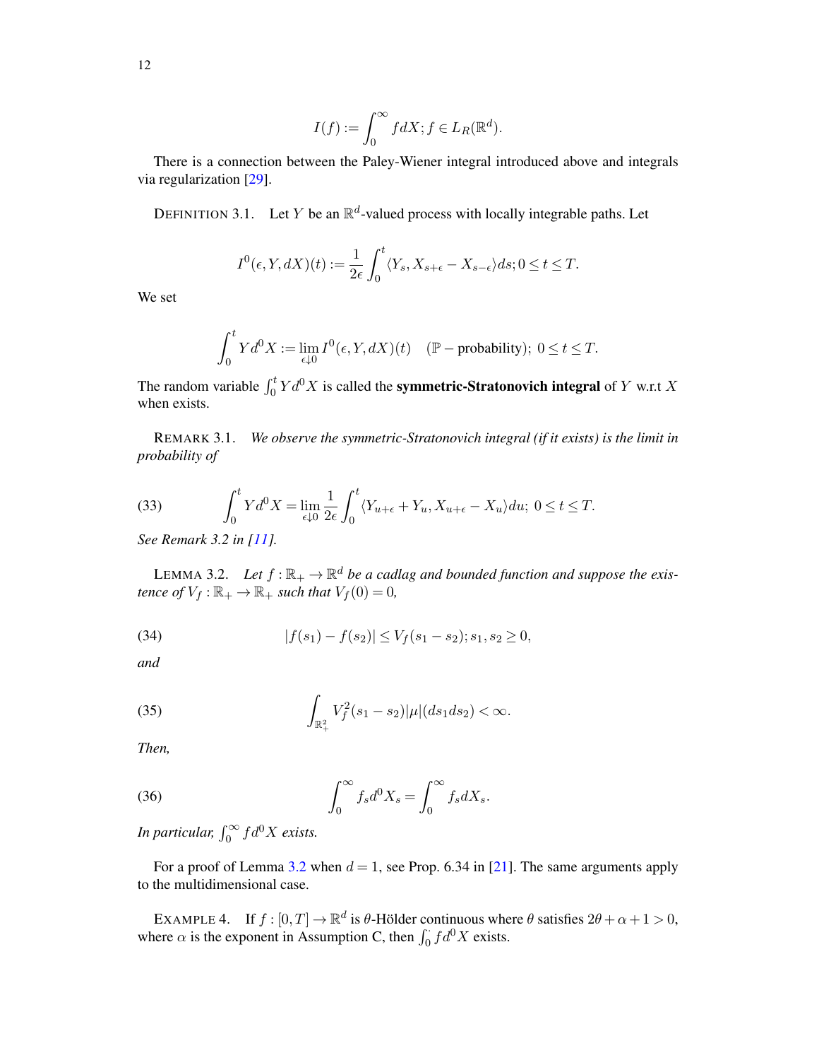$$I(f) := \int_0^\infty f dX; f \in L_R(\mathbb{R}^d).$$

There is a connection between the Paley-Wiener integral introduced above and integrals via regularization [29].

DEFINITION 3.1. Let $Y$ be an $\mathbb{R}^d$-valued process with locally integrable paths. Let

$$I^0(\epsilon, Y, dX)(t) := \frac{1}{2\epsilon}\int_0^t \langle Y_s, X_{s+\epsilon} - X_{s-\epsilon}\rangle ds; 0 \le t \le T.$$

We set

$$\int_0^t Y d^0 X := \lim_{\epsilon \downarrow 0} I^0(\epsilon, Y, dX)(t) \quad (\mathbb{P}-\text{probability});\ 0 \le t \le T.$$

The random variable $\int_0^t Y d^0 X$ is called the **symmetric-Stratonovich integral** of $Y$ w.r.t $X$ when exists.

REMARK 3.1. *We observe the symmetric-Stratonovich integral (if it exists) is the limit in probability of*

$$\int_0^t Y d^0 X = \lim_{\epsilon \downarrow 0} \frac{1}{2\epsilon}\int_0^t \langle Y_{u+\epsilon} + Y_u, X_{u+\epsilon} - X_u\rangle du;\ 0 \le t \le T. \tag{33}$$

*See Remark 3.2 in [11].*

LEMMA 3.2. *Let $f : \mathbb{R}_+ \to \mathbb{R}^d$ be a cadlag and bounded function and suppose the existence of $V_f : \mathbb{R}_+ \to \mathbb{R}_+$ such that $V_f(0) = 0$,*

$$|f(s_1) - f(s_2)| \le V_f(s_1 - s_2); s_1, s_2 \ge 0, \tag{34}$$

*and*

$$\int_{\mathbb{R}^2_+} V_f^2(s_1 - s_2)|\mu|(ds_1 ds_2) < \infty. \tag{35}$$

*Then,*

$$\int_0^\infty f_s d^0 X_s = \int_0^\infty f_s dX_s. \tag{36}$$

*In particular, $\int_0^\infty f d^0 X$ exists.*

For a proof of Lemma 3.2 when $d = 1$, see Prop. 6.34 in [21]. The same arguments apply to the multidimensional case.

EXAMPLE 4. If $f : [0, T] \to \mathbb{R}^d$ is $\theta$-Hölder continuous where $\theta$ satisfies $2\theta + \alpha + 1 > 0$, where $\alpha$ is the exponent in Assumption C, then $\int_0^\cdot f d^0 X$ exists.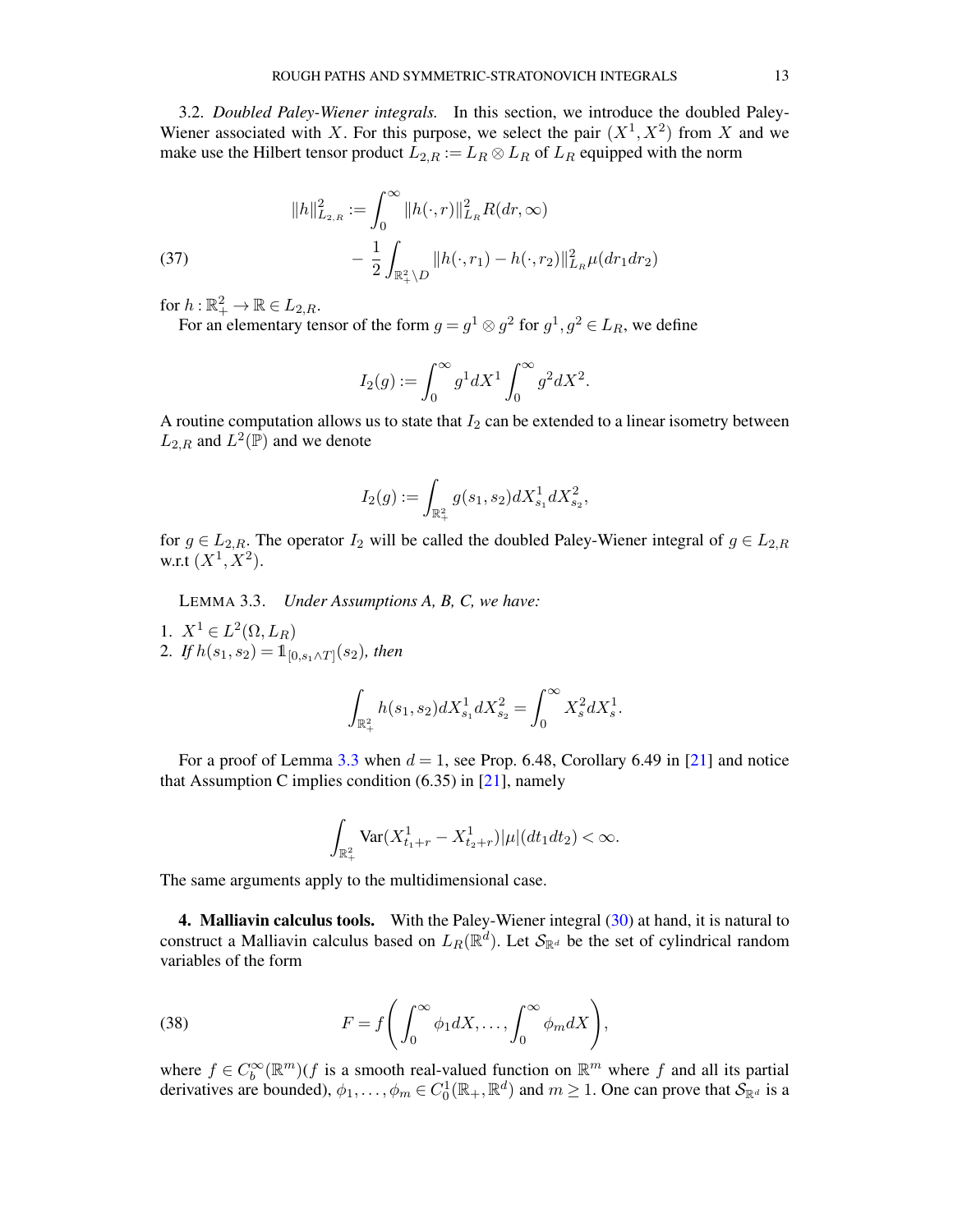3.2. *Doubled Paley-Wiener integrals.* In this section, we introduce the doubled Paley-Wiener associated with $X$. For this purpose, we select the pair $(X^1, X^2)$ from $X$ and we make use the Hilbert tensor product $L_{2,R} := L_R \otimes L_R$ of $L_R$ equipped with the norm

$$
\begin{aligned}
\|h\|^2_{L_{2,R}} := & \int_0^\infty \|h(\cdot, r)\|^2_{L_R} R(dr, \infty) \\
& - \frac{1}{2} \int_{\mathbb{R}^2_+ \setminus D} \|h(\cdot, r_1) - h(\cdot, r_2)\|^2_{L_R} \mu(dr_1 dr_2)
\end{aligned}
\tag{37}
$$

for $h : \mathbb{R}^2_+ \to \mathbb{R} \in L_{2,R}$.

For an elementary tensor of the form $g = g^1 \otimes g^2$ for $g^1, g^2 \in L_R$, we define

$$
I_2(g) := \int_0^\infty g^1 dX^1 \int_0^\infty g^2 dX^2.
$$

A routine computation allows us to state that $I_2$ can be extended to a linear isometry between $L_{2,R}$ and $L^2(\mathbb{P})$ and we denote

$$
I_2(g) := \int_{\mathbb{R}^2_+} g(s_1, s_2) dX^1_{s_1} dX^2_{s_2},
$$

for $g \in L_{2,R}$. The operator $I_2$ will be called the doubled Paley-Wiener integral of $g \in L_{2,R}$ w.r.t $(X^1, X^2)$.

LEMMA 3.3. *Under Assumptions A, B, C, we have:*

1. $X^1 \in L^2(\Omega, L_R)$
2. *If* $h(s_1, s_2) = \mathbb{1}_{[0, s_1 \wedge T]}(s_2)$, *then*

$$
\int_{\mathbb{R}^2_+} h(s_1, s_2) dX^1_{s_1} dX^2_{s_2} = \int_0^\infty X^2_s dX^1_s.
$$

For a proof of Lemma 3.3 when $d = 1$, see Prop. 6.48, Corollary 6.49 in [21] and notice that Assumption C implies condition (6.35) in [21], namely

$$
\int_{\mathbb{R}^2_+} \text{Var}(X^1_{t_1 + r} - X^1_{t_2 + r}) |\mu|(dt_1 dt_2) < \infty.
$$

The same arguments apply to the multidimensional case.

**4. Malliavin calculus tools.** With the Paley-Wiener integral (30) at hand, it is natural to construct a Malliavin calculus based on $L_R(\mathbb{R}^d)$. Let $\mathcal{S}_{\mathbb{R}^d}$ be the set of cylindrical random variables of the form

$$
F = f\left( \int_0^\infty \phi_1 dX, \ldots, \int_0^\infty \phi_m dX \right),
\tag{38}
$$

where $f \in C^\infty_b(\mathbb{R}^m)$($f$ is a smooth real-valued function on $\mathbb{R}^m$ where $f$ and all its partial derivatives are bounded), $\phi_1, \ldots, \phi_m \in C^1_0(\mathbb{R}_+, \mathbb{R}^d)$ and $m \geq 1$. One can prove that $\mathcal{S}_{\mathbb{R}^d}$ is a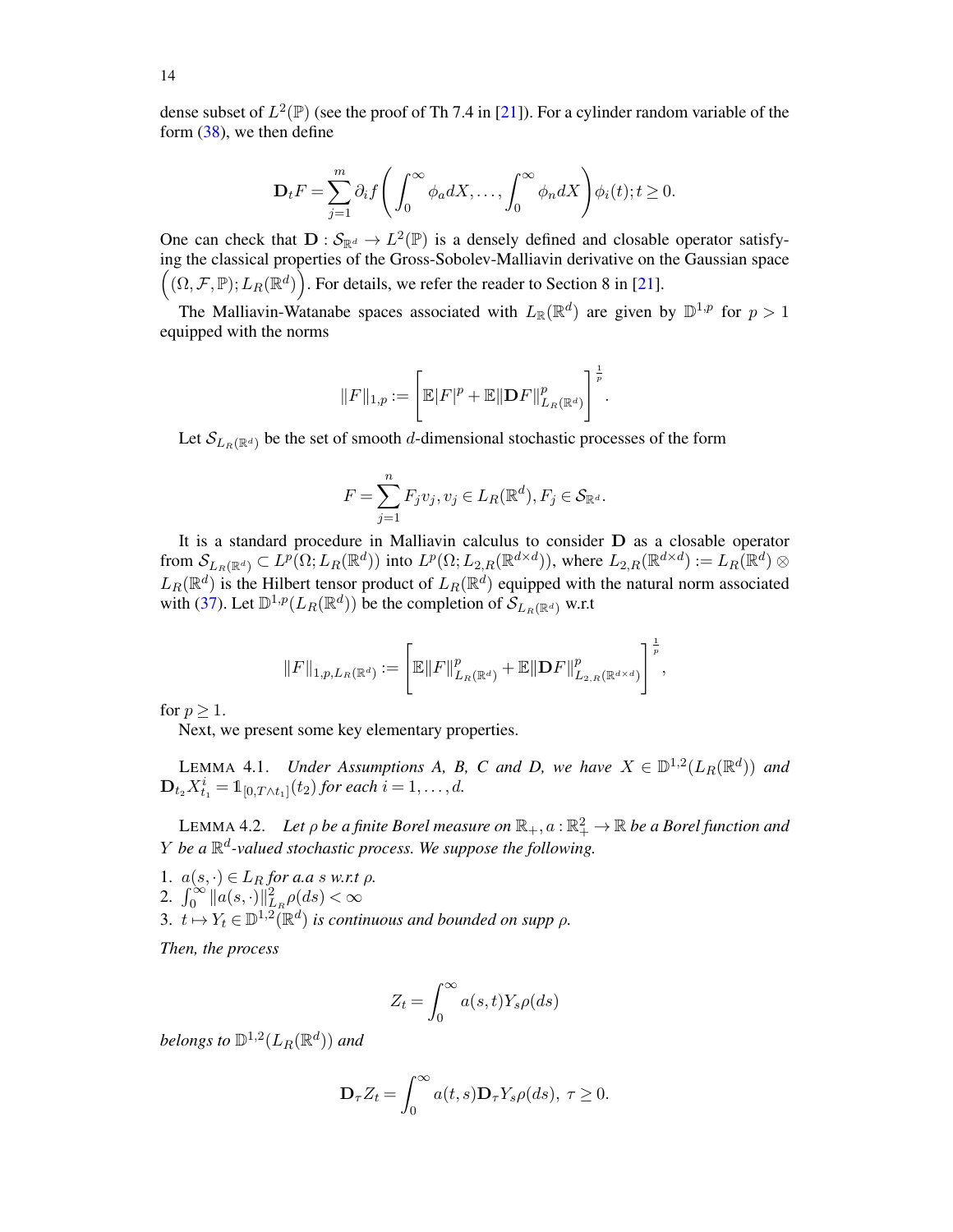dense subset of $L^2(\mathbb{P})$ (see the proof of Th 7.4 in [21]). For a cylinder random variable of the form (38), we then define

$$\mathbf{D}_t F = \sum_{j=1}^{m} \partial_i f\left(\int_0^\infty \phi_a dX, \ldots, \int_0^\infty \phi_n dX\right)\phi_i(t); t \geq 0.$$

One can check that $\mathbf{D} : \mathcal{S}_{\mathbb{R}^d} \to L^2(\mathbb{P})$ is a densely defined and closable operator satisfying the classical properties of the Gross-Sobolev-Malliavin derivative on the Gaussian space $\left((\Omega, \mathcal{F}, \mathbb{P}); L_R(\mathbb{R}^d)\right)$. For details, we refer the reader to Section 8 in [21].

The Malliavin-Watanabe spaces associated with $L_{\mathbb{R}}(\mathbb{R}^d)$ are given by $\mathbb{D}^{1,p}$ for $p > 1$ equipped with the norms

$$\|F\|_{1,p} := \left[\mathbb{E}|F|^p + \mathbb{E}\|\mathbf{D}F\|^p_{L_R(\mathbb{R}^d)}\right]^{\frac{1}{p}}.$$

Let $\mathcal{S}_{L_R(\mathbb{R}^d)}$ be the set of smooth $d$-dimensional stochastic processes of the form

$$F = \sum_{j=1}^{n} F_j v_j, v_j \in L_R(\mathbb{R}^d), F_j \in \mathcal{S}_{\mathbb{R}^d}.$$

It is a standard procedure in Malliavin calculus to consider $\mathbf{D}$ as a closable operator from $\mathcal{S}_{L_R(\mathbb{R}^d)} \subset L^p(\Omega; L_R(\mathbb{R}^d))$ into $L^p(\Omega; L_{2,R}(\mathbb{R}^{d\times d}))$, where $L_{2,R}(\mathbb{R}^{d\times d}) := L_R(\mathbb{R}^d) \otimes L_R(\mathbb{R}^d)$ is the Hilbert tensor product of $L_R(\mathbb{R}^d)$ equipped with the natural norm associated with (37). Let $\mathbb{D}^{1,p}(L_R(\mathbb{R}^d))$ be the completion of $\mathcal{S}_{L_R(\mathbb{R}^d)}$ w.r.t

$$\|F\|_{1,p,L_R(\mathbb{R}^d)} := \left[\mathbb{E}\|F\|^p_{L_R(\mathbb{R}^d)} + \mathbb{E}\|\mathbf{D}F\|^p_{L_{2,R}(\mathbb{R}^{d\times d})}\right]^{\frac{1}{p}},$$

for $p \geq 1$.

Next, we present some key elementary properties.

LEMMA 4.1. *Under Assumptions A, B, C and D, we have* $X \in \mathbb{D}^{1,2}(L_R(\mathbb{R}^d))$ *and* $\mathbf{D}_{t_2} X^i_{t_1} = \mathbb{1}_{[0,T\wedge t_1]}(t_2)$ *for each* $i = 1, \ldots, d$.

LEMMA 4.2. *Let $\rho$ be a finite Borel measure on $\mathbb{R}_+$, $a : \mathbb{R}^2_+ \to \mathbb{R}$ be a Borel function and $Y$ be a $\mathbb{R}^d$-valued stochastic process. We suppose the following.*

1. $a(s, \cdot) \in L_R$ *for a.a s w.r.t* $\rho$.
2. $\int_0^\infty \|a(s, \cdot)\|^2_{L_R}\rho(ds) < \infty$
3. $t \mapsto Y_t \in \mathbb{D}^{1,2}(\mathbb{R}^d)$ *is continuous and bounded on supp* $\rho$.

*Then, the process*

$$Z_t = \int_0^\infty a(s,t) Y_s \rho(ds)$$

*belongs to* $\mathbb{D}^{1,2}(L_R(\mathbb{R}^d))$ *and*

$$\mathbf{D}_\tau Z_t = \int_0^\infty a(t,s)\mathbf{D}_\tau Y_s \rho(ds),\ \tau \geq 0.$$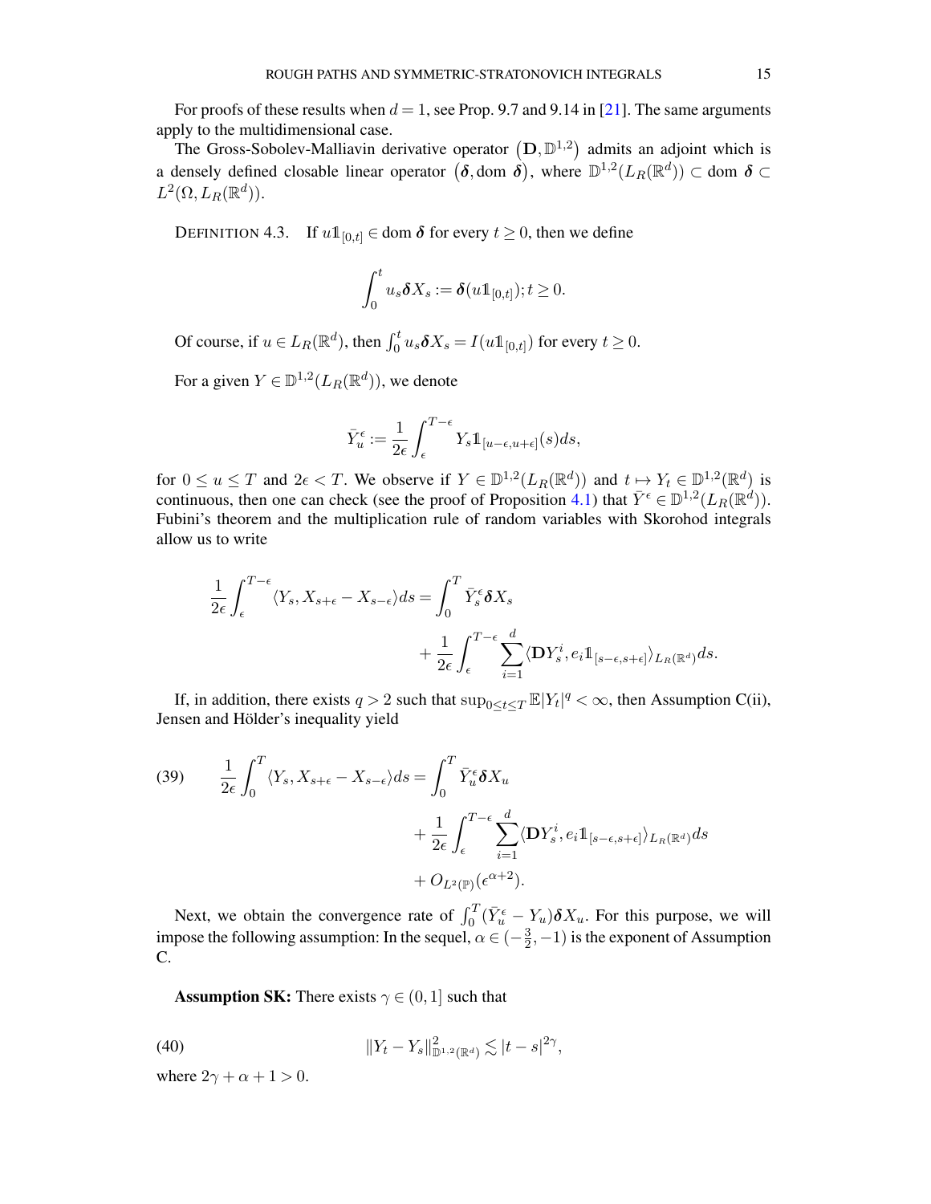For proofs of these results when $d=1$, see Prop. 9.7 and 9.14 in [21]. The same arguments apply to the multidimensional case.

The Gross-Sobolev-Malliavin derivative operator $\left(\mathbf{D}, \mathbb{D}^{1,2}\right)$ admits an adjoint which is a densely defined closable linear operator $\left(\boldsymbol{\delta}, \text{dom } \boldsymbol{\delta}\right)$, where $\mathbb{D}^{1,2}(L_R(\mathbb{R}^d)) \subset \text{dom } \boldsymbol{\delta} \subset L^2(\Omega, L_R(\mathbb{R}^d))$.

DEFINITION 4.3. If $u\mathbb{1}_{[0,t]} \in \text{dom } \boldsymbol{\delta}$ for every $t \geq 0$, then we define

$$\int_0^t u_s \boldsymbol{\delta} X_s := \boldsymbol{\delta}(u\mathbb{1}_{[0,t]}); t \geq 0.$$

Of course, if $u \in L_R(\mathbb{R}^d)$, then $\int_0^t u_s \boldsymbol{\delta} X_s = I(u\mathbb{1}_{[0,t]})$ for every $t \geq 0$.

For a given $Y \in \mathbb{D}^{1,2}(L_R(\mathbb{R}^d))$, we denote

$$\bar{Y}_u^\epsilon := \frac{1}{2\epsilon}\int_\epsilon^{T-\epsilon} Y_s \mathbb{1}_{[u-\epsilon,u+\epsilon]}(s)ds,$$

for $0 \leq u \leq T$ and $2\epsilon < T$. We observe if $Y \in \mathbb{D}^{1,2}(L_R(\mathbb{R}^d))$ and $t \mapsto Y_t \in \mathbb{D}^{1,2}(\mathbb{R}^d)$ is continuous, then one can check (see the proof of Proposition 4.1) that $\bar{Y}^\epsilon \in \mathbb{D}^{1,2}(L_R(\mathbb{R}^d))$. Fubini's theorem and the multiplication rule of random variables with Skorohod integrals allow us to write

$$\begin{aligned}
\frac{1}{2\epsilon}\int_\epsilon^{T-\epsilon} \langle Y_s, X_{s+\epsilon} - X_{s-\epsilon}\rangle ds &= \int_0^T \bar{Y}_s^\epsilon \boldsymbol{\delta} X_s \\
&\quad + \frac{1}{2\epsilon}\int_\epsilon^{T-\epsilon}\sum_{i=1}^d \langle \mathbf{D}Y_s^i, e_i \mathbb{1}_{[s-\epsilon,s+\epsilon]}\rangle_{L_R(\mathbb{R}^d)} ds.
\end{aligned}$$

If, in addition, there exists $q > 2$ such that $\sup_{0\leq t\leq T}\mathbb{E}|Y_t|^q < \infty$, then Assumption C(ii), Jensen and Hölder's inequality yield

$$\begin{aligned}
\frac{1}{2\epsilon}\int_0^{T} \langle Y_s, X_{s+\epsilon} - X_{s-\epsilon}\rangle ds &= \int_0^T \bar{Y}_u^\epsilon \boldsymbol{\delta} X_u \\
&\quad + \frac{1}{2\epsilon}\int_\epsilon^{T-\epsilon}\sum_{i=1}^d \langle \mathbf{D}Y_s^i, e_i \mathbb{1}_{[s-\epsilon,s+\epsilon]}\rangle_{L_R(\mathbb{R}^d)} ds \\
&\quad + O_{L^2(\mathbb{P})}(\epsilon^{\alpha+2}).
\end{aligned} \tag{39}$$

Next, we obtain the convergence rate of $\int_0^T(\bar{Y}_u^\epsilon - Y_u)\boldsymbol{\delta} X_u$. For this purpose, we will impose the following assumption: In the sequel, $\alpha \in (-\frac{3}{2}, -1)$ is the exponent of Assumption C.

**Assumption SK:** There exists $\gamma \in (0,1]$ such that

$$\|Y_t - Y_s\|^2_{\mathbb{D}^{1,2}(\mathbb{R}^d)} \lesssim |t-s|^{2\gamma}, \tag{40}$$

where $2\gamma + \alpha + 1 > 0$.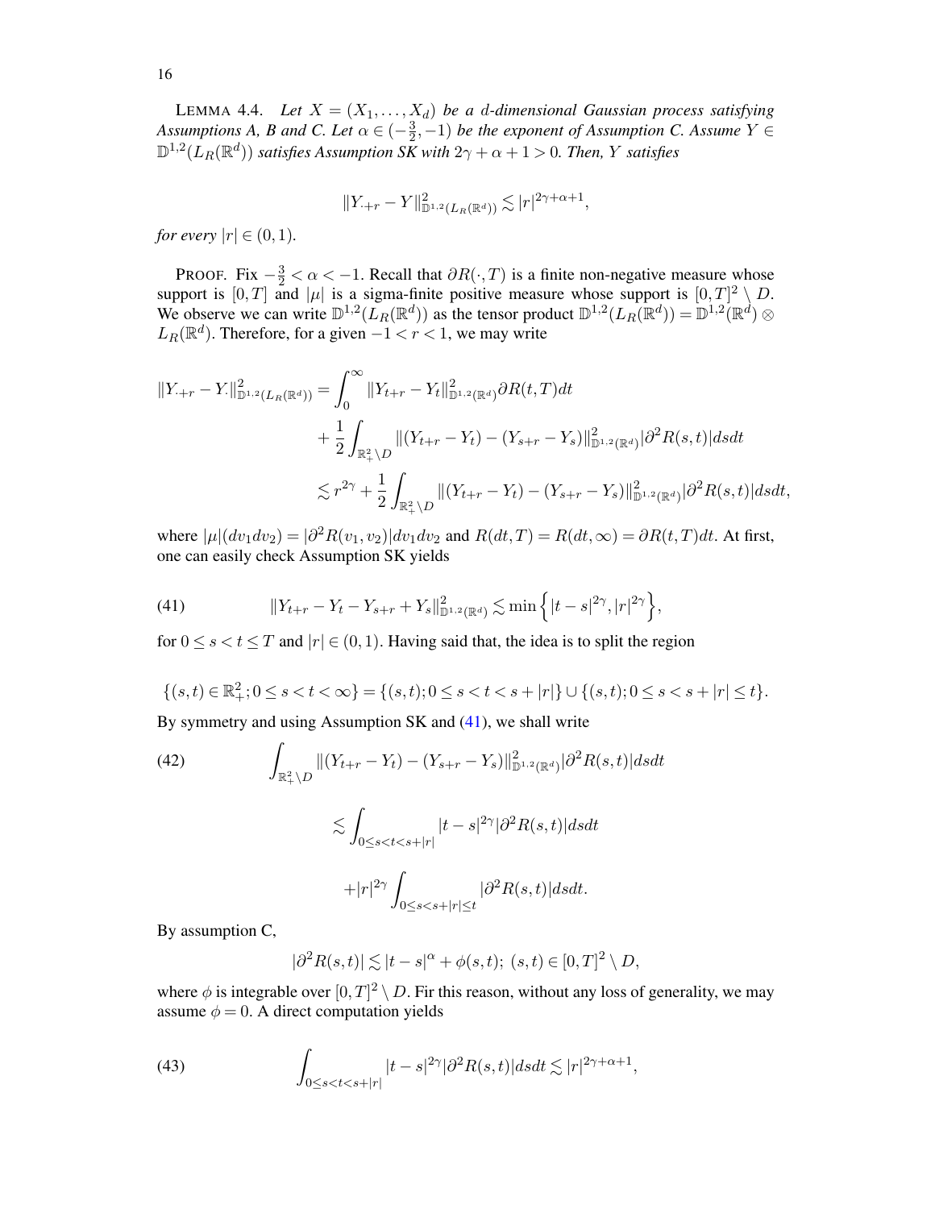LEMMA 4.4. *Let $X = (X_1, \ldots, X_d)$ be a $d$-dimensional Gaussian process satisfying Assumptions A, B and C. Let $\alpha \in (-\frac{3}{2}, -1)$ be the exponent of Assumption C. Assume $Y \in \mathbb{D}^{1,2}(L_R(\mathbb{R}^d))$ satisfies Assumption SK with $2\gamma + \alpha + 1 > 0$. Then, $Y$ satisfies*

$$\|Y_{\cdot+r} - Y\|^2_{\mathbb{D}^{1,2}(L_R(\mathbb{R}^d))} \lesssim |r|^{2\gamma+\alpha+1},$$

*for every $|r| \in (0,1)$.*

PROOF. Fix $-\frac{3}{2} < \alpha < -1$. Recall that $\partial R(\cdot, T)$ is a finite non-negative measure whose support is $[0,T]$ and $|\mu|$ is a sigma-finite positive measure whose support is $[0,T]^2 \setminus D$. We observe we can write $\mathbb{D}^{1,2}(L_R(\mathbb{R}^d))$ as the tensor product $\mathbb{D}^{1,2}(L_R(\mathbb{R}^d)) = \mathbb{D}^{1,2}(\mathbb{R}^d) \otimes L_R(\mathbb{R}^d)$. Therefore, for a given $-1 < r < 1$, we may write

$$\begin{aligned}
\|Y_{\cdot+r} - Y_\cdot\|^2_{\mathbb{D}^{1,2}(L_R(\mathbb{R}^d))} &= \int_0^\infty \|Y_{t+r} - Y_t\|^2_{\mathbb{D}^{1,2}(\mathbb{R}^d)} \partial R(t,T) dt \\
&\quad + \frac{1}{2} \int_{\mathbb{R}^2_+ \setminus D} \|(Y_{t+r} - Y_t) - (Y_{s+r} - Y_s)\|^2_{\mathbb{D}^{1,2}(\mathbb{R}^d)} |\partial^2 R(s,t)| ds dt \\
&\lesssim r^{2\gamma} + \frac{1}{2} \int_{\mathbb{R}^2_+ \setminus D} \|(Y_{t+r} - Y_t) - (Y_{s+r} - Y_s)\|^2_{\mathbb{D}^{1,2}(\mathbb{R}^d)} |\partial^2 R(s,t)| ds dt,
\end{aligned}$$

where $|\mu|(dv_1 dv_2) = |\partial^2 R(v_1, v_2)| dv_1 dv_2$ and $R(dt, T) = R(dt, \infty) = \partial R(t,T) dt$. At first, one can easily check Assumption SK yields

$$\|Y_{t+r} - Y_t - Y_{s+r} + Y_s\|^2_{\mathbb{D}^{1,2}(\mathbb{R}^d)} \lesssim \min\Big\{|t-s|^{2\gamma}, |r|^{2\gamma}\Big\}, \tag{41}$$

for $0 \le s < t \le T$ and $|r| \in (0,1)$. Having said that, the idea is to split the region

$$\{(s,t) \in \mathbb{R}^2_+; 0 \le s < t < \infty\} = \{(s,t); 0 \le s < t < s + |r|\} \cup \{(s,t); 0 \le s < s + |r| \le t\}.$$

By symmetry and using Assumption SK and (41), we shall write

$$\begin{aligned}
&\int_{\mathbb{R}^2_+ \setminus D} \|(Y_{t+r} - Y_t) - (Y_{s+r} - Y_s)\|^2_{\mathbb{D}^{1,2}(\mathbb{R}^d)} |\partial^2 R(s,t)| ds dt \\
&\lesssim \int_{0 \le s < t < s+|r|} |t-s|^{2\gamma} |\partial^2 R(s,t)| ds dt \\
&\quad + |r|^{2\gamma} \int_{0 \le s < s+|r| \le t} |\partial^2 R(s,t)| ds dt.
\end{aligned} \tag{42}$$

By assumption C,

$$|\partial^2 R(s,t)| \lesssim |t-s|^\alpha + \phi(s,t);\ (s,t) \in [0,T]^2 \setminus D,$$

where $\phi$ is integrable over $[0,T]^2 \setminus D$. Fir this reason, without any loss of generality, we may assume $\phi = 0$. A direct computation yields

$$\int_{0 \le s < t < s+|r|} |t-s|^{2\gamma} |\partial^2 R(s,t)| ds dt \lesssim |r|^{2\gamma+\alpha+1}, \tag{43}$$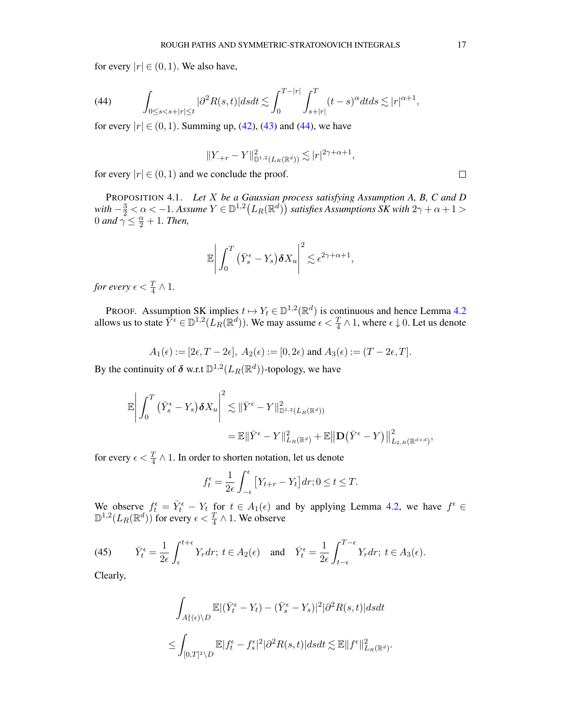for every $|r| \in (0,1)$. We also have,

$$
\int_{0 \le s < s+|r| \le t} |\partial^2 R(s,t)| ds dt \lesssim \int_0^{T-|r|} \int_{s+|r|}^T (t-s)^\alpha dt ds \lesssim |r|^{\alpha+1}, \tag{44}
$$

for every $|r| \in (0,1)$. Summing up, (42), (43) and (44), we have

$$
\|Y_{\cdot+r} - Y\|^2_{\mathbb{D}^{1,2}(L_R(\mathbb{R}^d))} \lesssim |r|^{2\gamma+\alpha+1},
$$

for every $|r| \in (0,1)$ and we conclude the proof. □

PROPOSITION 4.1. *Let $X$ be a Gaussian process satisfying Assumption A, B, C and D with $-\frac{3}{2} < \alpha < -1$. Assume $Y \in \mathbb{D}^{1,2}\big(L_R(\mathbb{R}^d)\big)$ satisfies Assumptions SK with $2\gamma + \alpha + 1 > 0$ and $\gamma \le \frac{\alpha}{2} + 1$. Then,*

$$
\mathbb{E}\bigg| \int_0^T \big(\bar{Y}^\epsilon_s - Y_s\big) \boldsymbol{\delta} X_u \bigg|^2 \lesssim \epsilon^{2\gamma+\alpha+1},
$$

*for every $\epsilon < \frac{T}{4} \wedge 1$.*

PROOF. Assumption SK implies $t \mapsto Y_t \in \mathbb{D}^{1,2}(\mathbb{R}^d)$ is continuous and hence Lemma 4.2 allows us to state $\bar{Y}^\epsilon \in \mathbb{D}^{1,2}(L_R(\mathbb{R}^d))$. We may assume $\epsilon < \frac{T}{4} \wedge 1$, where $\epsilon \downarrow 0$. Let us denote

$$
A_1(\epsilon) := [2\epsilon, T - 2\epsilon],\ A_2(\epsilon) := [0, 2\epsilon) \text{ and } A_3(\epsilon) := (T - 2\epsilon, T].
$$

By the continuity of $\boldsymbol{\delta}$ w.r.t $\mathbb{D}^{1,2}(L_R(\mathbb{R}^d))$-topology, we have

$$
\begin{aligned}
\mathbb{E}\bigg| \int_0^T \big(\bar{Y}^\epsilon_s - Y_s\big) \boldsymbol{\delta} X_u \bigg|^2 &\lesssim \|\bar{Y}^\epsilon - Y\|^2_{\mathbb{D}^{1,2}(L_R(\mathbb{R}^d))} \\
&= \mathbb{E}\|\bar{Y}^\epsilon - Y\|^2_{L_R(\mathbb{R}^d)} + \mathbb{E}\big\|\mathbf{D}\big(\bar{Y}^\epsilon - Y\big)\big\|^2_{L_{2,R}(\mathbb{R}^{d\times d})},
\end{aligned}
$$

for every $\epsilon < \frac{T}{4} \wedge 1$. In order to shorten notation, let us denote

$$
f^\epsilon_t = \frac{1}{2\epsilon} \int_{-\epsilon}^{\epsilon} \big[Y_{t+r} - Y_t\big] dr; 0 \le t \le T.
$$

We observe $f^\epsilon_t = \bar{Y}^\epsilon_t - Y_t$ for $t \in A_1(\epsilon)$ and by applying Lemma 4.2, we have $f^\epsilon \in \mathbb{D}^{1,2}(L_R(\mathbb{R}^d))$ for every $\epsilon < \frac{T}{4} \wedge 1$. We observe

$$
\bar{Y}^\epsilon_t = \frac{1}{2\epsilon} \int_\epsilon^{t+\epsilon} Y_r dr;\ t \in A_2(\epsilon) \quad \text{and} \quad \bar{Y}^\epsilon_t = \frac{1}{2\epsilon} \int_{t-\epsilon}^{T-\epsilon} Y_r dr;\ t \in A_3(\epsilon). \tag{45}
$$

Clearly,

$$
\begin{aligned}
&\int_{A_1^2(\epsilon)\setminus D} \mathbb{E}|(\bar{Y}^\epsilon_t - Y_t) - (\bar{Y}^\epsilon_s - Y_s)|^2 |\partial^2 R(s,t)| ds dt \\
&\le \int_{[0,T]^2\setminus D} \mathbb{E}|f^\epsilon_t - f^\epsilon_s|^2 |\partial^2 R(s,t)| ds dt \lesssim \mathbb{E}\|f^\epsilon\|^2_{L_R(\mathbb{R}^d)}.
\end{aligned}
$$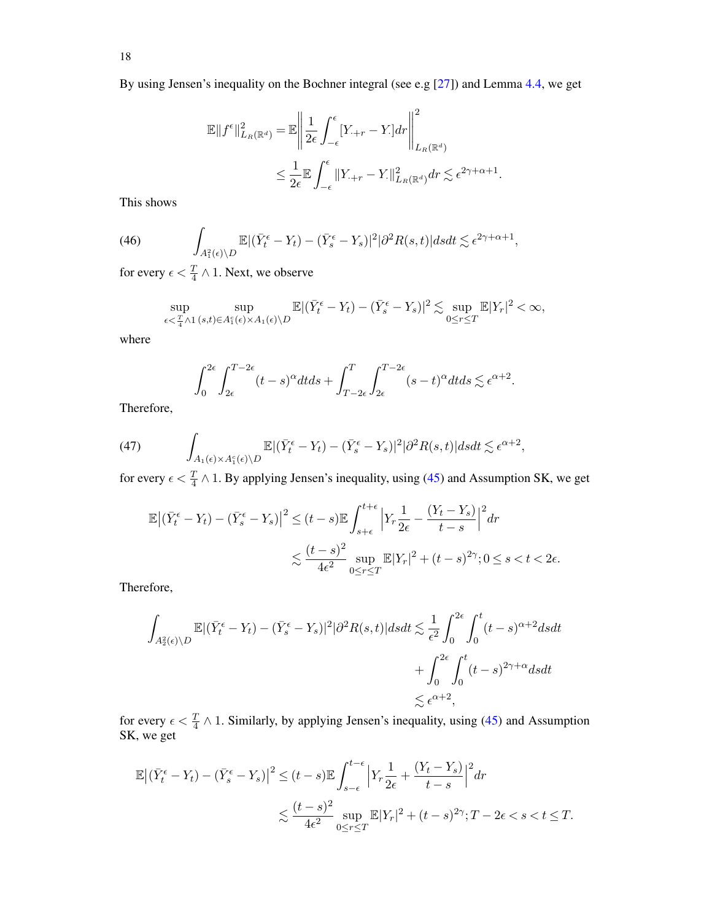By using Jensen's inequality on the Bochner integral (see e.g [27]) and Lemma 4.4, we get

$$
\begin{aligned}
\mathbb{E}\|f^\epsilon\|^2_{L_R(\mathbb{R}^d)} &= \mathbb{E}\left\|\frac{1}{2\epsilon}\int_{-\epsilon}^{\epsilon}[Y_{\cdot+r} - Y_\cdot]dr\right\|^2_{L_R(\mathbb{R}^d)} \\
&\leq \frac{1}{2\epsilon}\mathbb{E}\int_{-\epsilon}^{\epsilon}\|Y_{\cdot+r} - Y_\cdot\|^2_{L_R(\mathbb{R}^d)}dr \lesssim \epsilon^{2\gamma+\alpha+1}.
\end{aligned}
$$

This shows

$$
\int_{A_1^2(\epsilon)\setminus D}\mathbb{E}|(\bar{Y}^\epsilon_t - Y_t) - (\bar{Y}^\epsilon_s - Y_s)|^2|\partial^2 R(s,t)|dsdt \lesssim \epsilon^{2\gamma+\alpha+1}, \tag{46}
$$

for every $\epsilon < \frac{T}{4}\wedge 1$. Next, we observe

$$
\sup_{\epsilon<\frac{T}{4}\wedge 1}\sup_{(s,t)\in A_1^c(\epsilon)\times A_1(\epsilon)\setminus D}\mathbb{E}|(\bar{Y}^\epsilon_t - Y_t) - (\bar{Y}^\epsilon_s - Y_s)|^2 \lesssim \sup_{0\leq r\leq T}\mathbb{E}|Y_r|^2 < \infty,
$$

where

$$
\int_0^{2\epsilon}\int_{2\epsilon}^{T-2\epsilon}(t-s)^\alpha dtds + \int_{T-2\epsilon}^{T}\int_{2\epsilon}^{T-2\epsilon}(s-t)^\alpha dtds \lesssim \epsilon^{\alpha+2}.
$$

Therefore,

$$
\int_{A_1(\epsilon)\times A_1^c(\epsilon)\setminus D}\mathbb{E}|(\bar{Y}^\epsilon_t - Y_t) - (\bar{Y}^\epsilon_s - Y_s)|^2|\partial^2 R(s,t)|dsdt \lesssim \epsilon^{\alpha+2}, \tag{47}
$$

for every $\epsilon < \frac{T}{4}\wedge 1$. By applying Jensen's inequality, using (45) and Assumption SK, we get

$$
\begin{aligned}
\mathbb{E}\big|(\bar{Y}^\epsilon_t - Y_t) - (\bar{Y}^\epsilon_s - Y_s)\big|^2 &\leq (t-s)\mathbb{E}\int_{s+\epsilon}^{t+\epsilon}\Big|Y_r\frac{1}{2\epsilon} - \frac{(Y_t - Y_s)}{t-s}\Big|^2 dr \\
&\lesssim \frac{(t-s)^2}{4\epsilon^2}\sup_{0\leq r\leq T}\mathbb{E}|Y_r|^2 + (t-s)^{2\gamma}; 0\leq s<t<2\epsilon.
\end{aligned}
$$

Therefore,

$$
\begin{aligned}
\int_{A_2^2(\epsilon)\setminus D}\mathbb{E}|(\bar{Y}^\epsilon_t - Y_t) - (\bar{Y}^\epsilon_s - Y_s)|^2|\partial^2 R(s,t)|dsdt &\lesssim \frac{1}{\epsilon^2}\int_0^{2\epsilon}\int_0^t (t-s)^{\alpha+2}dsdt \\
&\quad + \int_0^{2\epsilon}\int_0^t (t-s)^{2\gamma+\alpha}dsdt \\
&\lesssim \epsilon^{\alpha+2},
\end{aligned}
$$

for every $\epsilon < \frac{T}{4}\wedge 1$. Similarly, by applying Jensen's inequality, using (45) and Assumption SK, we get

$$
\begin{aligned}
\mathbb{E}\big|(\bar{Y}^\epsilon_t - Y_t) - (\bar{Y}^\epsilon_s - Y_s)\big|^2 &\leq (t-s)\mathbb{E}\int_{s-\epsilon}^{t-\epsilon}\Big|Y_r\frac{1}{2\epsilon} + \frac{(Y_t - Y_s)}{t-s}\Big|^2 dr \\
&\lesssim \frac{(t-s)^2}{4\epsilon^2}\sup_{0\leq r\leq T}\mathbb{E}|Y_r|^2 + (t-s)^{2\gamma}; T-2\epsilon<s<t\leq T.
\end{aligned}
$$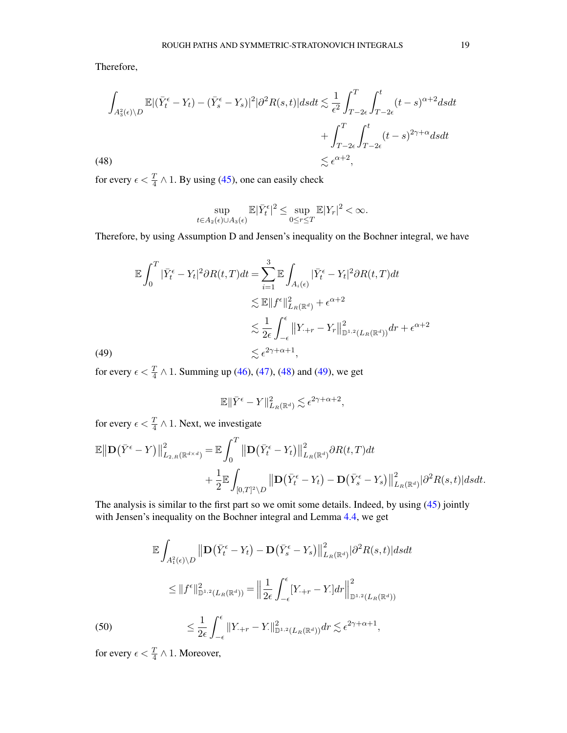Therefore,

$$
\begin{aligned}
\int_{A_3^2(\epsilon)\setminus D} \mathbb{E}|(\bar{Y}_t^\epsilon - Y_t) - (\bar{Y}_s^\epsilon - Y_s)|^2 |\partial^2 R(s,t)| ds dt &\lesssim \frac{1}{\epsilon^2}\int_{T-2\epsilon}^T \int_{T-2\epsilon}^t (t-s)^{\alpha+2} ds dt \\
&\quad + \int_{T-2\epsilon}^T \int_{T-2\epsilon}^t (t-s)^{2\gamma+\alpha} ds dt \\
&\lesssim \epsilon^{\alpha+2}, \qquad (48)
\end{aligned}
$$

for every $\epsilon < \frac{T}{4} \wedge 1$. By using (45), one can easily check

$$
\sup_{t \in A_2(\epsilon)\cup A_3(\epsilon)} \mathbb{E}|\bar{Y}_t^\epsilon|^2 \le \sup_{0\le r\le T} \mathbb{E}|Y_r|^2 < \infty.
$$

Therefore, by using Assumption D and Jensen's inequality on the Bochner integral, we have

$$
\begin{aligned}
\mathbb{E}\int_0^T |\bar{Y}_t^\epsilon - Y_t|^2 \partial R(t,T) dt &= \sum_{i=1}^3 \mathbb{E}\int_{A_i(\epsilon)} |\bar{Y}_t^\epsilon - Y_t|^2 \partial R(t,T) dt \\
&\lesssim \mathbb{E}\|f^\epsilon\|^2_{L_R(\mathbb{R}^d)} + \epsilon^{\alpha+2} \\
&\lesssim \frac{1}{2\epsilon}\int_{-\epsilon}^{\epsilon} \big\|Y_{\cdot+r} - Y_r\big\|^2_{\mathbb{D}^{1,2}(L_R(\mathbb{R}^d))} dr + \epsilon^{\alpha+2} \\
&\lesssim \epsilon^{2\gamma+\alpha+1}, \qquad (49)
\end{aligned}
$$

for every $\epsilon < \frac{T}{4} \wedge 1$. Summing up (46), (47), (48) and (49), we get

$$
\mathbb{E}\|\bar{Y}^\epsilon - Y\|^2_{L_R(\mathbb{R}^d)} \lesssim \epsilon^{2\gamma+\alpha+2},
$$

for every $\epsilon < \frac{T}{4} \wedge 1$. Next, we investigate

$$
\begin{aligned}
\mathbb{E}\big\|\mathbf{D}\big(\bar{Y}^\epsilon - Y\big)\big\|^2_{L_{2,R}(\mathbb{R}^{d\times d})} &= \mathbb{E}\int_0^T \big\|\mathbf{D}\big(\bar{Y}_t^\epsilon - Y_t\big)\big\|^2_{L_R(\mathbb{R}^d)} \partial R(t,T) dt \\
&\quad + \frac{1}{2}\mathbb{E}\int_{[0,T]^2\setminus D} \big\|\mathbf{D}\big(\bar{Y}_t^\epsilon - Y_t\big) - \mathbf{D}\big(\bar{Y}_s^\epsilon - Y_s\big)\big\|^2_{L_R(\mathbb{R}^d)} |\partial^2 R(s,t)| ds dt.
\end{aligned}
$$

The analysis is similar to the first part so we omit some details. Indeed, by using (45) jointly with Jensen's inequality on the Bochner integral and Lemma 4.4, we get

$$
\begin{aligned}
&\mathbb{E}\int_{A_1^2(\epsilon)\setminus D} \big\|\mathbf{D}\big(\bar{Y}_t^\epsilon - Y_t\big) - \mathbf{D}\big(\bar{Y}_s^\epsilon - Y_s\big)\big\|^2_{L_R(\mathbb{R}^d)} |\partial^2 R(s,t)| ds dt \\
&\le \|f^\epsilon\|^2_{\mathbb{D}^{1,2}(L_R(\mathbb{R}^d))} = \Big\|\frac{1}{2\epsilon}\int_{-\epsilon}^{\epsilon} [Y_{\cdot+r} - Y_\cdot] dr\Big\|^2_{\mathbb{D}^{1,2}(L_R(\mathbb{R}^d))} \\
&\le \frac{1}{2\epsilon}\int_{-\epsilon}^{\epsilon} \|Y_{\cdot+r} - Y_\cdot\|^2_{\mathbb{D}^{1,2}(L_R(\mathbb{R}^d))} dr \lesssim \epsilon^{2\gamma+\alpha+1}, \qquad (50)
\end{aligned}
$$

for every $\epsilon < \frac{T}{4} \wedge 1$. Moreover,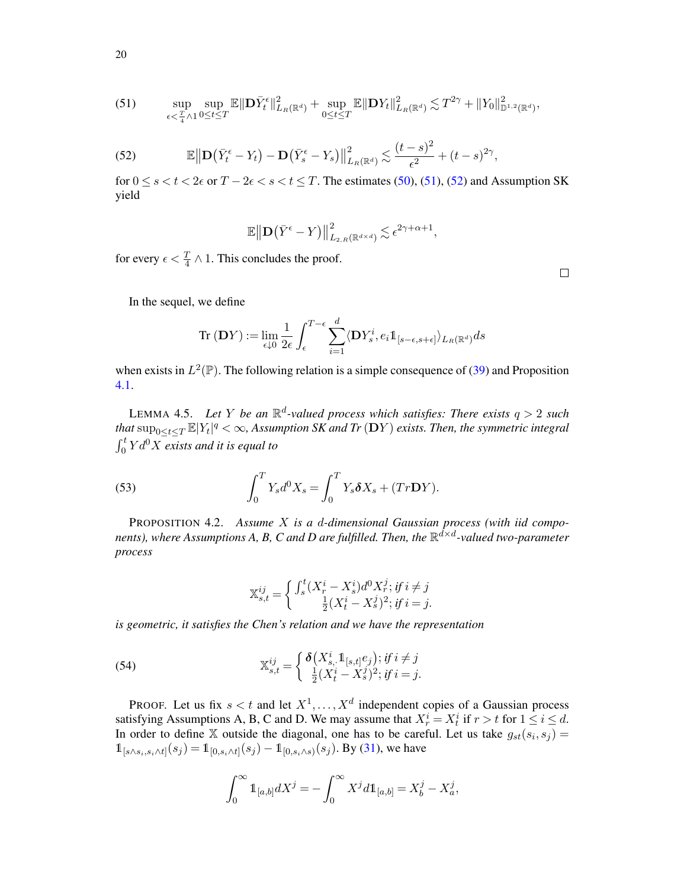$$\sup_{\epsilon < \frac{T}{4} \wedge 1} \sup_{0 \le t \le T} \mathbb{E}\|\mathbf{D}\bar{Y}^{\epsilon}_t\|^2_{L_R(\mathbb{R}^d)} + \sup_{0 \le t \le T} \mathbb{E}\|\mathbf{D}Y_t\|^2_{L_R(\mathbb{R}^d)} \lesssim T^{2\gamma} + \|Y_0\|^2_{\mathbb{D}^{1,2}(\mathbb{R}^d)}, \tag{51}$$

$$\mathbb{E}\big\|\mathbf{D}\big(\bar{Y}^{\epsilon}_t - Y_t\big) - \mathbf{D}\big(\bar{Y}^{\epsilon}_s - Y_s\big)\big\|^2_{L_R(\mathbb{R}^d)} \lesssim \frac{(t-s)^2}{\epsilon^2} + (t-s)^{2\gamma}, \tag{52}$$

for $0 \le s < t < 2\epsilon$ or $T - 2\epsilon < s < t \le T$. The estimates (50), (51), (52) and Assumption SK yield

$$\mathbb{E}\big\|\mathbf{D}\big(\bar{Y}^{\epsilon} - Y\big)\big\|^2_{L_{2,R}(\mathbb{R}^{d\times d})} \lesssim \epsilon^{2\gamma+\alpha+1},$$

for every $\epsilon < \frac{T}{4} \wedge 1$. This concludes the proof. $\square$

In the sequel, we define

$$\text{Tr}\,(\mathbf{D}Y) := \lim_{\epsilon \downarrow 0} \frac{1}{2\epsilon} \int_{\epsilon}^{T-\epsilon} \sum_{i=1}^{d} \langle \mathbf{D}Y^i_s, e_i \mathbb{1}_{[s-\epsilon, s+\epsilon]} \rangle_{L_R(\mathbb{R}^d)} ds$$

when exists in $L^2(\mathbb{P})$. The following relation is a simple consequence of (39) and Proposition 4.1.

LEMMA 4.5. *Let $Y$ be an $\mathbb{R}^d$-valued process which satisfies: There exists $q > 2$ such that $\sup_{0 \le t \le T} \mathbb{E}|Y_t|^q < \infty$, Assumption SK and Tr $(\mathbf{D}Y)$ exists. Then, the symmetric integral $\int_0^t Y d^0 X$ exists and it is equal to*

$$\int_0^T Y_s d^0 X_s = \int_0^T Y_s \boldsymbol{\delta} X_s + (Tr\mathbf{D}Y). \tag{53}$$

PROPOSITION 4.2. *Assume $X$ is a $d$-dimensional Gaussian process (with iid components), where Assumptions A, B, C and D are fulfilled. Then, the $\mathbb{R}^{d\times d}$-valued two-parameter process*

$$\mathbb{X}^{ij}_{s,t} = \begin{cases} \int_s^t (X^i_r - X^i_s) d^0 X^j_r; \text{ if } i \neq j \\ \frac{1}{2}(X^i_t - X^j_s)^2; \text{ if } i = j. \end{cases}$$

*is geometric, it satisfies the Chen's relation and we have the representation*

$$\mathbb{X}^{ij}_{s,t} = \begin{cases} \boldsymbol{\delta}\big(X^i_{s,\cdot} \mathbb{1}_{[s,t]} e_j\big); \text{ if } i \neq j \\ \frac{1}{2}(X^i_t - X^j_s)^2; \text{ if } i = j. \end{cases} \tag{54}$$

PROOF. Let us fix $s < t$ and let $X^1, \ldots, X^d$ independent copies of a Gaussian process satisfying Assumptions A, B, C and D. We may assume that $X^i_r = X^i_t$ if $r > t$ for $1 \le i \le d$. In order to define $\mathbb{X}$ outside the diagonal, one has to be careful. Let us take $g_{st}(s_i, s_j) = \mathbb{1}_{[s \wedge s_i, s_i \wedge t]}(s_j) = \mathbb{1}_{[0, s_i \wedge t]}(s_j) - \mathbb{1}_{[0, s_i \wedge s)}(s_j)$. By (31), we have

$$\int_0^\infty \mathbb{1}_{[a,b]} dX^j = -\int_0^\infty X^j d\mathbb{1}_{[a,b]} = X^j_b - X^j_a,$$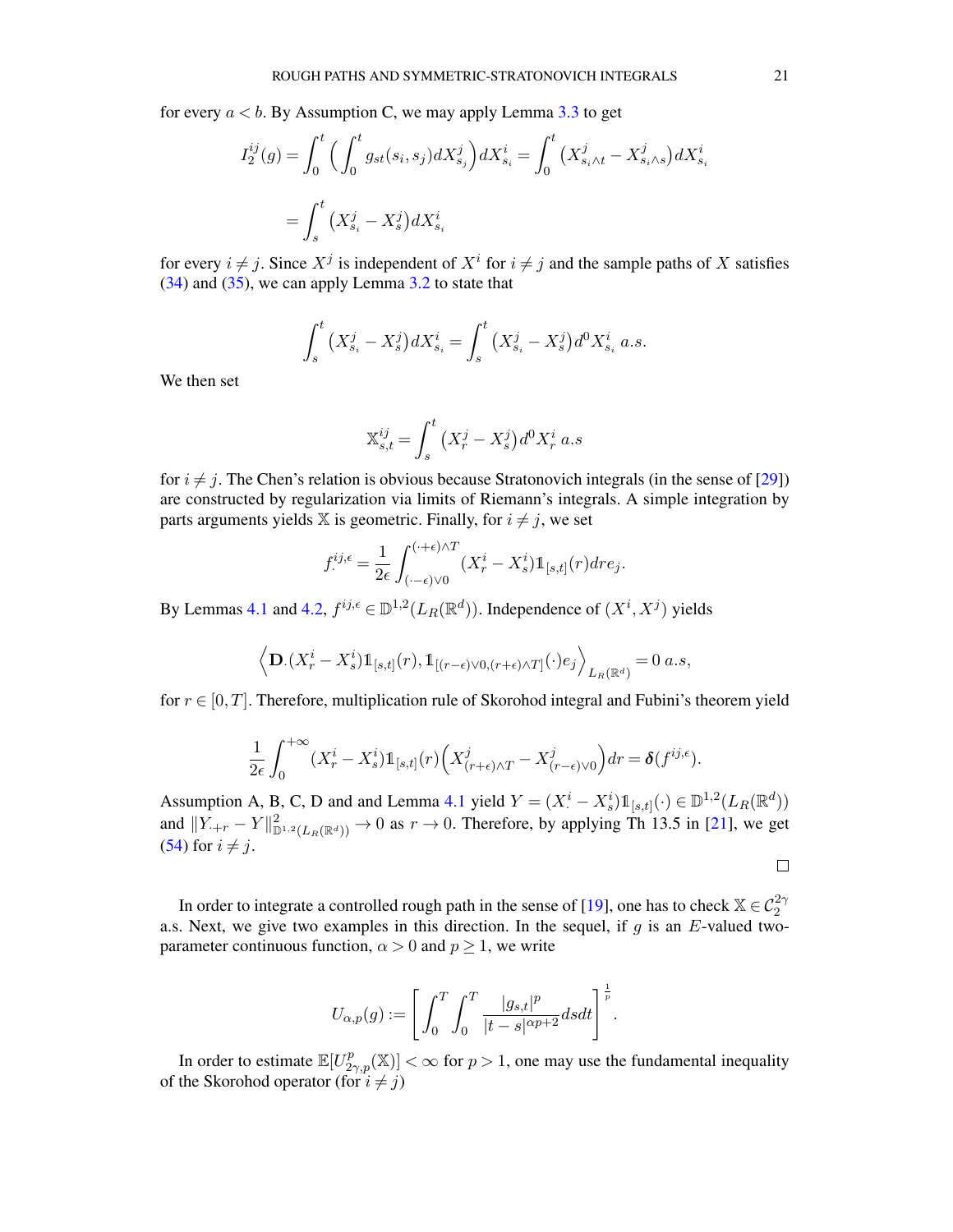for every $a < b$. By Assumption C, we may apply Lemma 3.3 to get

$$I_2^{ij}(g) = \int_0^t \Big( \int_0^t g_{st}(s_i, s_j) dX^j_{s_j} \Big) dX^i_{s_i} = \int_0^t \big( X^j_{s_i \wedge t} - X^j_{s_i \wedge s} \big) dX^i_{s_i}$$

$$= \int_s^t \big( X^j_{s_i} - X^j_s \big) dX^i_{s_i}$$

for every $i \neq j$. Since $X^j$ is independent of $X^i$ for $i \neq j$ and the sample paths of $X$ satisfies (34) and (35), we can apply Lemma 3.2 to state that

$$\int_s^t \big( X^j_{s_i} - X^j_s \big) dX^i_{s_i} = \int_s^t \big( X^j_{s_i} - X^j_s \big) d^0 X^i_{s_i} \ a.s.$$

We then set

$$\mathbb{X}^{ij}_{s,t} = \int_s^t \big( X^j_r - X^j_s \big) d^0 X^i_r \ a.s$$

for $i \neq j$. The Chen's relation is obvious because Stratonovich integrals (in the sense of [29]) are constructed by regularization via limits of Riemann's integrals. A simple integration by parts arguments yields $\mathbb{X}$ is geometric. Finally, for $i \neq j$, we set

$$f^{ij,\epsilon}_{\cdot} = \frac{1}{2\epsilon} \int_{(\cdot - \epsilon)\vee 0}^{(\cdot + \epsilon)\wedge T} (X^i_r - X^i_s) \mathbb{1}_{[s,t]}(r) dr e_j.$$

By Lemmas 4.1 and 4.2, $f^{ij,\epsilon} \in \mathbb{D}^{1,2}(L_R(\mathbb{R}^d))$. Independence of $(X^i, X^j)$ yields

$$\Big\langle \mathbf{D}_{\cdot} (X^i_r - X^i_s) \mathbb{1}_{[s,t]}(r), \mathbb{1}_{[(r-\epsilon)\vee 0, (r+\epsilon)\wedge T]}(\cdot) e_j \Big\rangle_{L_R(\mathbb{R}^d)} = 0 \ a.s,$$

for $r \in [0, T]$. Therefore, multiplication rule of Skorohod integral and Fubini's theorem yield

$$\frac{1}{2\epsilon} \int_0^{+\infty} (X^i_r - X^i_s) \mathbb{1}_{[s,t]}(r) \Big( X^j_{(r+\epsilon)\wedge T} - X^j_{(r-\epsilon)\vee 0} \Big) dr = \boldsymbol{\delta}(f^{ij,\epsilon}).$$

Assumption A, B, C, D and and Lemma 4.1 yield $Y = (X^i_{\cdot} - X^i_s) \mathbb{1}_{[s,t]}(\cdot) \in \mathbb{D}^{1,2}(L_R(\mathbb{R}^d))$ and $\| Y_{\cdot + r} - Y \|^2_{\mathbb{D}^{1,2}(L_R(\mathbb{R}^d))} \to 0$ as $r \to 0$. Therefore, by applying Th 13.5 in [21], we get (54) for $i \neq j$.

$\square$

In order to integrate a controlled rough path in the sense of [19], one has to check $\mathbb{X} \in \mathcal{C}^{2\gamma}_2$ a.s. Next, we give two examples in this direction. In the sequel, if $g$ is an $E$-valued two-parameter continuous function, $\alpha > 0$ and $p \geq 1$, we write

$$U_{\alpha,p}(g) := \left[ \int_0^T \int_0^T \frac{|g_{s,t}|^p}{|t-s|^{\alpha p + 2}} ds dt \right]^{\frac{1}{p}}.$$

In order to estimate $\mathbb{E}[U^p_{2\gamma,p}(\mathbb{X})] < \infty$ for $p > 1$, one may use the fundamental inequality of the Skorohod operator (for $i \neq j$)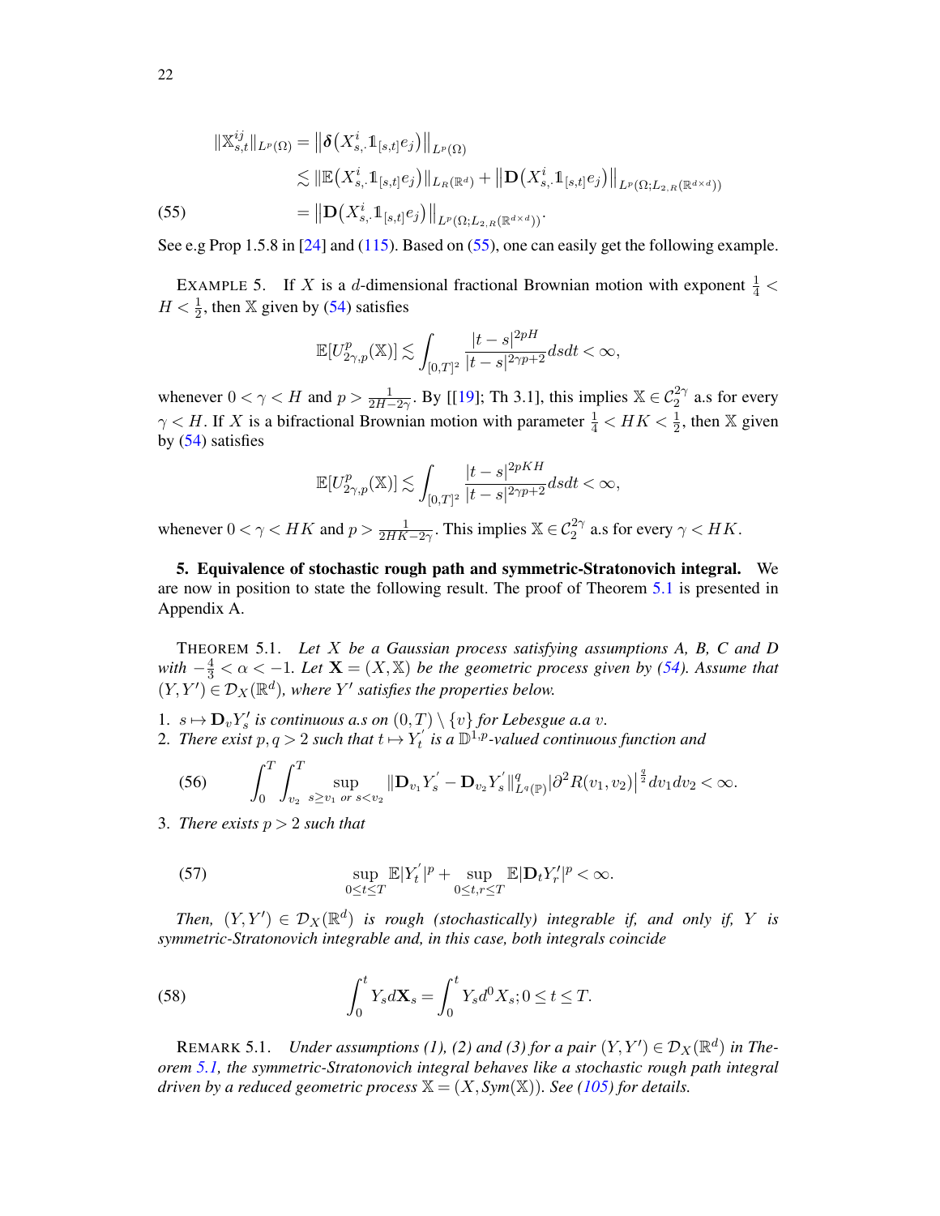$$
\begin{aligned}
\|\mathbb{X}^{ij}_{s,t}\|_{L^p(\Omega)} &= \big\|\boldsymbol{\delta}\big(X^i_{s,\cdot}\mathbb{1}_{[s,t]}e_j\big)\big\|_{L^p(\Omega)} \\
&\lesssim \|\mathbb{E}\big(X^i_{s,\cdot}\mathbb{1}_{[s,t]}e_j\big)\|_{L_R(\mathbb{R}^d)} + \big\|\mathbf{D}\big(X^i_{s,\cdot}\mathbb{1}_{[s,t]}e_j\big)\big\|_{L^p(\Omega;L_{2,R}(\mathbb{R}^{d\times d}))} \\
&= \big\|\mathbf{D}\big(X^i_{s,\cdot}\mathbb{1}_{[s,t]}e_j\big)\big\|_{L^p(\Omega;L_{2,R}(\mathbb{R}^{d\times d}))}. \qquad (55)
\end{aligned}
$$

See e.g Prop 1.5.8 in [24] and (115). Based on (55), one can easily get the following example.

EXAMPLE 5. If $X$ is a $d$-dimensional fractional Brownian motion with exponent $\frac{1}{4} < H < \frac{1}{2}$, then $\mathbb{X}$ given by (54) satisfies

$$
\mathbb{E}[U^p_{2\gamma,p}(\mathbb{X})] \lesssim \int_{[0,T]^2} \frac{|t-s|^{2pH}}{|t-s|^{2\gamma p+2}} ds dt < \infty,
$$

whenever $0 < \gamma < H$ and $p > \frac{1}{2H-2\gamma}$. By [[19]; Th 3.1], this implies $\mathbb{X} \in \mathcal{C}^{2\gamma}_2$ a.s for every $\gamma < H$. If $X$ is a bifractional Brownian motion with parameter $\frac{1}{4} < HK < \frac{1}{2}$, then $\mathbb{X}$ given by (54) satisfies

$$
\mathbb{E}[U^p_{2\gamma,p}(\mathbb{X})] \lesssim \int_{[0,T]^2} \frac{|t-s|^{2pKH}}{|t-s|^{2\gamma p+2}} ds dt < \infty,
$$

whenever $0 < \gamma < HK$ and $p > \frac{1}{2HK-2\gamma}$. This implies $\mathbb{X} \in \mathcal{C}^{2\gamma}_2$ a.s for every $\gamma < HK$.

**5. Equivalence of stochastic rough path and symmetric-Stratonovich integral.** We are now in position to state the following result. The proof of Theorem 5.1 is presented in Appendix A.

THEOREM 5.1. *Let $X$ be a Gaussian process satisfying assumptions A, B, C and D with $-\frac{4}{3} < \alpha < -1$. Let $\mathbf{X} = (X, \mathbb{X})$ be the geometric process given by (54). Assume that $(Y, Y') \in \mathcal{D}_X(\mathbb{R}^d)$, where $Y'$ satisfies the properties below.*

1. *$s \mapsto \mathbf{D}_v Y'_s$ is continuous a.s on $(0,T) \setminus \{v\}$ for Lebesgue a.a $v$.*
2. *There exist $p, q > 2$ such that $t \mapsto Y'_t$ is a $\mathbb{D}^{1,p}$-valued continuous function and*

$$
\int_0^T \int_{v_2}^T \sup_{s \geq v_1 \text{ or } s < v_2} \|\mathbf{D}_{v_1} Y'_s - \mathbf{D}_{v_2} Y'_s\|^q_{L^q(\mathbb{P})} |\partial^2 R(v_1, v_2)|^{\frac{q}{2}} dv_1 dv_2 < \infty. \qquad (56)
$$

3. *There exists $p > 2$ such that*

$$
\sup_{0 \leq t \leq T} \mathbb{E}|Y'_t|^p + \sup_{0 \leq t, r \leq T} \mathbb{E}|\mathbf{D}_t Y'_r|^p < \infty. \qquad (57)
$$

*Then, $(Y, Y') \in \mathcal{D}_X(\mathbb{R}^d)$ is rough (stochastically) integrable if, and only if, $Y$ is symmetric-Stratonovich integrable and, in this case, both integrals coincide*

$$
\int_0^t Y_s d\mathbf{X}_s = \int_0^t Y_s d^0 X_s; 0 \leq t \leq T. \qquad (58)
$$

REMARK 5.1. *Under assumptions (1), (2) and (3) for a pair $(Y, Y') \in \mathcal{D}_X(\mathbb{R}^d)$ in Theorem 5.1, the symmetric-Stratonovich integral behaves like a stochastic rough path integral driven by a reduced geometric process $\mathbb{X} = (X, Sym(\mathbb{X}))$. See (105) for details.*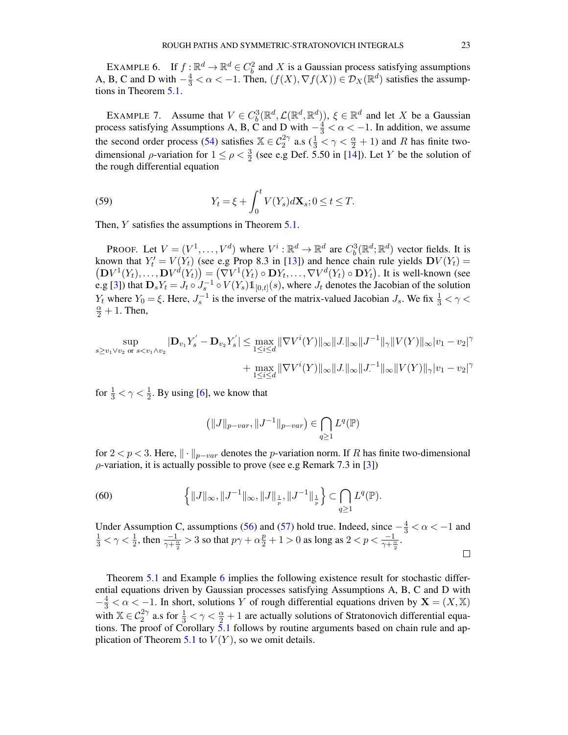EXAMPLE 6. If $f : \mathbb{R}^d \to \mathbb{R}^d \in C_b^2$ and $X$ is a Gaussian process satisfying assumptions A, B, C and D with $-\frac{4}{3} < \alpha < -1$. Then, $(f(X), \nabla f(X)) \in \mathcal{D}_X(\mathbb{R}^d)$ satisfies the assumptions in Theorem 5.1.

EXAMPLE 7. Assume that $V \in C_b^3(\mathbb{R}^d, \mathcal{L}(\mathbb{R}^d, \mathbb{R}^d))$, $\xi \in \mathbb{R}^d$ and let $X$ be a Gaussian process satisfying Assumptions A, B, C and D with $-\frac{4}{3} < \alpha < -1$. In addition, we assume the second order process (54) satisfies $\mathbb{X} \in \mathcal{C}_2^{2\gamma}$ a.s ($\frac{1}{3} < \gamma < \frac{\alpha}{2} + 1$) and $R$ has finite two-dimensional $\rho$-variation for $1 \le \rho < \frac{3}{2}$ (see e.g Def. 5.50 in [14]). Let $Y$ be the solution of the rough differential equation

$$Y_t = \xi + \int_0^t V(Y_s) d\mathbf{X}_s; 0 \le t \le T. \tag{59}$$

Then, $Y$ satisfies the assumptions in Theorem 5.1.

PROOF. Let $V = (V^1, \ldots, V^d)$ where $V^i : \mathbb{R}^d \to \mathbb{R}^d$ are $C_b^3(\mathbb{R}^d; \mathbb{R}^d)$ vector fields. It is known that $Y_t' = V(Y_t)$ (see e.g Prop 8.3 in [13]) and hence chain rule yields $\mathbf{D}V(Y_t) = \big(\mathbf{D}V^1(Y_t), \ldots, \mathbf{D}V^d(Y_t)\big) = \big(\nabla V^1(Y_t) \circ \mathbf{D}Y_t, \ldots, \nabla V^d(Y_t) \circ \mathbf{D}Y_t\big)$. It is well-known (see e.g [3]) that $\mathbf{D}_s Y_t = J_t \circ J_s^{-1} \circ V(Y_s) \mathbb{1}_{[0,t]}(s)$, where $J_t$ denotes the Jacobian of the solution $Y_t$ where $Y_0 = \xi$. Here, $J_s^{-1}$ is the inverse of the matrix-valued Jacobian $J_s$. We fix $\frac{1}{3} < \gamma < \frac{\alpha}{2} + 1$. Then,

$$\sup_{s \ge v_1 \vee v_2 \text{ or } s < v_1 \wedge v_2} |\mathbf{D}_{v_1} Y_s' - \mathbf{D}_{v_2} Y_s'| \le \max_{1 \le i \le d} \|\nabla V^i(Y)\|_\infty \|J_\cdot\|_\infty \|J^{-1}\|_\gamma \|V(Y)\|_\infty |v_1 - v_2|^\gamma$$
$$+ \max_{1 \le i \le d} \|\nabla V^i(Y)\|_\infty \|J_\cdot\|_\infty \|J_\cdot^{-1}\|_\infty \|V(Y)\|_\gamma |v_1 - v_2|^\gamma$$

for $\frac{1}{3} < \gamma < \frac{1}{2}$. By using [6], we know that

$$\big(\|J\|_{p-var}, \|J^{-1}\|_{p-var}\big) \in \bigcap_{q \ge 1} L^q(\mathbb{P})$$

for $2 < p < 3$. Here, $\|\cdot\|_{p-var}$ denotes the $p$-variation norm. If $R$ has finite two-dimensional $\rho$-variation, it is actually possible to prove (see e.g Remark 7.3 in [3])

$$\Big\{\|J\|_\infty, \|J^{-1}\|_\infty, \|J\|_{\frac{1}{p}}, \|J^{-1}\|_{\frac{1}{p}}\Big\} \subset \bigcap_{q \ge 1} L^q(\mathbb{P}). \tag{60}$$

Under Assumption C, assumptions (56) and (57) hold true. Indeed, since $-\frac{4}{3} < \alpha < -1$ and $\frac{1}{3} < \gamma < \frac{1}{2}$, then $\frac{-1}{\gamma + \frac{\alpha}{2}} > 3$ so that $p\gamma + \alpha\frac{p}{2} + 1 > 0$ as long as $2 < p < \frac{-1}{\gamma + \frac{\alpha}{2}}$.

$\square$

Theorem 5.1 and Example 6 implies the following existence result for stochastic differential equations driven by Gaussian processes satisfying Assumptions A, B, C and D with $-\frac{4}{3} < \alpha < -1$. In short, solutions $Y$ of rough differential equations driven by $\mathbf{X} = (X, \mathbb{X})$ with $\mathbb{X} \in \mathcal{C}_2^{2\gamma}$ a.s for $\frac{1}{3} < \gamma < \frac{\alpha}{2} + 1$ are actually solutions of Stratonovich differential equations. The proof of Corollary 5.1 follows by routine arguments based on chain rule and application of Theorem 5.1 to $V(Y)$, so we omit details.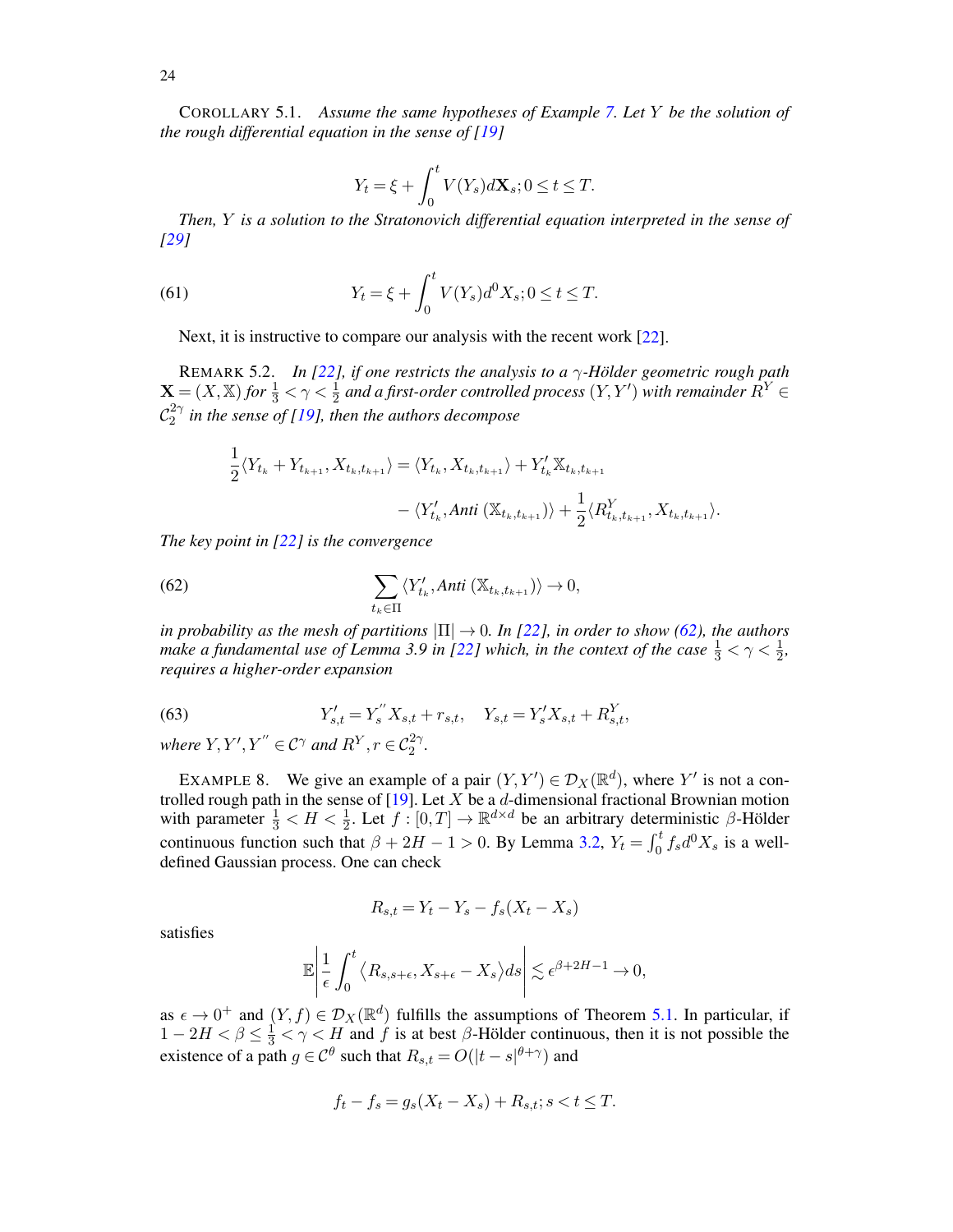COROLLARY 5.1. *Assume the same hypotheses of Example 7. Let $Y$ be the solution of the rough differential equation in the sense of [19]*

$$Y_t = \xi + \int_0^t V(Y_s) d\mathbf{X}_s; 0 \le t \le T.$$

*Then, $Y$ is a solution to the Stratonovich differential equation interpreted in the sense of [29]*

$$Y_t = \xi + \int_0^t V(Y_s) d^0 X_s; 0 \le t \le T. \tag{61}$$

Next, it is instructive to compare our analysis with the recent work [22].

REMARK 5.2. *In [22], if one restricts the analysis to a $\gamma$-Hölder geometric rough path $\mathbf{X} = (X, \mathbb{X})$ for $\frac{1}{3} < \gamma < \frac{1}{2}$ and a first-order controlled process $(Y, Y')$ with remainder $R^Y \in \mathcal{C}_2^{2\gamma}$ in the sense of [19], then the authors decompose*

$$\frac{1}{2}\langle Y_{t_k} + Y_{t_{k+1}}, X_{t_k, t_{k+1}} \rangle = \langle Y_{t_k}, X_{t_k, t_{k+1}} \rangle + Y'_{t_k} \mathbb{X}_{t_k, t_{k+1}}$$
$$- \langle Y'_{t_k}, \textit{Anti}\, (\mathbb{X}_{t_k, t_{k+1}}) \rangle + \frac{1}{2} \langle R^Y_{t_k, t_{k+1}}, X_{t_k, t_{k+1}} \rangle.$$

*The key point in [22] is the convergence*

$$\sum_{t_k \in \Pi} \langle Y'_{t_k}, \textit{Anti}\, (\mathbb{X}_{t_k, t_{k+1}}) \rangle \to 0, \tag{62}$$

*in probability as the mesh of partitions $|\Pi| \to 0$. In [22], in order to show (62), the authors make a fundamental use of Lemma 3.9 in [22] which, in the context of the case $\frac{1}{3} < \gamma < \frac{1}{2}$, requires a higher-order expansion*

$$Y'_{s,t} = Y''_s X_{s,t} + r_{s,t}, \quad Y_{s,t} = Y'_s X_{s,t} + R^Y_{s,t}, \tag{63}$$

*where $Y, Y', Y'' \in \mathcal{C}^\gamma$ and $R^Y, r \in \mathcal{C}_2^{2\gamma}$.*

EXAMPLE 8. We give an example of a pair $(Y, Y') \in \mathcal{D}_X(\mathbb{R}^d)$, where $Y'$ is not a controlled rough path in the sense of [19]. Let $X$ be a $d$-dimensional fractional Brownian motion with parameter $\frac{1}{3} < H < \frac{1}{2}$. Let $f : [0, T] \to \mathbb{R}^{d \times d}$ be an arbitrary deterministic $\beta$-Hölder continuous function such that $\beta + 2H - 1 > 0$. By Lemma 3.2, $Y_t = \int_0^t f_s d^0 X_s$ is a well-defined Gaussian process. One can check

$$R_{s,t} = Y_t - Y_s - f_s(X_t - X_s)$$

satisfies

$$\mathbb{E}\left| \frac{1}{\epsilon} \int_0^t \langle R_{s, s+\epsilon}, X_{s+\epsilon} - X_s \rangle ds \right| \lesssim \epsilon^{\beta + 2H - 1} \to 0,$$

as $\epsilon \to 0^+$ and $(Y, f) \in \mathcal{D}_X(\mathbb{R}^d)$ fulfills the assumptions of Theorem 5.1. In particular, if $1 - 2H < \beta \le \frac{1}{3} < \gamma < H$ and $f$ is at best $\beta$-Hölder continuous, then it is not possible the existence of a path $g \in \mathcal{C}^\theta$ such that $R_{s,t} = O(|t - s|^{\theta + \gamma})$ and

$$f_t - f_s = g_s(X_t - X_s) + R_{s,t}; s < t \le T.$$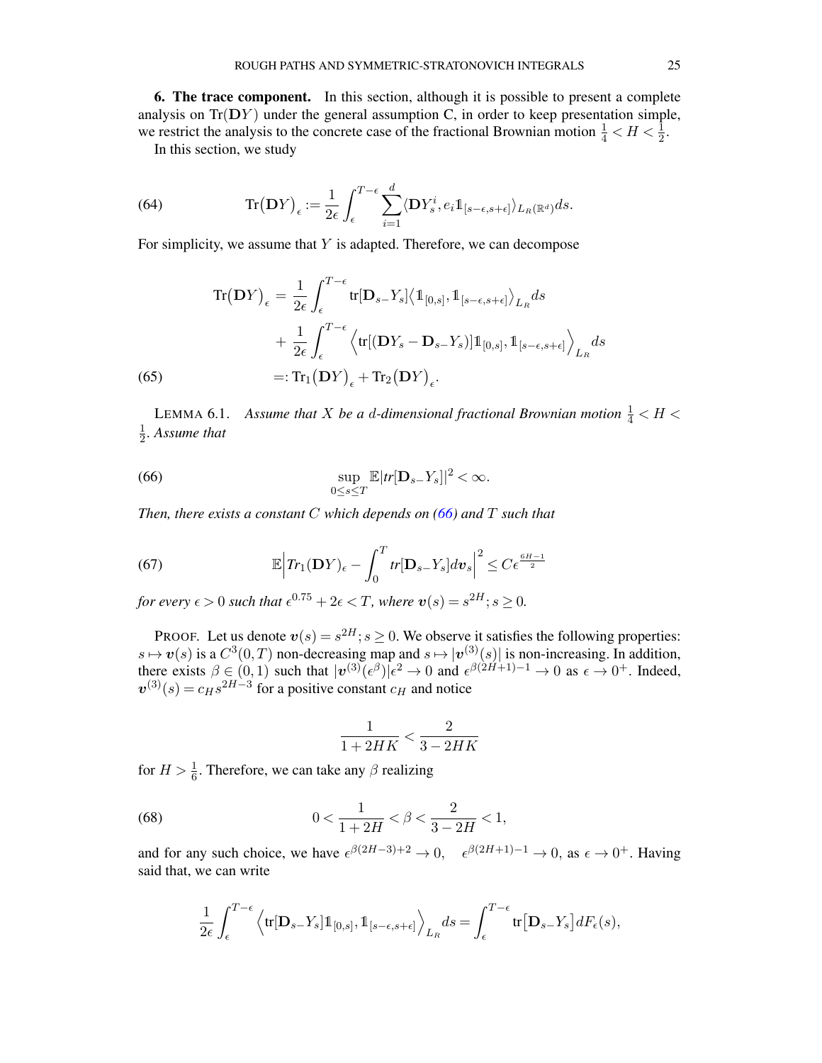**6. The trace component.** In this section, although it is possible to present a complete analysis on $\mathrm{Tr}(\mathbf{D}Y)$ under the general assumption **C**, in order to keep presentation simple, we restrict the analysis to the concrete case of the fractional Brownian motion $\frac{1}{4} < H < \frac{1}{2}$.

In this section, we study

$$
\mathrm{Tr}\big(\mathbf{D}Y\big)_\epsilon := \frac{1}{2\epsilon}\int_\epsilon^{T-\epsilon}\sum_{i=1}^d \langle \mathbf{D}Y^i_s, e_i \mathbb{1}_{[s-\epsilon,s+\epsilon]}\rangle_{L_R(\mathbb{R}^d)} ds. \tag{64}
$$

For simplicity, we assume that $Y$ is adapted. Therefore, we can decompose

$$
\begin{aligned}
\mathrm{Tr}\big(\mathbf{D}Y\big)_\epsilon &= \frac{1}{2\epsilon}\int_\epsilon^{T-\epsilon} \mathrm{tr}[\mathbf{D}_{s-}Y_s]\big\langle \mathbb{1}_{[0,s]}, \mathbb{1}_{[s-\epsilon,s+\epsilon]}\big\rangle_{L_R} ds \\
&+ \frac{1}{2\epsilon}\int_\epsilon^{T-\epsilon} \Big\langle \mathrm{tr}[(\mathbf{D}Y_s - \mathbf{D}_{s-}Y_s)]\mathbb{1}_{[0,s]}, \mathbb{1}_{[s-\epsilon,s+\epsilon]}\Big\rangle_{L_R} ds \\
&=: \mathrm{Tr}_1\big(\mathbf{D}Y\big)_\epsilon + \mathrm{Tr}_2\big(\mathbf{D}Y\big)_\epsilon.
\end{aligned} \tag{65}
$$

LEMMA 6.1. *Assume that $X$ be a $d$-dimensional fractional Brownian motion $\frac{1}{4} < H < \frac{1}{2}$. Assume that*

$$
\sup_{0\le s\le T}\mathbb{E}|tr[\mathbf{D}_{s-}Y_s]|^2 < \infty. \tag{66}
$$

*Then, there exists a constant $C$ which depends on (66) and $T$ such that*

$$
\mathbb{E}\Big|Tr_1(\mathbf{D}Y)_\epsilon - \int_0^T tr[\mathbf{D}_{s-}Y_s]d\boldsymbol{v}_s\Big|^2 \le C\epsilon^{\frac{6H-1}{2}} \tag{67}
$$

*for every $\epsilon > 0$ such that $\epsilon^{0.75} + 2\epsilon < T$, where $\boldsymbol{v}(s) = s^{2H}; s \ge 0$.*

PROOF. Let us denote $\boldsymbol{v}(s) = s^{2H}; s \ge 0$. We observe it satisfies the following properties: $s \mapsto \boldsymbol{v}(s)$ is a $C^3(0,T)$ non-decreasing map and $s \mapsto |\boldsymbol{v}^{(3)}(s)|$ is non-increasing. In addition, there exists $\beta \in (0,1)$ such that $|\boldsymbol{v}^{(3)}(\epsilon^\beta)|\epsilon^2 \to 0$ and $\epsilon^{\beta(2H+1)-1} \to 0$ as $\epsilon \to 0^+$. Indeed, $\boldsymbol{v}^{(3)}(s) = c_H s^{2H-3}$ for a positive constant $c_H$ and notice

$$
\frac{1}{1+2HK} < \frac{2}{3-2HK}
$$

for $H > \frac{1}{6}$. Therefore, we can take any $\beta$ realizing

$$
0 < \frac{1}{1+2H} < \beta < \frac{2}{3-2H} < 1, \tag{68}
$$

and for any such choice, we have $\epsilon^{\beta(2H-3)+2} \to 0, \quad \epsilon^{\beta(2H+1)-1} \to 0$, as $\epsilon \to 0^+$. Having said that, we can write

$$
\frac{1}{2\epsilon}\int_\epsilon^{T-\epsilon}\Big\langle \mathrm{tr}[\mathbf{D}_{s-}Y_s]\mathbb{1}_{[0,s]}, \mathbb{1}_{[s-\epsilon,s+\epsilon]}\Big\rangle_{L_R} ds = \int_\epsilon^{T-\epsilon}\mathrm{tr}\big[\mathbf{D}_{s-}Y_s\big]dF_\epsilon(s),
$$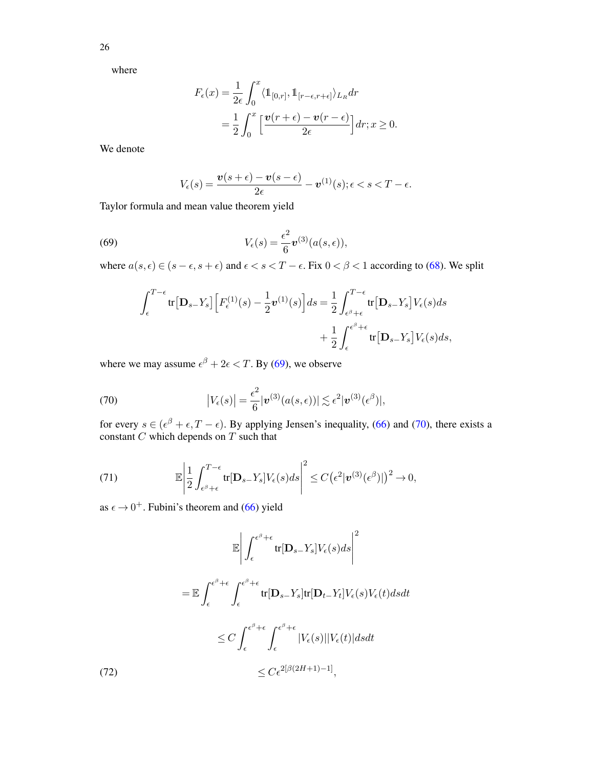where

$$F_\epsilon(x) = \frac{1}{2\epsilon}\int_0^x \langle \mathbb{1}_{[0,r]}, \mathbb{1}_{[r-\epsilon,r+\epsilon]}\rangle_{L_R} dr$$
$$= \frac{1}{2}\int_0^x \Big[\frac{\boldsymbol{v}(r+\epsilon)-\boldsymbol{v}(r-\epsilon)}{2\epsilon}\Big] dr; x\ge 0.$$

We denote

$$V_\epsilon(s) = \frac{\boldsymbol{v}(s+\epsilon)-\boldsymbol{v}(s-\epsilon)}{2\epsilon} - \boldsymbol{v}^{(1)}(s); \epsilon < s < T-\epsilon.$$

Taylor formula and mean value theorem yield

$$V_\epsilon(s) = \frac{\epsilon^2}{6}\boldsymbol{v}^{(3)}(a(s,\epsilon)), \tag{69}$$

where $a(s,\epsilon)\in(s-\epsilon,s+\epsilon)$ and $\epsilon < s < T-\epsilon$. Fix $0<\beta<1$ according to (68). We split

$$\int_\epsilon^{T-\epsilon} \text{tr}\big[\mathbf{D}_{s-}Y_s\big]\Big[F_\epsilon^{(1)}(s) - \frac{1}{2}\boldsymbol{v}^{(1)}(s)\Big]ds = \frac{1}{2}\int_{\epsilon^\beta+\epsilon}^{T-\epsilon}\text{tr}\big[\mathbf{D}_{s-}Y_s\big]V_\epsilon(s)ds$$
$$+\frac{1}{2}\int_\epsilon^{\epsilon^\beta+\epsilon}\text{tr}\big[\mathbf{D}_{s-}Y_s\big]V_\epsilon(s)ds,$$

where we may assume $\epsilon^\beta + 2\epsilon < T$. By (69), we observe

$$\big|V_\epsilon(s)\big| = \frac{\epsilon^2}{6}|\boldsymbol{v}^{(3)}(a(s,\epsilon))| \lesssim \epsilon^2|\boldsymbol{v}^{(3)}(\epsilon^\beta)|, \tag{70}$$

for every $s\in(\epsilon^\beta+\epsilon, T-\epsilon)$. By applying Jensen's inequality, (66) and (70), there exists a constant $C$ which depends on $T$ such that

$$\mathbb{E}\Bigg|\frac{1}{2}\int_{\epsilon^\beta+\epsilon}^{T-\epsilon}\text{tr}[\mathbf{D}_{s-}Y_s]V_\epsilon(s)ds\Bigg|^2 \le C\big(\epsilon^2|\boldsymbol{v}^{(3)}(\epsilon^\beta)|\big)^2 \to 0, \tag{71}$$

as $\epsilon\to 0^+$. Fubini's theorem and (66) yield

$$\mathbb{E}\Bigg|\int_\epsilon^{\epsilon^\beta+\epsilon}\text{tr}[\mathbf{D}_{s-}Y_s]V_\epsilon(s)ds\Bigg|^2$$
$$= \mathbb{E}\int_\epsilon^{\epsilon^\beta+\epsilon}\int_\epsilon^{\epsilon^\beta+\epsilon}\text{tr}[\mathbf{D}_{s-}Y_s]\text{tr}[\mathbf{D}_{t-}Y_t]V_\epsilon(s)V_\epsilon(t)dsdt$$
$$\le C\int_\epsilon^{\epsilon^\beta+\epsilon}\int_\epsilon^{\epsilon^\beta+\epsilon}|V_\epsilon(s)||V_\epsilon(t)|dsdt$$
$$\le C\epsilon^{2[\beta(2H+1)-1]}, \tag{72}$$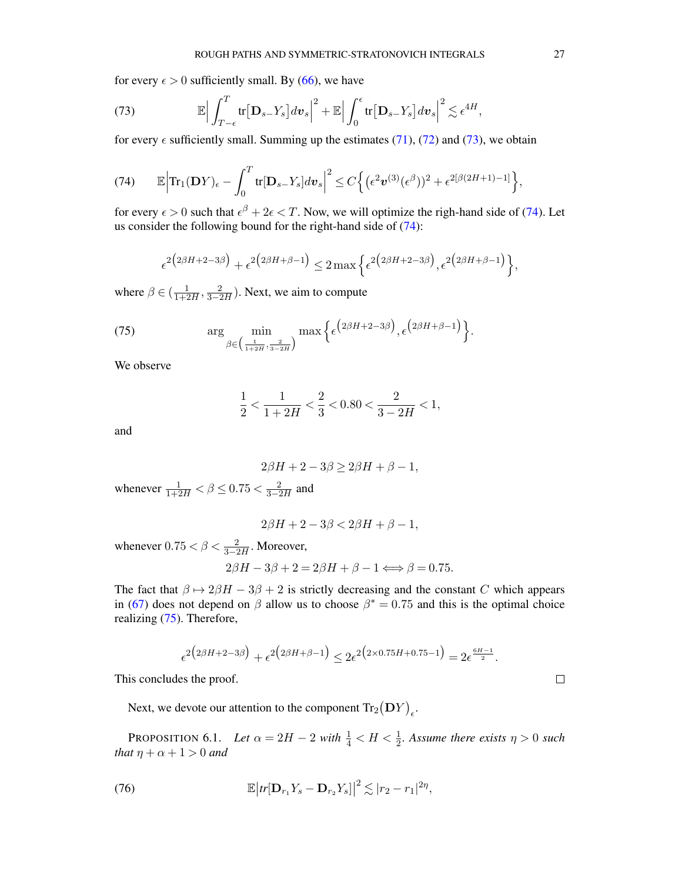for every $\epsilon > 0$ sufficiently small. By (66), we have

$$\mathbb{E}\Big|\int_{T-\epsilon}^{T} \mathrm{tr}\big[\mathbf{D}_{s-}Y_s\big]d\boldsymbol{v}_s\Big|^2 + \mathbb{E}\Big|\int_0^{\epsilon} \mathrm{tr}\big[\mathbf{D}_{s-}Y_s\big]d\boldsymbol{v}_s\Big|^2 \lesssim \epsilon^{4H}, \tag{73}$$

for every $\epsilon$ sufficiently small. Summing up the estimates (71), (72) and (73), we obtain

$$\mathbb{E}\Big|\mathrm{Tr}_1(\mathbf{D}Y)_\epsilon - \int_0^T \mathrm{tr}[\mathbf{D}_{s-}Y_s]d\boldsymbol{v}_s\Big|^2 \leq C\Big\{\big(\epsilon^2 \boldsymbol{v}^{(3)}(\epsilon^\beta)\big)^2 + \epsilon^{2[\beta(2H+1)-1]}\Big\}, \tag{74}$$

for every $\epsilon > 0$ such that $\epsilon^\beta + 2\epsilon < T$. Now, we will optimize the righ-hand side of (74). Let us consider the following bound for the right-hand side of (74):

$$\epsilon^{2\left(2\beta H + 2 - 3\beta\right)} + \epsilon^{2\left(2\beta H + \beta - 1\right)} \leq 2\max\Big\{\epsilon^{2\left(2\beta H + 2 - 3\beta\right)}, \epsilon^{2\left(2\beta H + \beta - 1\right)}\Big\},$$

where $\beta \in (\frac{1}{1+2H}, \frac{2}{3-2H})$. Next, we aim to compute

$$\arg \min_{\beta \in \left(\frac{1}{1+2H}, \frac{2}{3-2H}\right)} \max\Big\{\epsilon^{\left(2\beta H + 2 - 3\beta\right)}, \epsilon^{\left(2\beta H + \beta - 1\right)}\Big\}. \tag{75}$$

We observe

$$\frac{1}{2} < \frac{1}{1+2H} < \frac{2}{3} < 0.80 < \frac{2}{3-2H} < 1,$$

and

$$2\beta H + 2 - 3\beta \geq 2\beta H + \beta - 1,$$

whenever $\frac{1}{1+2H} < \beta \leq 0.75 < \frac{2}{3-2H}$ and

$$2\beta H + 2 - 3\beta < 2\beta H + \beta - 1,$$

whenever $0.75 < \beta < \frac{2}{3-2H}$. Moreover,

$$2\beta H - 3\beta + 2 = 2\beta H + \beta - 1 \Longleftrightarrow \beta = 0.75.$$

The fact that $\beta \mapsto 2\beta H - 3\beta + 2$ is strictly decreasing and the constant $C$ which appears in (67) does not depend on $\beta$ allow us to choose $\beta^* = 0.75$ and this is the optimal choice realizing (75). Therefore,

$$\epsilon^{2\left(2\beta H + 2 - 3\beta\right)} + \epsilon^{2\left(2\beta H + \beta - 1\right)} \leq 2\epsilon^{2\left(2\times 0.75H + 0.75 - 1\right)} = 2\epsilon^{\frac{6H-1}{2}}.$$

This concludes the proof. $\square$

Next, we devote our attention to the component $\mathrm{Tr}_2\big(\mathbf{D}Y\big)_\epsilon$.

PROPOSITION 6.1. *Let $\alpha = 2H - 2$ with $\frac{1}{4} < H < \frac{1}{2}$. Assume there exists $\eta > 0$ such that $\eta + \alpha + 1 > 0$ and*

$$\mathbb{E}\big|tr[\mathbf{D}_{r_1}Y_s - \mathbf{D}_{r_2}Y_s]\big|^2 \lesssim |r_2 - r_1|^{2\eta}, \tag{76}$$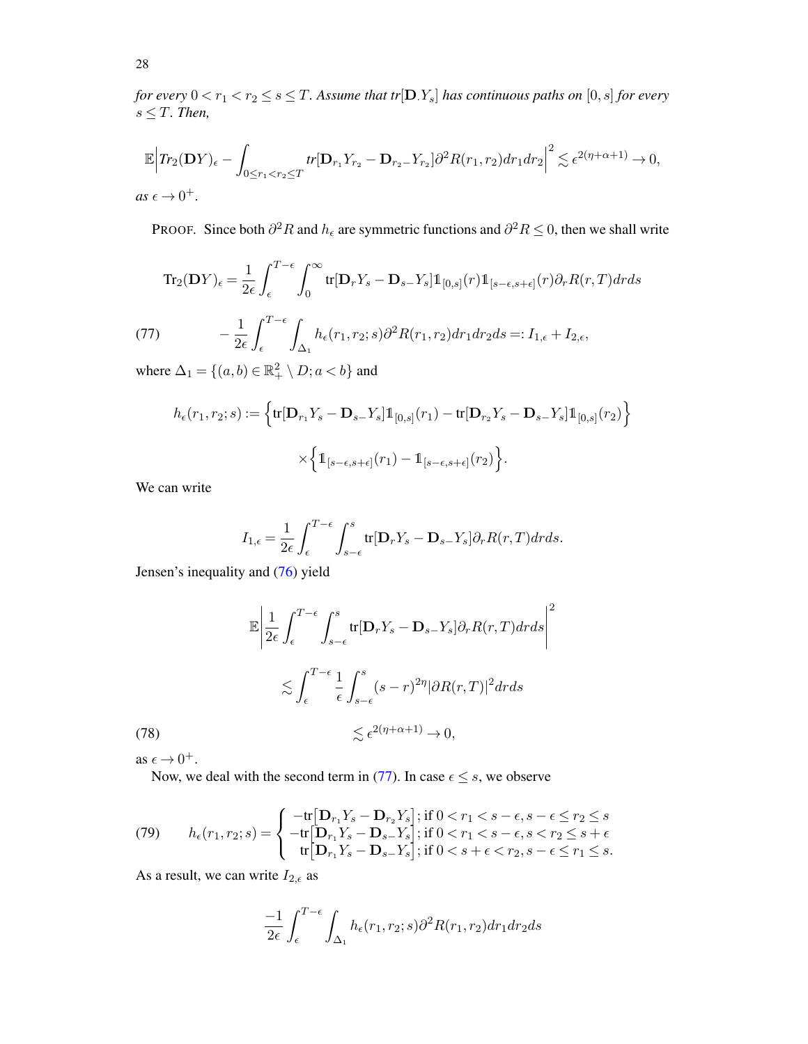*for every $0 < r_1 < r_2 \le s \le T$. Assume that tr$[\mathbf{D}.Y_s]$ has continuous paths on $[0,s]$ for every $s \le T$. Then,*

$$\mathbb{E}\Big| Tr_2(\mathbf{D}Y)_\epsilon - \int_{0\le r_1 < r_2 \le T} tr[\mathbf{D}_{r_1}Y_{r_2} - \mathbf{D}_{r_2-}Y_{r_2}]\partial^2 R(r_1,r_2)dr_1dr_2\Big|^2 \lesssim \epsilon^{2(\eta+\alpha+1)} \to 0,$$

*as $\epsilon \to 0^+$.*

PROOF. Since both $\partial^2 R$ and $h_\epsilon$ are symmetric functions and $\partial^2 R \le 0$, then we shall write

$$\text{Tr}_2(\mathbf{D}Y)_\epsilon = \frac{1}{2\epsilon}\int_\epsilon^{T-\epsilon}\int_0^\infty \text{tr}[\mathbf{D}_r Y_s - \mathbf{D}_{s-}Y_s]\mathbb{1}_{[0,s]}(r)\mathbb{1}_{[s-\epsilon,s+\epsilon]}(r)\partial_r R(r,T)drds$$

$$- \frac{1}{2\epsilon}\int_\epsilon^{T-\epsilon}\int_{\Delta_1} h_\epsilon(r_1,r_2;s)\partial^2 R(r_1,r_2)dr_1dr_2ds =: I_{1,\epsilon} + I_{2,\epsilon}, \tag{77}$$

where $\Delta_1 = \{(a,b) \in \mathbb{R}^2_+ \setminus D; a < b\}$ and

$$h_\epsilon(r_1,r_2;s) := \Big\{\text{tr}[\mathbf{D}_{r_1}Y_s - \mathbf{D}_{s-}Y_s]\mathbb{1}_{[0,s]}(r_1) - \text{tr}[\mathbf{D}_{r_2}Y_s - \mathbf{D}_{s-}Y_s]\mathbb{1}_{[0,s]}(r_2)\Big\}$$
$$\times\Big\{\mathbb{1}_{[s-\epsilon,s+\epsilon]}(r_1) - \mathbb{1}_{[s-\epsilon,s+\epsilon]}(r_2)\Big\}.$$

We can write

$$I_{1,\epsilon} = \frac{1}{2\epsilon}\int_\epsilon^{T-\epsilon}\int_{s-\epsilon}^s \text{tr}[\mathbf{D}_r Y_s - \mathbf{D}_{s-}Y_s]\partial_r R(r,T)drds.$$

Jensen's inequality and (76) yield

$$\mathbb{E}\left|\frac{1}{2\epsilon}\int_\epsilon^{T-\epsilon}\int_{s-\epsilon}^s \text{tr}[\mathbf{D}_r Y_s - \mathbf{D}_{s-}Y_s]\partial_r R(r,T)drds\right|^2$$

$$\lesssim \int_\epsilon^{T-\epsilon}\frac{1}{\epsilon}\int_{s-\epsilon}^s (s-r)^{2\eta}|\partial R(r,T)|^2drds$$

$$\lesssim \epsilon^{2(\eta+\alpha+1)} \to 0, \tag{78}$$

as $\epsilon \to 0^+$.

Now, we deal with the second term in (77). In case $\epsilon \le s$, we observe

$$h_\epsilon(r_1,r_2;s) = \begin{cases} -\text{tr}\Big[\mathbf{D}_{r_1}Y_s - \mathbf{D}_{r_2}Y_s\Big]; \text{if } 0 < r_1 < s-\epsilon, s-\epsilon \le r_2 \le s \\ -\text{tr}\Big[\mathbf{D}_{r_1}Y_s - \mathbf{D}_{s-}Y_s\Big]; \text{if } 0 < r_1 < s-\epsilon, s < r_2 \le s+\epsilon \\ \text{tr}\Big[\mathbf{D}_{r_1}Y_s - \mathbf{D}_{s-}Y_s\Big]; \text{if } 0 < s+\epsilon < r_2, s-\epsilon \le r_1 \le s. \end{cases} \tag{79}$$

As a result, we can write $I_{2,\epsilon}$ as

$$\frac{-1}{2\epsilon}\int_\epsilon^{T-\epsilon}\int_{\Delta_1} h_\epsilon(r_1,r_2;s)\partial^2 R(r_1,r_2)dr_1dr_2ds$$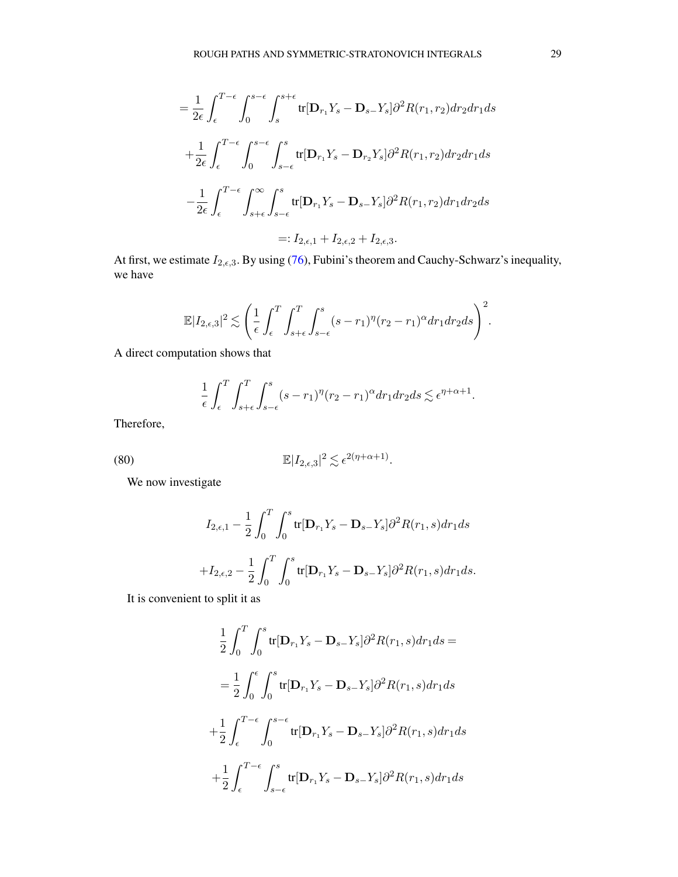$$
= \frac{1}{2\epsilon} \int_{\epsilon}^{T-\epsilon} \int_0^{s-\epsilon} \int_s^{s+\epsilon} \text{tr}[\mathbf{D}_{r_1} Y_s - \mathbf{D}_{s-} Y_s] \partial^2 R(r_1, r_2) dr_2 dr_1 ds
$$

$$
+ \frac{1}{2\epsilon} \int_{\epsilon}^{T-\epsilon} \int_0^{s-\epsilon} \int_{s-\epsilon}^{s} \text{tr}[\mathbf{D}_{r_1} Y_s - \mathbf{D}_{r_2} Y_s] \partial^2 R(r_1, r_2) dr_2 dr_1 ds
$$

$$
- \frac{1}{2\epsilon} \int_{\epsilon}^{T-\epsilon} \int_{s+\epsilon}^{\infty} \int_{s-\epsilon}^{s} \text{tr}[\mathbf{D}_{r_1} Y_s - \mathbf{D}_{s-} Y_s] \partial^2 R(r_1, r_2) dr_1 dr_2 ds
$$

$$
=: I_{2,\epsilon,1} + I_{2,\epsilon,2} + I_{2,\epsilon,3}.
$$

At first, we estimate $I_{2,\epsilon,3}$. By using (76), Fubini's theorem and Cauchy-Schwarz's inequality, we have

$$
\mathbb{E}|I_{2,\epsilon,3}|^2 \lesssim \left( \frac{1}{\epsilon} \int_{\epsilon}^{T} \int_{s+\epsilon}^{T} \int_{s-\epsilon}^{s} (s - r_1)^{\eta} (r_2 - r_1)^{\alpha} dr_1 dr_2 ds \right)^2.
$$

A direct computation shows that

$$
\frac{1}{\epsilon} \int_{\epsilon}^{T} \int_{s+\epsilon}^{T} \int_{s-\epsilon}^{s} (s - r_1)^{\eta} (r_2 - r_1)^{\alpha} dr_1 dr_2 ds \lesssim \epsilon^{\eta+\alpha+1}.
$$

Therefore,

$$
\mathbb{E}|I_{2,\epsilon,3}|^2 \lesssim \epsilon^{2(\eta+\alpha+1)}. \tag{80}
$$

We now investigate

$$
I_{2,\epsilon,1} - \frac{1}{2} \int_0^T \int_0^s \text{tr}[\mathbf{D}_{r_1} Y_s - \mathbf{D}_{s-} Y_s] \partial^2 R(r_1, s) dr_1 ds
$$

$$
+ I_{2,\epsilon,2} - \frac{1}{2} \int_0^T \int_0^s \text{tr}[\mathbf{D}_{r_1} Y_s - \mathbf{D}_{s-} Y_s] \partial^2 R(r_1, s) dr_1 ds.
$$

It is convenient to split it as

$$
\frac{1}{2} \int_0^T \int_0^s \text{tr}[\mathbf{D}_{r_1} Y_s - \mathbf{D}_{s-} Y_s] \partial^2 R(r_1, s) dr_1 ds =
$$

$$
= \frac{1}{2} \int_0^{\epsilon} \int_0^s \text{tr}[\mathbf{D}_{r_1} Y_s - \mathbf{D}_{s-} Y_s] \partial^2 R(r_1, s) dr_1 ds
$$

$$
+ \frac{1}{2} \int_{\epsilon}^{T-\epsilon} \int_0^{s-\epsilon} \text{tr}[\mathbf{D}_{r_1} Y_s - \mathbf{D}_{s-} Y_s] \partial^2 R(r_1, s) dr_1 ds
$$

$$
+ \frac{1}{2} \int_{\epsilon}^{T-\epsilon} \int_{s-\epsilon}^{s} \text{tr}[\mathbf{D}_{r_1} Y_s - \mathbf{D}_{s-} Y_s] \partial^2 R(r_1, s) dr_1 ds
$$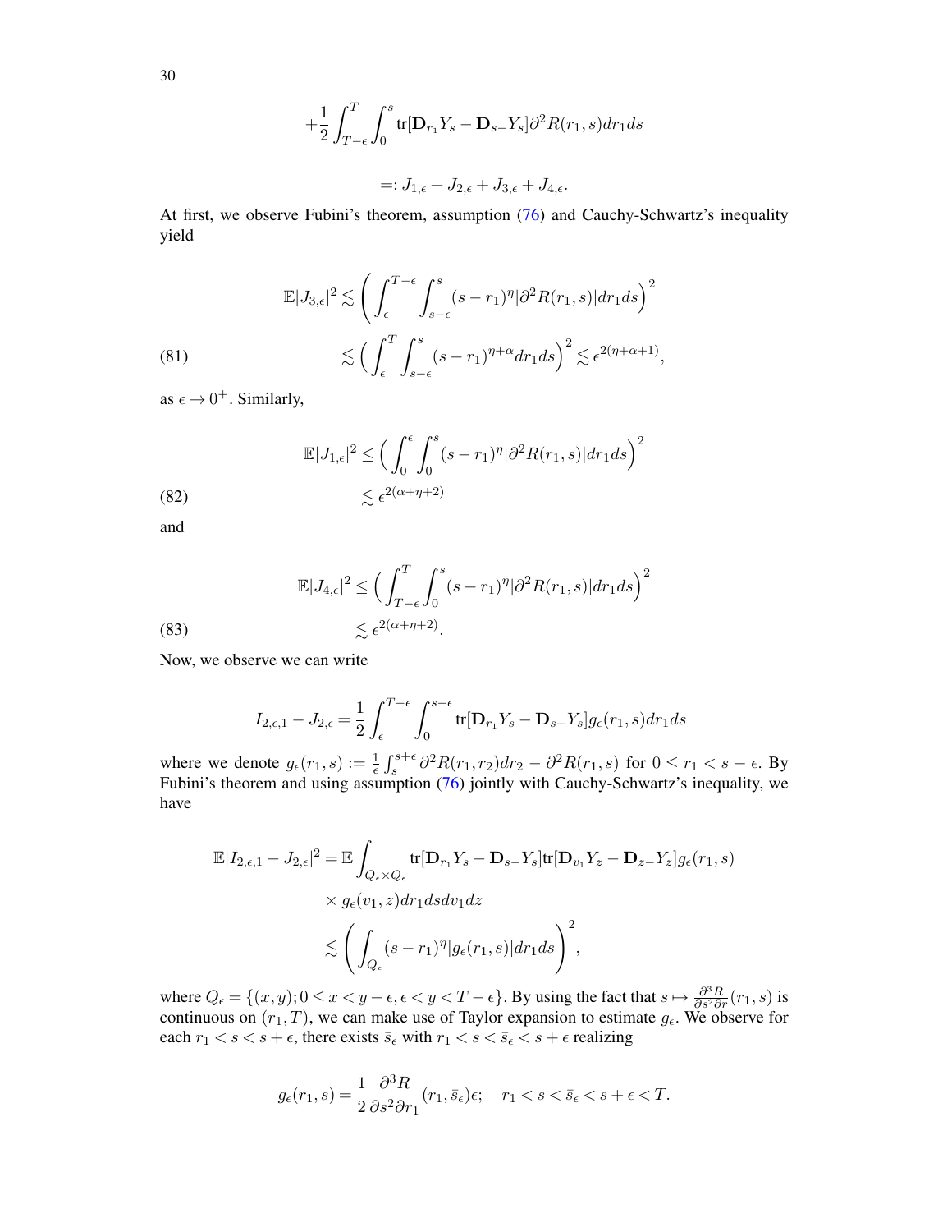$$+\frac{1}{2}\int_{T-\epsilon}^{T}\int_0^s \text{tr}[\mathbf{D}_{r_1}Y_s - \mathbf{D}_{s-}Y_s]\partial^2 R(r_1,s)dr_1 ds$$

$$=: J_{1,\epsilon} + J_{2,\epsilon} + J_{3,\epsilon} + J_{4,\epsilon}.$$

At first, we observe Fubini's theorem, assumption (76) and Cauchy-Schwartz's inequality yield

$$\begin{aligned}
\mathbb{E}|J_{3,\epsilon}|^2 &\lesssim \left(\int_{\epsilon}^{T-\epsilon}\int_{s-\epsilon}^{s}(s-r_1)^{\eta}|\partial^2 R(r_1,s)|dr_1 ds\right)^2 \\
&\lesssim \Big(\int_{\epsilon}^{T}\int_{s-\epsilon}^{s}(s-r_1)^{\eta+\alpha}dr_1 ds\Big)^2 \lesssim \epsilon^{2(\eta+\alpha+1)},
\end{aligned} \tag{81}$$

as $\epsilon \to 0^+$. Similarly,

$$\begin{aligned}
\mathbb{E}|J_{1,\epsilon}|^2 &\leq \Big(\int_0^{\epsilon}\int_0^s (s-r_1)^{\eta}|\partial^2 R(r_1,s)|dr_1 ds\Big)^2 \\
&\lesssim \epsilon^{2(\alpha+\eta+2)}
\end{aligned} \tag{82}$$

and

$$\begin{aligned}
\mathbb{E}|J_{4,\epsilon}|^2 &\leq \Big(\int_{T-\epsilon}^{T}\int_0^s (s-r_1)^{\eta}|\partial^2 R(r_1,s)|dr_1 ds\Big)^2 \\
&\lesssim \epsilon^{2(\alpha+\eta+2)}.
\end{aligned} \tag{83}$$

Now, we observe we can write

$$I_{2,\epsilon,1} - J_{2,\epsilon} = \frac{1}{2}\int_{\epsilon}^{T-\epsilon}\int_0^{s-\epsilon}\text{tr}[\mathbf{D}_{r_1}Y_s - \mathbf{D}_{s-}Y_s]g_\epsilon(r_1,s)dr_1 ds$$

where we denote $g_\epsilon(r_1,s) := \frac{1}{\epsilon}\int_s^{s+\epsilon}\partial^2 R(r_1,r_2)dr_2 - \partial^2 R(r_1,s)$ for $0 \leq r_1 < s-\epsilon$. By Fubini's theorem and using assumption (76) jointly with Cauchy-Schwartz's inequality, we have

$$\begin{aligned}
\mathbb{E}|I_{2,\epsilon,1} - J_{2,\epsilon}|^2 = &\,\mathbb{E}\int_{Q_\epsilon\times Q_\epsilon}\text{tr}[\mathbf{D}_{r_1}Y_s - \mathbf{D}_{s-}Y_s]\text{tr}[\mathbf{D}_{v_1}Y_z - \mathbf{D}_{z-}Y_z]g_\epsilon(r_1,s) \\
&\times g_\epsilon(v_1,z)dr_1 ds dv_1 dz \\
\lesssim &\left(\int_{Q_\epsilon}(s-r_1)^{\eta}|g_\epsilon(r_1,s)|dr_1 ds\right)^2,
\end{aligned}$$

where $Q_\epsilon = \{(x,y); 0 \leq x < y-\epsilon, \epsilon < y < T-\epsilon\}$. By using the fact that $s \mapsto \frac{\partial^3 R}{\partial s^2 \partial r}(r_1,s)$ is continuous on $(r_1,T)$, we can make use of Taylor expansion to estimate $g_\epsilon$. We observe for each $r_1 < s < s+\epsilon$, there exists $\bar{s}_\epsilon$ with $r_1 < s < \bar{s}_\epsilon < s+\epsilon$ realizing

$$g_\epsilon(r_1,s) = \frac{1}{2}\frac{\partial^3 R}{\partial s^2 \partial r_1}(r_1,\bar{s}_\epsilon)\epsilon; \quad r_1 < s < \bar{s}_\epsilon < s+\epsilon < T.$$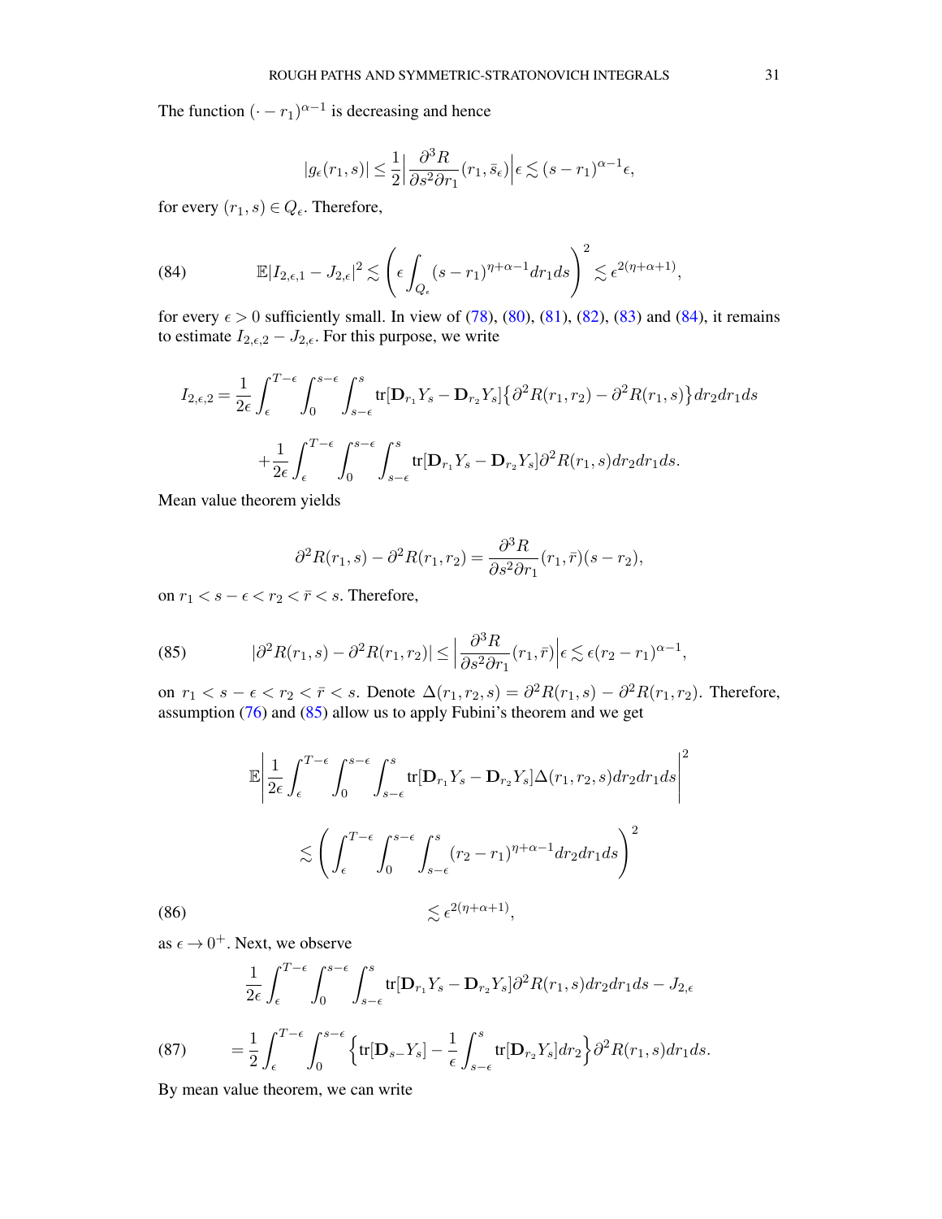The function $(\cdot - r_1)^{\alpha-1}$ is decreasing and hence

$$|g_\epsilon(r_1,s)| \le \frac{1}{2}\Big|\frac{\partial^3 R}{\partial s^2 \partial r_1}(r_1,\bar{s}_\epsilon)\Big|\epsilon \lesssim (s-r_1)^{\alpha-1}\epsilon,$$

for every $(r_1,s)\in Q_\epsilon$. Therefore,

$$\mathbb{E}|I_{2,\epsilon,1} - J_{2,\epsilon}|^2 \lesssim \bigg(\epsilon \int_{Q_\epsilon}(s-r_1)^{\eta+\alpha-1}dr_1 ds\bigg)^2 \lesssim \epsilon^{2(\eta+\alpha+1)}, \tag{84}$$

for every $\epsilon > 0$ sufficiently small. In view of (78), (80), (81), (82), (83) and (84), it remains to estimate $I_{2,\epsilon,2} - J_{2,\epsilon}$. For this purpose, we write

$$I_{2,\epsilon,2} = \frac{1}{2\epsilon}\int_\epsilon^{T-\epsilon}\int_0^{s-\epsilon}\int_{s-\epsilon}^s \text{tr}[\mathbf{D}_{r_1}Y_s - \mathbf{D}_{r_2}Y_s]\big\{\partial^2 R(r_1,r_2) - \partial^2 R(r_1,s)\big\}dr_2 dr_1 ds$$

$$+\frac{1}{2\epsilon}\int_\epsilon^{T-\epsilon}\int_0^{s-\epsilon}\int_{s-\epsilon}^s \text{tr}[\mathbf{D}_{r_1}Y_s - \mathbf{D}_{r_2}Y_s]\partial^2 R(r_1,s)dr_2 dr_1 ds.$$

Mean value theorem yields

$$\partial^2 R(r_1,s) - \partial^2 R(r_1,r_2) = \frac{\partial^3 R}{\partial s^2 \partial r_1}(r_1,\bar{r})(s-r_2),$$

on $r_1 < s-\epsilon < r_2 < \bar{r} < s$. Therefore,

$$|\partial^2 R(r_1,s) - \partial^2 R(r_1,r_2)| \le \Big|\frac{\partial^3 R}{\partial s^2 \partial r_1}(r_1,\bar{r})\Big|\epsilon \lesssim \epsilon (r_2-r_1)^{\alpha-1}, \tag{85}$$

on $r_1 < s-\epsilon < r_2 < \bar{r} < s$. Denote $\Delta(r_1,r_2,s) = \partial^2 R(r_1,s) - \partial^2 R(r_1,r_2)$. Therefore, assumption (76) and (85) allow us to apply Fubini's theorem and we get

$$\mathbb{E}\bigg|\frac{1}{2\epsilon}\int_\epsilon^{T-\epsilon}\int_0^{s-\epsilon}\int_{s-\epsilon}^s \text{tr}[\mathbf{D}_{r_1}Y_s - \mathbf{D}_{r_2}Y_s]\Delta(r_1,r_2,s)dr_2 dr_1 ds\bigg|^2$$

$$\lesssim \bigg(\int_\epsilon^{T-\epsilon}\int_0^{s-\epsilon}\int_{s-\epsilon}^s (r_2-r_1)^{\eta+\alpha-1}dr_2 dr_1 ds\bigg)^2$$

$$\lesssim \epsilon^{2(\eta+\alpha+1)}, \tag{86}$$

as $\epsilon \to 0^+$. Next, we observe

$$\frac{1}{2\epsilon}\int_\epsilon^{T-\epsilon}\int_0^{s-\epsilon}\int_{s-\epsilon}^s \text{tr}[\mathbf{D}_{r_1}Y_s - \mathbf{D}_{r_2}Y_s]\partial^2 R(r_1,s)dr_2 dr_1 ds - J_{2,\epsilon}$$

$$= \frac{1}{2}\int_\epsilon^{T-\epsilon}\int_0^{s-\epsilon}\Big\{\text{tr}[\mathbf{D}_{s-}Y_s] - \frac{1}{\epsilon}\int_{s-\epsilon}^s \text{tr}[\mathbf{D}_{r_2}Y_s]dr_2\Big\}\partial^2 R(r_1,s)dr_1 ds. \tag{87}$$

By mean value theorem, we can write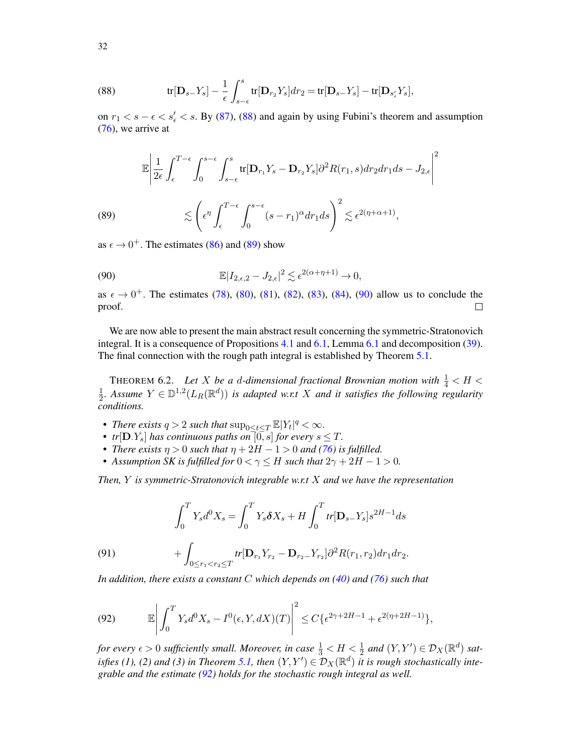$$
\text{tr}[\mathbf{D}_{s-}Y_s] - \frac{1}{\epsilon}\int_{s-\epsilon}^{s} \text{tr}[\mathbf{D}_{r_2}Y_s]dr_2 = \text{tr}[\mathbf{D}_{s-}Y_s] - \text{tr}[\mathbf{D}_{s'_\epsilon}Y_s], \tag{88}
$$

on $r_1 < s-\epsilon < s'_\epsilon < s$. By (87), (88) and again by using Fubini's theorem and assumption (76), we arrive at

$$
\mathbb{E}\Bigg|\frac{1}{2\epsilon}\int_\epsilon^{T-\epsilon}\int_0^{s-\epsilon}\int_{s-\epsilon}^{s} \text{tr}[\mathbf{D}_{r_1}Y_s - \mathbf{D}_{r_2}Y_s]\partial^2 R(r_1,s)dr_2 dr_1 ds - J_{2,\epsilon}\Bigg|^2
$$

$$
\lesssim \left(\epsilon^\eta \int_\epsilon^{T-\epsilon}\int_0^{s-\epsilon}(s-r_1)^\alpha dr_1 ds\right)^2 \lesssim \epsilon^{2(\eta+\alpha+1)}, \tag{89}
$$

as $\epsilon \to 0^+$. The estimates (86) and (89) show

$$
\mathbb{E}|I_{2,\epsilon,2} - J_{2,\epsilon}|^2 \lesssim \epsilon^{2(\alpha+\eta+1)} \to 0, \tag{90}
$$

as $\epsilon \to 0^+$. The estimates (78), (80), (81), (82), (83), (84), (90) allow us to conclude the proof. $\square$

We are now able to present the main abstract result concerning the symmetric-Stratonovich integral. It is a consequence of Propositions 4.1 and 6.1, Lemma 6.1 and decomposition (39). The final connection with the rough path integral is established by Theorem 5.1.

THEOREM 6.2. *Let $X$ be a $d$-dimensional fractional Brownian motion with $\frac{1}{4} < H < \frac{1}{2}$. Assume $Y \in \mathbb{D}^{1,2}(L_R(\mathbb{R}^d))$ is adapted w.r.t $X$ and it satisfies the following regularity conditions.*

- *There exists $q > 2$ such that $\sup_{0\le t\le T}\mathbb{E}|Y_t|^q < \infty$.*
- *$tr[\mathbf{D}_\cdot Y_s]$ has continuous paths on $[0,s]$ for every $s \le T$.*
- *There exists $\eta > 0$ such that $\eta + 2H - 1 > 0$ and (76) is fulfilled.*
- *Assumption SK is fulfilled for $0 < \gamma \le H$ such that $2\gamma + 2H - 1 > 0$.*

*Then, $Y$ is symmetric-Stratonovich integrable w.r.t $X$ and we have the representation*

$$
\int_0^T Y_s d^0 X_s = \int_0^T Y_s \boldsymbol{\delta} X_s + H\int_0^T tr[\mathbf{D}_{s-}Y_s]s^{2H-1}ds
$$

$$
+ \int_{0\le r_1<r_2\le T} tr[\mathbf{D}_{r_1}Y_{r_2} - \mathbf{D}_{r_2-}Y_{r_2}]\partial^2 R(r_1,r_2)dr_1dr_2. \tag{91}
$$

*In addition, there exists a constant $C$ which depends on (40) and (76) such that*

$$
\mathbb{E}\left|\int_0^T Y_s d^0 X_s - I^0(\epsilon, Y, dX)(T)\right|^2 \le C\{\epsilon^{2\gamma+2H-1} + \epsilon^{2(\eta+2H-1)}\}, \tag{92}
$$

*for every $\epsilon > 0$ sufficiently small. Moreover, in case $\frac{1}{3} < H < \frac{1}{2}$ and $(Y, Y') \in \mathcal{D}_X(\mathbb{R}^d)$ satisfies (1), (2) and (3) in Theorem 5.1, then $(Y, Y') \in \mathcal{D}_X(\mathbb{R}^d)$ it is rough stochastically integrable and the estimate (92) holds for the stochastic rough integral as well.*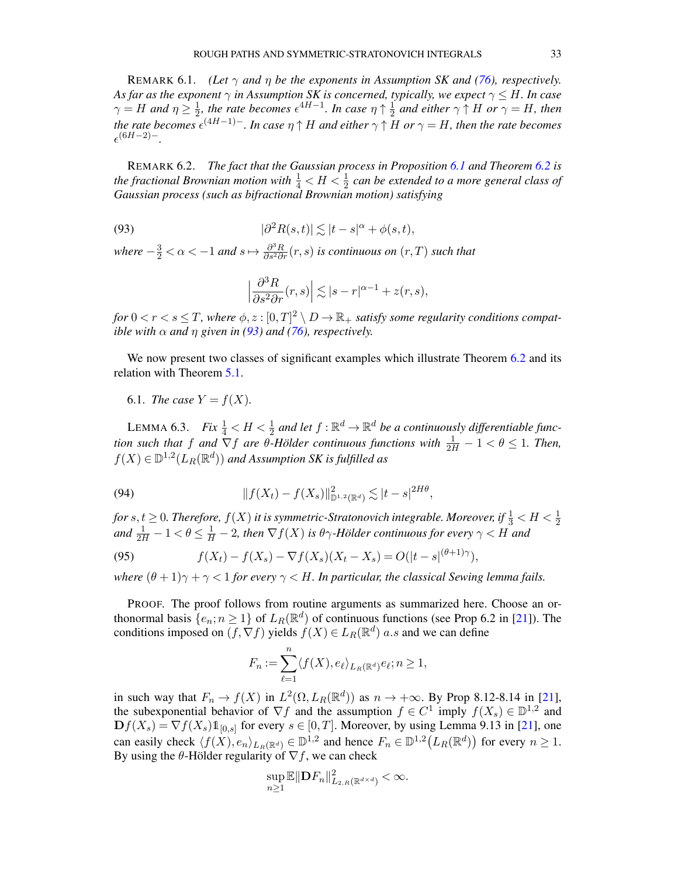REMARK 6.1. *(Let $\gamma$ and $\eta$ be the exponents in Assumption SK and (76), respectively. As far as the exponent $\gamma$ in Assumption SK is concerned, typically, we expect $\gamma \le H$. In case $\gamma = H$ and $\eta \ge \frac{1}{2}$, the rate becomes $\epsilon^{4H-1}$. In case $\eta \uparrow \frac{1}{2}$ and either $\gamma \uparrow H$ or $\gamma = H$, then the rate becomes $\epsilon^{(4H-1)-}$. In case $\eta \uparrow H$ and either $\gamma \uparrow H$ or $\gamma = H$, then the rate becomes $\epsilon^{(6H-2)-}$.*

REMARK 6.2. *The fact that the Gaussian process in Proposition 6.1 and Theorem 6.2 is the fractional Brownian motion with $\frac{1}{4} < H < \frac{1}{2}$ can be extended to a more general class of Gaussian process (such as bifractional Brownian motion) satisfying*

$$|\partial^2 R(s,t)| \lesssim |t-s|^{\alpha} + \phi(s,t), \tag{93}$$

*where $-\frac{3}{2} < \alpha < -1$ and $s \mapsto \frac{\partial^3 R}{\partial s^2 \partial r}(r,s)$ is continuous on $(r,T)$ such that*

$$\Big|\frac{\partial^3 R}{\partial s^2 \partial r}(r,s)\Big| \lesssim |s-r|^{\alpha-1} + z(r,s),$$

*for $0 < r < s \le T$, where $\phi, z : [0,T]^2 \setminus D \to \mathbb{R}_+$ satisfy some regularity conditions compatible with $\alpha$ and $\eta$ given in (93) and (76), respectively.*

We now present two classes of significant examples which illustrate Theorem 6.2 and its relation with Theorem 5.1.

6.1. *The case $Y = f(X)$.*

LEMMA 6.3. *Fix $\frac{1}{4} < H < \frac{1}{2}$ and let $f : \mathbb{R}^d \to \mathbb{R}^d$ be a continuously differentiable function such that $f$ and $\nabla f$ are $\theta$-Hölder continuous functions with $\frac{1}{2H} - 1 < \theta \le 1$. Then, $f(X) \in \mathbb{D}^{1,2}(L_R(\mathbb{R}^d))$ and Assumption SK is fulfilled as*

$$\|f(X_t) - f(X_s)\|^2_{\mathbb{D}^{1,2}(\mathbb{R}^d)} \lesssim |t-s|^{2H\theta}, \tag{94}$$

*for $s,t \ge 0$. Therefore, $f(X)$ it is symmetric-Stratonovich integrable. Moreover, if $\frac{1}{3} < H < \frac{1}{2}$ and $\frac{1}{2H} - 1 < \theta \le \frac{1}{H} - 2$, then $\nabla f(X)$ is $\theta\gamma$-Hölder continuous for every $\gamma < H$ and*

$$f(X_t) - f(X_s) - \nabla f(X_s)(X_t - X_s) = O(|t-s|^{(\theta+1)\gamma}), \tag{95}$$

*where $(\theta+1)\gamma + \gamma < 1$ for every $\gamma < H$. In particular, the classical Sewing lemma fails.*

PROOF. The proof follows from routine arguments as summarized here. Choose an orthonormal basis $\{e_n; n \ge 1\}$ of $L_R(\mathbb{R}^d)$ of continuous functions (see Prop 6.2 in [21]). The conditions imposed on $(f, \nabla f)$ yields $f(X) \in L_R(\mathbb{R}^d)$ $a.s$ and we can define

$$F_n := \sum_{\ell=1}^{n} \langle f(X), e_\ell \rangle_{L_R(\mathbb{R}^d)} e_\ell; n \ge 1,$$

in such way that $F_n \to f(X)$ in $L^2(\Omega, L_R(\mathbb{R}^d))$ as $n \to +\infty$. By Prop 8.12-8.14 in [21], the subexponential behavior of $\nabla f$ and the assumption $f \in C^1$ imply $f(X_s) \in \mathbb{D}^{1,2}$ and $\mathbf{D} f(X_s) = \nabla f(X_s) \mathbb{1}_{[0,s]}$ for every $s \in [0,T]$. Moreover, by using Lemma 9.13 in [21], one can easily check $\langle f(X), e_n \rangle_{L_R(\mathbb{R}^d)} \in \mathbb{D}^{1,2}$ and hence $F_n \in \mathbb{D}^{1,2}\big(L_R(\mathbb{R}^d)\big)$ for every $n \ge 1$. By using the $\theta$-Hölder regularity of $\nabla f$, we can check

$$\sup_{n \ge 1} \mathbb{E}\|\mathbf{D} F_n\|^2_{L_{2,R}(\mathbb{R}^{d \times d})} < \infty.$$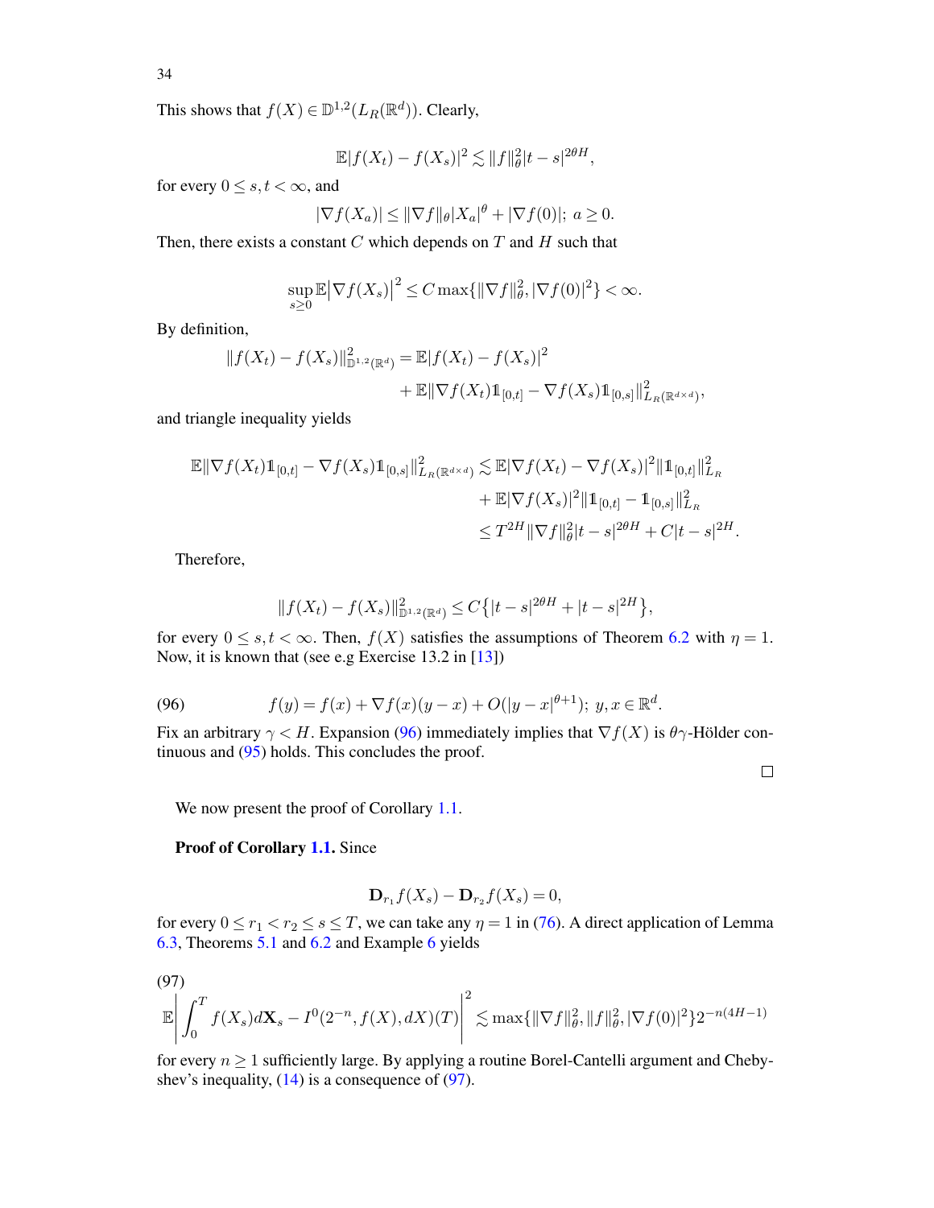This shows that $f(X) \in \mathbb{D}^{1,2}(L_R(\mathbb{R}^d))$. Clearly,

$$\mathbb{E}|f(X_t) - f(X_s)|^2 \lesssim \|f\|_\theta^2 |t-s|^{2\theta H},$$

for every $0 \le s, t < \infty$, and

$$|\nabla f(X_a)| \le \|\nabla f\|_\theta |X_a|^\theta + |\nabla f(0)|;\ a \ge 0.$$

Then, there exists a constant $C$ which depends on $T$ and $H$ such that

$$\sup_{s \ge 0} \mathbb{E}\big|\nabla f(X_s)\big|^2 \le C \max\{\|\nabla f\|_\theta^2, |\nabla f(0)|^2\} < \infty.$$

By definition,

$$\begin{aligned}\|f(X_t) - f(X_s)\|^2_{\mathbb{D}^{1,2}(\mathbb{R}^d)} &= \mathbb{E}|f(X_t) - f(X_s)|^2 \\ &\quad + \mathbb{E}\|\nabla f(X_t)\mathbb{1}_{[0,t]} - \nabla f(X_s)\mathbb{1}_{[0,s]}\|^2_{L_R(\mathbb{R}^{d\times d})},\end{aligned}$$

and triangle inequality yields

$$\begin{aligned}\mathbb{E}\|\nabla f(X_t)\mathbb{1}_{[0,t]} - \nabla f(X_s)\mathbb{1}_{[0,s]}\|^2_{L_R(\mathbb{R}^{d\times d})} &\lesssim \mathbb{E}|\nabla f(X_t) - \nabla f(X_s)|^2 \|\mathbb{1}_{[0,t]}\|^2_{L_R} \\ &\quad + \mathbb{E}|\nabla f(X_s)|^2 \|\mathbb{1}_{[0,t]} - \mathbb{1}_{[0,s]}\|^2_{L_R} \\ &\le T^{2H}\|\nabla f\|_\theta^2 |t-s|^{2\theta H} + C|t-s|^{2H}.\end{aligned}$$

Therefore,

$$\|f(X_t) - f(X_s)\|^2_{\mathbb{D}^{1,2}(\mathbb{R}^d)} \le C\big\{|t-s|^{2\theta H} + |t-s|^{2H}\big\},$$

for every $0 \le s, t < \infty$. Then, $f(X)$ satisfies the assumptions of Theorem 6.2 with $\eta = 1$. Now, it is known that (see e.g Exercise 13.2 in [13])

$$f(y) = f(x) + \nabla f(x)(y-x) + O(|y-x|^{\theta+1});\ y, x \in \mathbb{R}^d. \tag{96}$$

Fix an arbitrary $\gamma < H$. Expansion (96) immediately implies that $\nabla f(X)$ is $\theta\gamma$-Hölder continuous and (95) holds. This concludes the proof.

□

We now present the proof of Corollary 1.1.

**Proof of Corollary 1.1.** Since

$$\mathbf{D}_{r_1} f(X_s) - \mathbf{D}_{r_2} f(X_s) = 0,$$

for every $0 \le r_1 < r_2 \le s \le T$, we can take any $\eta = 1$ in (76). A direct application of Lemma 6.3, Theorems 5.1 and 6.2 and Example 6 yields

$$\mathbb{E}\left|\int_0^T f(X_s)d\mathbf{X}_s - I^0(2^{-n}, f(X), dX)(T)\right|^2 \lesssim \max\{\|\nabla f\|_\theta^2, \|f\|_\theta^2, |\nabla f(0)|^2\} 2^{-n(4H-1)} \tag{97}$$

for every $n \ge 1$ sufficiently large. By applying a routine Borel-Cantelli argument and Chebyshev's inequality, (14) is a consequence of (97).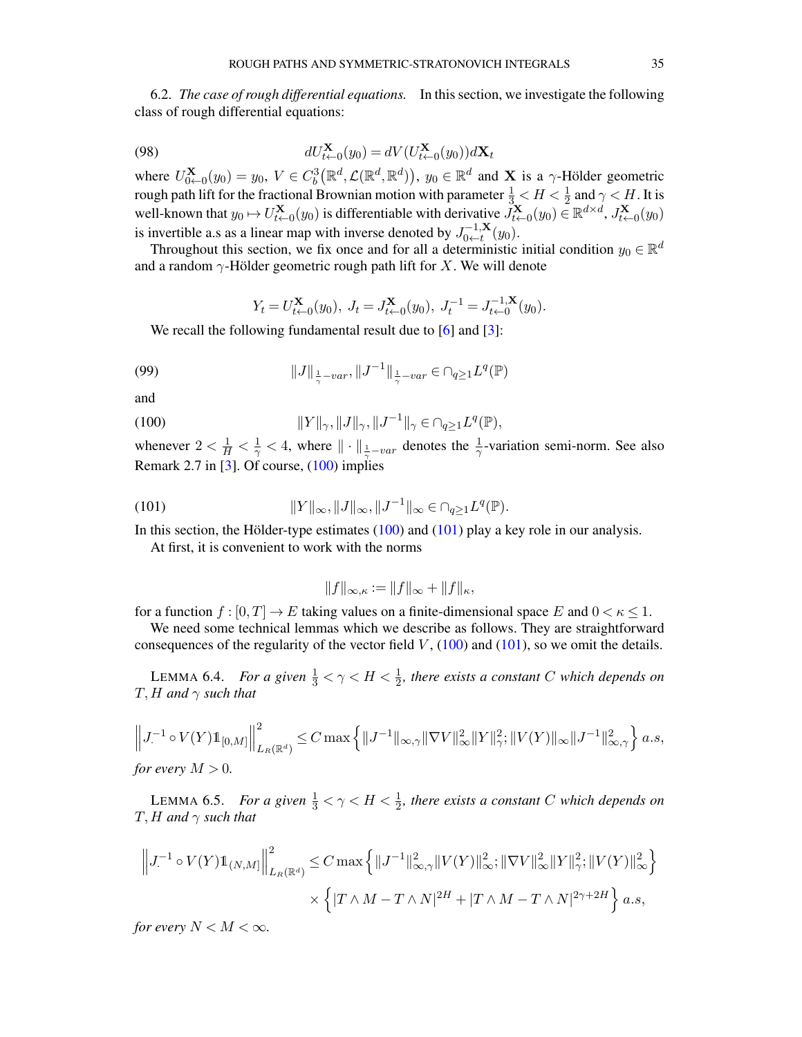6.2. *The case of rough differential equations.* In this section, we investigate the following class of rough differential equations:

$$dU^{\mathbf{X}}_{t\leftarrow 0}(y_0) = dV(U^{\mathbf{X}}_{t\leftarrow 0}(y_0))d\mathbf{X}_t \tag{98}$$

where $U^{\mathbf{X}}_{0\leftarrow 0}(y_0) = y_0$, $V \in C^3_b\big(\mathbb{R}^d, \mathcal{L}(\mathbb{R}^d, \mathbb{R}^d)\big)$, $y_0 \in \mathbb{R}^d$ and $\mathbf{X}$ is a $\gamma$-Hölder geometric rough path lift for the fractional Brownian motion with parameter $\frac{1}{3} < H < \frac{1}{2}$ and $\gamma < H$. It is well-known that $y_0 \mapsto U^{\mathbf{X}}_{t\leftarrow 0}(y_0)$ is differentiable with derivative $J^{\mathbf{X}}_{t\leftarrow 0}(y_0) \in \mathbb{R}^{d\times d}$, $J^{\mathbf{X}}_{t\leftarrow 0}(y_0)$ is invertible a.s as a linear map with inverse denoted by $J^{-1,\mathbf{X}}_{0\leftarrow t}(y_0)$.

Throughout this section, we fix once and for all a deterministic initial condition $y_0 \in \mathbb{R}^d$ and a random $\gamma$-Hölder geometric rough path lift for $X$. We will denote

$$Y_t = U^{\mathbf{X}}_{t\leftarrow 0}(y_0),\ J_t = J^{\mathbf{X}}_{t\leftarrow 0}(y_0),\ J^{-1}_t = J^{-1,\mathbf{X}}_{t\leftarrow 0}(y_0).$$

We recall the following fundamental result due to [6] and [3]:

$$\|J\|_{\frac{1}{\gamma}-var}, \|J^{-1}\|_{\frac{1}{\gamma}-var} \in \cap_{q\ge 1} L^q(\mathbb{P}) \tag{99}$$

and

$$\|Y\|_{\gamma}, \|J\|_{\gamma}, \|J^{-1}\|_{\gamma} \in \cap_{q\ge 1} L^q(\mathbb{P}), \tag{100}$$

whenever $2 < \frac{1}{H} < \frac{1}{\gamma} < 4$, where $\|\cdot\|_{\frac{1}{\gamma}-var}$ denotes the $\frac{1}{\gamma}$-variation semi-norm. See also Remark 2.7 in [3]. Of course, (100) implies

$$\|Y\|_{\infty}, \|J\|_{\infty}, \|J^{-1}\|_{\infty} \in \cap_{q\ge 1} L^q(\mathbb{P}). \tag{101}$$

In this section, the Hölder-type estimates (100) and (101) play a key role in our analysis.

At first, it is convenient to work with the norms

$$\|f\|_{\infty,\kappa} := \|f\|_{\infty} + \|f\|_{\kappa},$$

for a function $f : [0, T] \to E$ taking values on a finite-dimensional space $E$ and $0 < \kappa \le 1$.

We need some technical lemmas which we describe as follows. They are straightforward consequences of the regularity of the vector field $V$, (100) and (101), so we omit the details.

LEMMA 6.4. *For a given $\frac{1}{3} < \gamma < H < \frac{1}{2}$, there exists a constant $C$ which depends on $T, H$ and $\gamma$ such that*

$$\Big\| J^{-1}_{\cdot} \circ V(Y)1\!\!1_{[0,M]}\Big\|^2_{L_R(\mathbb{R}^d)} \le C \max\Big\{ \|J^{-1}\|_{\infty,\gamma}\|\nabla V\|^2_{\infty}\|Y\|^2_{\gamma}; \|V(Y)\|_{\infty}\|J^{-1}\|^2_{\infty,\gamma}\Big\}\ a.s,$$

*for every $M > 0$.*

LEMMA 6.5. *For a given $\frac{1}{3} < \gamma < H < \frac{1}{2}$, there exists a constant $C$ which depends on $T, H$ and $\gamma$ such that*

$$\Big\| J^{-1}_{\cdot} \circ V(Y)1\!\!1_{(N,M]}\Big\|^2_{L_R(\mathbb{R}^d)} \le C \max\Big\{ \|J^{-1}\|^2_{\infty,\gamma}\|V(Y)\|^2_{\infty}; \|\nabla V\|^2_{\infty}\|Y\|^2_{\gamma}; \|V(Y)\|^2_{\infty}\Big\}$$
$$\times \Big\{ |T\wedge M - T\wedge N|^{2H} + |T\wedge M - T\wedge N|^{2\gamma+2H}\Big\}\ a.s,$$

*for every $N < M < \infty$.*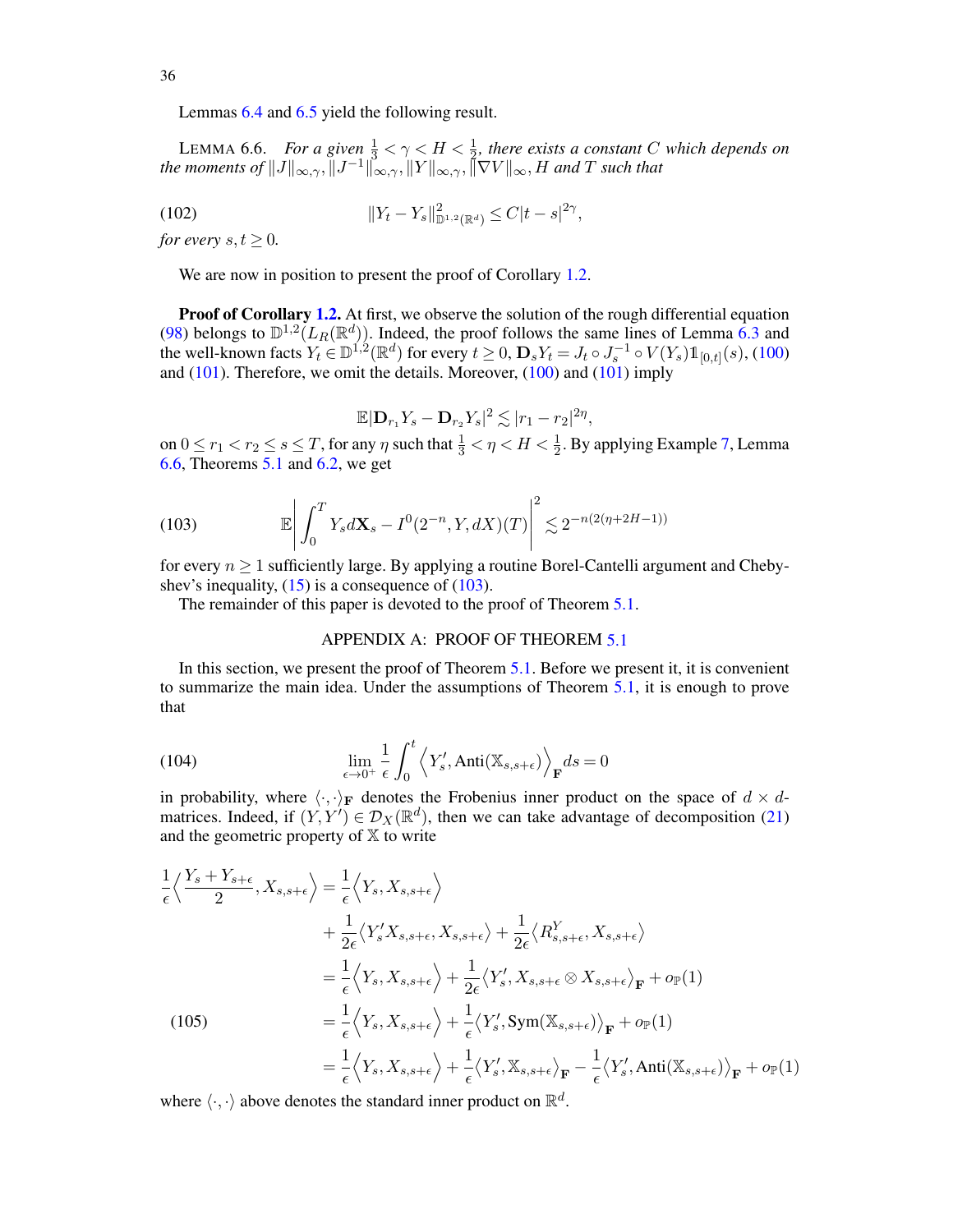Lemmas 6.4 and 6.5 yield the following result.

LEMMA 6.6. *For a given $\frac{1}{3} < \gamma < H < \frac{1}{2}$, there exists a constant $C$ which depends on the moments of $\|J\|_{\infty,\gamma}, \|J^{-1}\|_{\infty,\gamma}, \|Y\|_{\infty,\gamma}, \|\nabla V\|_\infty, H$ and $T$ such that*

$$\|Y_t - Y_s\|^2_{\mathbb{D}^{1,2}(\mathbb{R}^d)} \leq C|t-s|^{2\gamma}, \tag{102}$$

*for every $s,t \geq 0$.*

We are now in position to present the proof of Corollary 1.2.

**Proof of Corollary 1.2.** At first, we observe the solution of the rough differential equation (98) belongs to $\mathbb{D}^{1,2}(L_R(\mathbb{R}^d))$. Indeed, the proof follows the same lines of Lemma 6.3 and the well-known facts $Y_t \in \mathbb{D}^{1,2}(\mathbb{R}^d)$ for every $t \geq 0$, $\mathbf{D}_s Y_t = J_t \circ J_s^{-1} \circ V(Y_s) \mathbb{1}_{[0,t]}(s)$, (100) and (101). Therefore, we omit the details. Moreover, (100) and (101) imply

$$\mathbb{E}|\mathbf{D}_{r_1} Y_s - \mathbf{D}_{r_2} Y_s|^2 \lesssim |r_1 - r_2|^{2\eta},$$

on $0 \leq r_1 < r_2 \leq s \leq T$, for any $\eta$ such that $\frac{1}{3} < \eta < H < \frac{1}{2}$. By applying Example 7, Lemma 6.6, Theorems 5.1 and 6.2, we get

$$\mathbb{E}\left| \int_0^T Y_s d\mathbf{X}_s - I^0(2^{-n}, Y, dX)(T) \right|^2 \lesssim 2^{-n(2(\eta + 2H - 1))} \tag{103}$$

for every $n \geq 1$ sufficiently large. By applying a routine Borel-Cantelli argument and Chebyshev's inequality, (15) is a consequence of (103).

The remainder of this paper is devoted to the proof of Theorem 5.1.

## APPENDIX A: PROOF OF THEOREM 5.1

In this section, we present the proof of Theorem 5.1. Before we present it, it is convenient to summarize the main idea. Under the assumptions of Theorem 5.1, it is enough to prove that

$$\lim_{\epsilon \to 0^+} \frac{1}{\epsilon} \int_0^t \Big\langle Y'_s, \text{Anti}(\mathbb{X}_{s,s+\epsilon}) \Big\rangle_{\mathbf{F}} ds = 0 \tag{104}$$

in probability, where $\langle \cdot, \cdot \rangle_{\mathbf{F}}$ denotes the Frobenius inner product on the space of $d \times d$-matrices. Indeed, if $(Y, Y') \in \mathcal{D}_X(\mathbb{R}^d)$, then we can take advantage of decomposition (21) and the geometric property of $\mathbb{X}$ to write

$$\begin{aligned}
\frac{1}{\epsilon}\Big\langle \frac{Y_s + Y_{s+\epsilon}}{2}, X_{s,s+\epsilon} \Big\rangle &= \frac{1}{\epsilon}\Big\langle Y_s, X_{s,s+\epsilon} \Big\rangle \\
&\quad + \frac{1}{2\epsilon}\big\langle Y'_s X_{s,s+\epsilon}, X_{s,s+\epsilon} \big\rangle + \frac{1}{2\epsilon}\big\langle R^Y_{s,s+\epsilon}, X_{s,s+\epsilon} \big\rangle \\
&= \frac{1}{\epsilon}\Big\langle Y_s, X_{s,s+\epsilon} \Big\rangle + \frac{1}{2\epsilon}\big\langle Y'_s, X_{s,s+\epsilon} \otimes X_{s,s+\epsilon} \big\rangle_{\mathbf{F}} + o_{\mathbb{P}}(1) \\
&= \frac{1}{\epsilon}\Big\langle Y_s, X_{s,s+\epsilon} \Big\rangle + \frac{1}{\epsilon}\big\langle Y'_s, \text{Sym}(\mathbb{X}_{s,s+\epsilon}) \big\rangle_{\mathbf{F}} + o_{\mathbb{P}}(1) \\
&= \frac{1}{\epsilon}\Big\langle Y_s, X_{s,s+\epsilon} \Big\rangle + \frac{1}{\epsilon}\big\langle Y'_s, \mathbb{X}_{s,s+\epsilon} \big\rangle_{\mathbf{F}} - \frac{1}{\epsilon}\big\langle Y'_s, \text{Anti}(\mathbb{X}_{s,s+\epsilon}) \big\rangle_{\mathbf{F}} + o_{\mathbb{P}}(1)
\end{aligned} \tag{105}$$

where $\langle \cdot, \cdot \rangle$ above denotes the standard inner product on $\mathbb{R}^d$.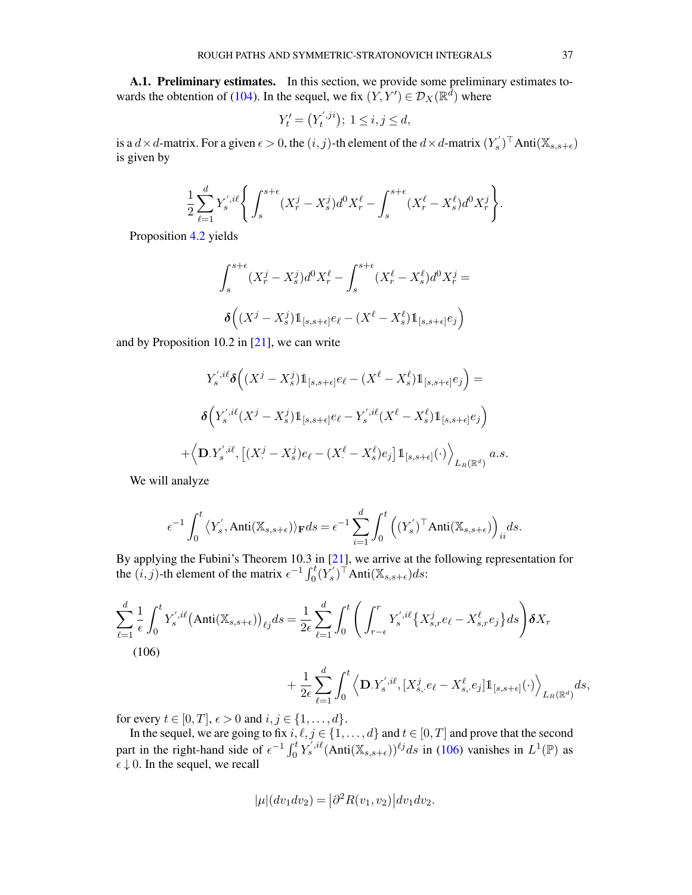**A.1. Preliminary estimates.** In this section, we provide some preliminary estimates towards the obtention of (104). In the sequel, we fix $(Y,Y') \in \mathcal{D}_X(\mathbb{R}^d)$ where

$$Y'_t = \big(Y_t^{',ji}\big);\ 1 \le i,j \le d,$$

is a $d\times d$-matrix. For a given $\epsilon > 0$, the $(i,j)$-th element of the $d\times d$-matrix $(Y'_s)^\top \text{Anti}(\mathbb{X}_{s,s+\epsilon})$ is given by

$$\frac{1}{2}\sum_{\ell=1}^d Y_s^{',i\ell}\Bigg\{\int_s^{s+\epsilon}(X_r^j - X_s^j)d^0X_r^\ell - \int_s^{s+\epsilon}(X_r^\ell - X_s^\ell)d^0X_r^j\Bigg\}.$$

Proposition 4.2 yields

$$\int_s^{s+\epsilon}(X_r^j - X_s^j)d^0X_r^\ell - \int_s^{s+\epsilon}(X_r^\ell - X_s^\ell)d^0X_r^j =$$

$$\boldsymbol{\delta}\Big((X^j - X_s^j)\mathbb{1}_{[s,s+\epsilon]}e_\ell - (X^\ell - X_s^\ell)\mathbb{1}_{[s,s+\epsilon]}e_j\Big)$$

and by Proposition 10.2 in [21], we can write

$$Y_s^{',i\ell}\boldsymbol{\delta}\Big((X^j - X_s^j)\mathbb{1}_{[s,s+\epsilon]}e_\ell - (X^\ell - X_s^\ell)\mathbb{1}_{[s,s+\epsilon]}e_j\Big) =$$

$$\boldsymbol{\delta}\Big(Y_s^{',i\ell}(X^j - X_s^j)\mathbb{1}_{[s,s+\epsilon]}e_\ell - Y_s^{',i\ell}(X^\ell - X_s^\ell)\mathbb{1}_{[s,s+\epsilon]}e_j\Big)$$

$$+\Big\langle \mathbf{D}_\cdot Y_s^{',i\ell}, \big[(X_\cdot^j - X_s^j)e_\ell - (X_\cdot^\ell - X_s^\ell)e_j\big]\mathbb{1}_{[s,s+\epsilon]}(\cdot)\Big\rangle_{L_R(\mathbb{R}^d)}\ a.s.$$

We will analyze

$$\epsilon^{-1}\int_0^t \langle Y'_s, \text{Anti}(\mathbb{X}_{s,s+\epsilon})\rangle_{\mathbf{F}}ds = \epsilon^{-1}\sum_{i=1}^d\int_0^t \Big((Y'_s)^\top \text{Anti}(\mathbb{X}_{s,s+\epsilon})\Big)_{ii}ds.$$

By applying the Fubini's Theorem 10.3 in [21], we arrive at the following representation for the $(i,j)$-th element of the matrix $\epsilon^{-1}\int_0^t (Y'_s)^\top \text{Anti}(\mathbb{X}_{s,s+\epsilon})ds$:

$$\sum_{\ell=1}^d \frac{1}{\epsilon}\int_0^t Y_s^{',i\ell}\big(\text{Anti}(\mathbb{X}_{s,s+\epsilon})\big)_{\ell j}ds = \frac{1}{2\epsilon}\sum_{\ell=1}^d\int_0^t\Bigg(\int_{r-\epsilon}^r Y_s^{',i\ell}\big\{X_{s,r}^j e_\ell - X_{s,r}^\ell e_j\big\}ds\Bigg)\boldsymbol{\delta}X_r \tag{106}$$

$$+\frac{1}{2\epsilon}\sum_{\ell=1}^d\int_0^t\Big\langle \mathbf{D}_\cdot Y_s^{',i\ell}, [X_{s,\cdot}^j e_\ell - X_{s,\cdot}^\ell e_j]\mathbb{1}_{[s,s+\epsilon]}(\cdot)\Big\rangle_{L_R(\mathbb{R}^d)}ds,$$

for every $t\in[0,T]$, $\epsilon>0$ and $i,j\in\{1,\ldots,d\}$.

In the sequel, we are going to fix $i,\ell,j\in\{1,\ldots,d\}$ and $t\in[0,T]$ and prove that the second part in the right-hand side of $\epsilon^{-1}\int_0^t Y_s^{',i\ell}(\text{Anti}(\mathbb{X}_{s,s+\epsilon}))^{\ell j}ds$ in (106) vanishes in $L^1(\mathbb{P})$ as $\epsilon\downarrow 0$. In the sequel, we recall

$$|\mu|(dv_1dv_2) = \big|\partial^2 R(v_1,v_2)\big|dv_1dv_2.$$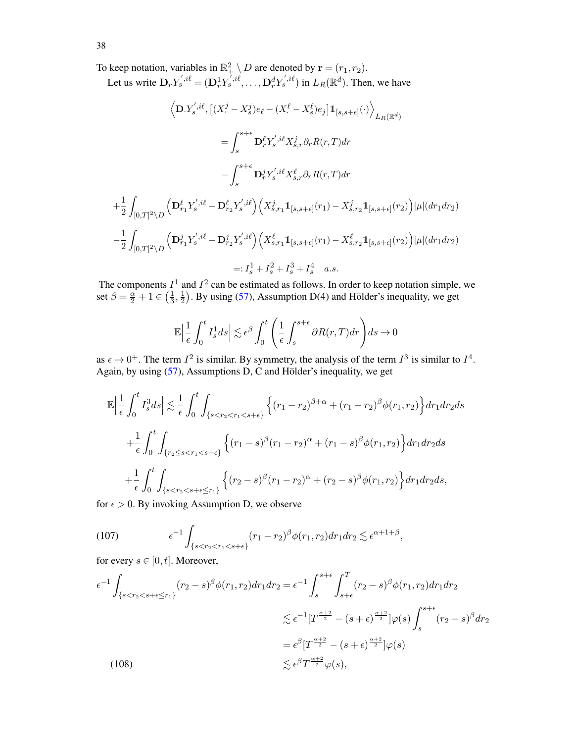To keep notation, variables in $\mathbb{R}^2_+ \setminus D$ are denoted by $\mathbf{r} = (r_1, r_2)$.

Let us write $\mathbf{D}_r Y_s^{',i\ell} = (\mathbf{D}_r^1 Y_s^{',i\ell}, \ldots, \mathbf{D}_r^d Y_s^{',i\ell})$ in $L_R(\mathbb{R}^d)$. Then, we have

$$
\begin{aligned}
&\Big\langle \mathbf{D}_\cdot Y_s^{',i\ell}, \big[(X_\cdot^j - X_s^j)e_\ell - (X_\cdot^\ell - X_s^\ell)e_j\big]\mathbb{1}_{[s,s+\epsilon]}(\cdot)\Big\rangle_{L_R(\mathbb{R}^d)} \\
&= \int_s^{s+\epsilon} \mathbf{D}_r^\ell Y_s^{',i\ell} X_{s,r}^j \partial_r R(r,T)dr \\
&\quad - \int_s^{s+\epsilon} \mathbf{D}_r^j Y_s^{',i\ell} X_{s,r}^\ell \partial_r R(r,T)dr \\
&+ \frac{1}{2}\int_{[0,T]^2\setminus D} \Big(\mathbf{D}_{r_1}^\ell Y_s^{',i\ell} - \mathbf{D}_{r_2}^\ell Y_s^{',i\ell}\Big)\Big(X_{s,r_1}^j \mathbb{1}_{[s,s+\epsilon]}(r_1) - X_{s,r_2}^j \mathbb{1}_{[s,s+\epsilon]}(r_2)\Big)|\mu|(dr_1dr_2) \\
&- \frac{1}{2}\int_{[0,T]^2\setminus D} \Big(\mathbf{D}_{r_1}^j Y_s^{',i\ell} - \mathbf{D}_{r_2}^j Y_s^{',i\ell}\Big)\Big(X_{s,r_1}^\ell \mathbb{1}_{[s,s+\epsilon]}(r_1) - X_{s,r_2}^\ell \mathbb{1}_{[s,s+\epsilon]}(r_2)\Big)|\mu|(dr_1dr_2) \\
&=: I_s^1 + I_s^2 + I_s^3 + I_s^4 \quad a.s.
\end{aligned}
$$

The components $I^1$ and $I^2$ can be estimated as follows. In order to keep notation simple, we set $\beta = \frac{\alpha}{2} + 1 \in \big(\frac{1}{3}, \frac{1}{2}\big)$. By using (57), Assumption D(4) and Hölder's inequality, we get

$$
\mathbb{E}\Big|\frac{1}{\epsilon}\int_0^t I_s^1 ds\Big| \lesssim \epsilon^\beta \int_0^t \left(\frac{1}{\epsilon}\int_s^{s+\epsilon} \partial R(r,T)dr\right)ds \to 0
$$

as $\epsilon \to 0^+$. The term $I^2$ is similar. By symmetry, the analysis of the term $I^3$ is similar to $I^4$. Again, by using (57), Assumptions D, C and Hölder's inequality, we get

$$
\begin{aligned}
\mathbb{E}\Big|\frac{1}{\epsilon}\int_0^t I_s^3 ds\Big| &\lesssim \frac{1}{\epsilon}\int_0^t \int_{\{s<r_2<r_1<s+\epsilon\}} \Big\{(r_1-r_2)^{\beta+\alpha} + (r_1-r_2)^\beta \phi(r_1,r_2)\Big\}dr_1dr_2ds \\
&+ \frac{1}{\epsilon}\int_0^t \int_{\{r_2\le s<r_1<s+\epsilon\}} \Big\{(r_1-s)^\beta (r_1-r_2)^\alpha + (r_1-s)^\beta \phi(r_1,r_2)\Big\}dr_1dr_2ds \\
&+ \frac{1}{\epsilon}\int_0^t \int_{\{s<r_2<s+\epsilon\le r_1\}} \Big\{(r_2-s)^\beta (r_1-r_2)^\alpha + (r_2-s)^\beta \phi(r_1,r_2)\Big\}dr_1dr_2ds,
\end{aligned}
$$

for $\epsilon > 0$. By invoking Assumption D, we observe

$$
\epsilon^{-1}\int_{\{s<r_2<r_1<s+\epsilon\}} (r_1-r_2)^\beta \phi(r_1,r_2)dr_1dr_2 \lesssim \epsilon^{\alpha+1+\beta}, \tag{107}
$$

for every $s \in [0,t]$. Moreover,

$$
\begin{aligned}
\epsilon^{-1}\int_{\{s<r_2<s+\epsilon\le r_1\}} (r_2-s)^\beta \phi(r_1,r_2)dr_1dr_2 &= \epsilon^{-1}\int_s^{s+\epsilon}\int_{s+\epsilon}^T (r_2-s)^\beta \phi(r_1,r_2)dr_1dr_2 \\
&\lesssim \epsilon^{-1}[T^{\frac{\alpha+2}{2}} - (s+\epsilon)^{\frac{\alpha+2}{2}}]\varphi(s)\int_s^{s+\epsilon}(r_2-s)^\beta dr_2 \\
&= \epsilon^\beta[T^{\frac{\alpha+2}{2}} - (s+\epsilon)^{\frac{\alpha+2}{2}}]\varphi(s) \\
&\lesssim \epsilon^\beta T^{\frac{\alpha+2}{2}}\varphi(s),
\end{aligned} \tag{108}
$$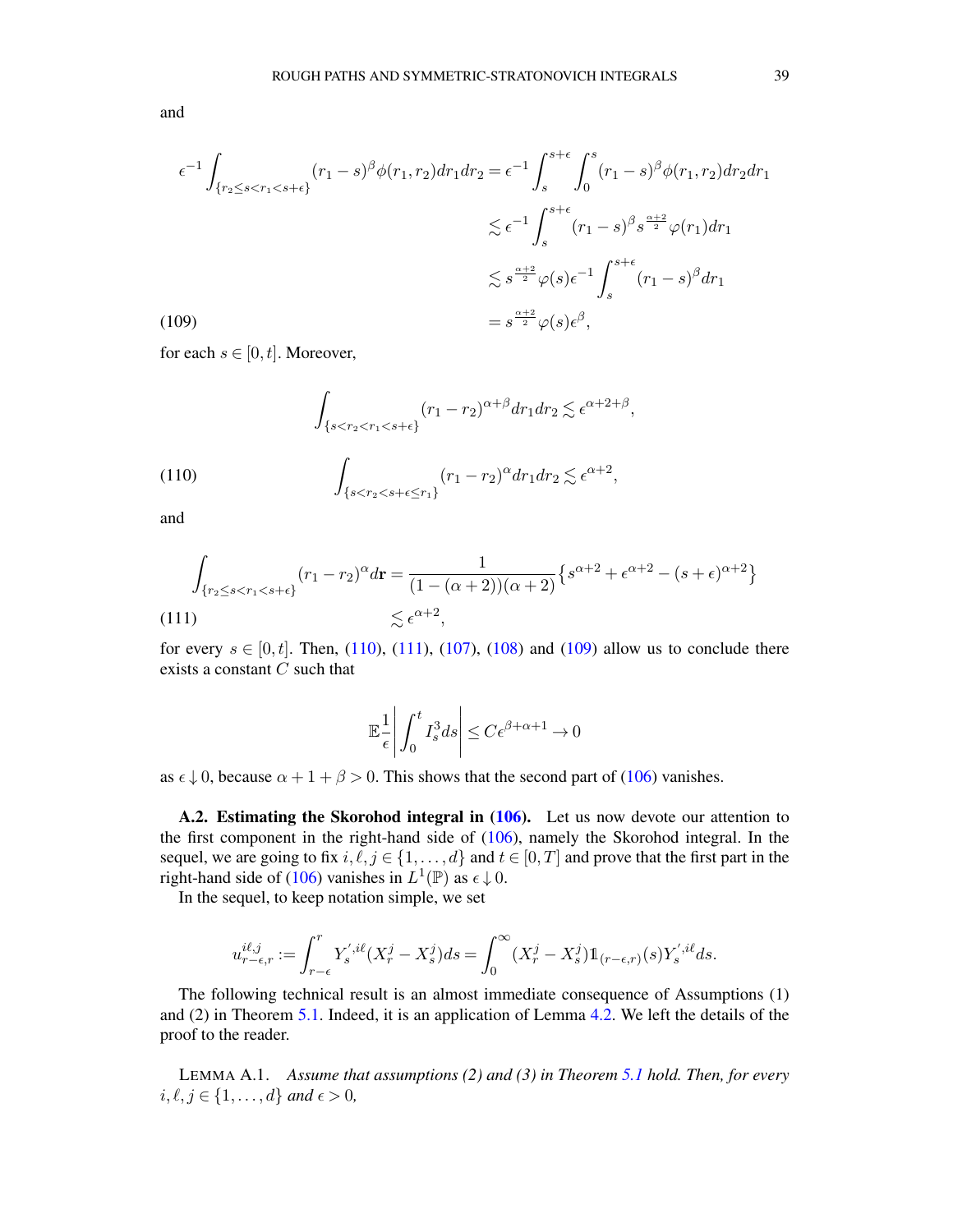and

$$
\begin{aligned}
\epsilon^{-1}\int_{\{r_2\le s<r_1<s+\epsilon\}}(r_1-s)^{\beta}\phi(r_1,r_2)dr_1dr_2 &= \epsilon^{-1}\int_s^{s+\epsilon}\int_0^s(r_1-s)^{\beta}\phi(r_1,r_2)dr_2dr_1\\
&\lesssim \epsilon^{-1}\int_s^{s+\epsilon}(r_1-s)^{\beta}s^{\frac{\alpha+2}{2}}\varphi(r_1)dr_1\\
&\lesssim s^{\frac{\alpha+2}{2}}\varphi(s)\epsilon^{-1}\int_s^{s+\epsilon}(r_1-s)^{\beta}dr_1\\
&= s^{\frac{\alpha+2}{2}}\varphi(s)\epsilon^{\beta}, \qquad (109)
\end{aligned}
$$

for each $s\in[0,t]$. Moreover,

$$
\begin{aligned}
&\int_{\{s<r_2<r_1<s+\epsilon\}}(r_1-r_2)^{\alpha+\beta}dr_1dr_2\lesssim \epsilon^{\alpha+2+\beta},\\
&\int_{\{s<r_2<s+\epsilon\le r_1\}}(r_1-r_2)^{\alpha}dr_1dr_2\lesssim \epsilon^{\alpha+2}, \qquad (110)
\end{aligned}
$$

and

$$
\begin{aligned}
\int_{\{r_2\le s<r_1<s+\epsilon\}}(r_1-r_2)^{\alpha}d\mathbf{r} &= \frac{1}{(1-(\alpha+2))(\alpha+2)}\big\{s^{\alpha+2}+\epsilon^{\alpha+2}-(s+\epsilon)^{\alpha+2}\big\}\\
&\lesssim \epsilon^{\alpha+2}, \qquad (111)
\end{aligned}
$$

for every $s\in[0,t]$. Then, (110), (111), (107), (108) and (109) allow us to conclude there exists a constant $C$ such that

$$
\mathbb{E}\frac{1}{\epsilon}\bigg|\int_0^t I_s^3 ds\bigg|\le C\epsilon^{\beta+\alpha+1}\to 0
$$

as $\epsilon\downarrow 0$, because $\alpha+1+\beta>0$. This shows that the second part of (106) vanishes.

**A.2. Estimating the Skorohod integral in (106).** Let us now devote our attention to the first component in the right-hand side of (106), namely the Skorohod integral. In the sequel, we are going to fix $i,\ell,j\in\{1,\dots,d\}$ and $t\in[0,T]$ and prove that the first part in the right-hand side of (106) vanishes in $L^1(\mathbb{P})$ as $\epsilon\downarrow 0$.

In the sequel, to keep notation simple, we set

$$
u^{i\ell,j}_{r-\epsilon,r}:=\int_{r-\epsilon}^{r}Y'^{,i\ell}_s(X^j_r-X^j_s)ds=\int_0^\infty (X^j_r-X^j_s)\mathbb{1}_{(r-\epsilon,r)}(s)Y'^{,i\ell}_s ds.
$$

The following technical result is an almost immediate consequence of Assumptions (1) and (2) in Theorem 5.1. Indeed, it is an application of Lemma 4.2. We left the details of the proof to the reader.

LEMMA A.1. *Assume that assumptions (2) and (3) in Theorem 5.1 hold. Then, for every $i,\ell,j\in\{1,\dots,d\}$ and $\epsilon>0$,*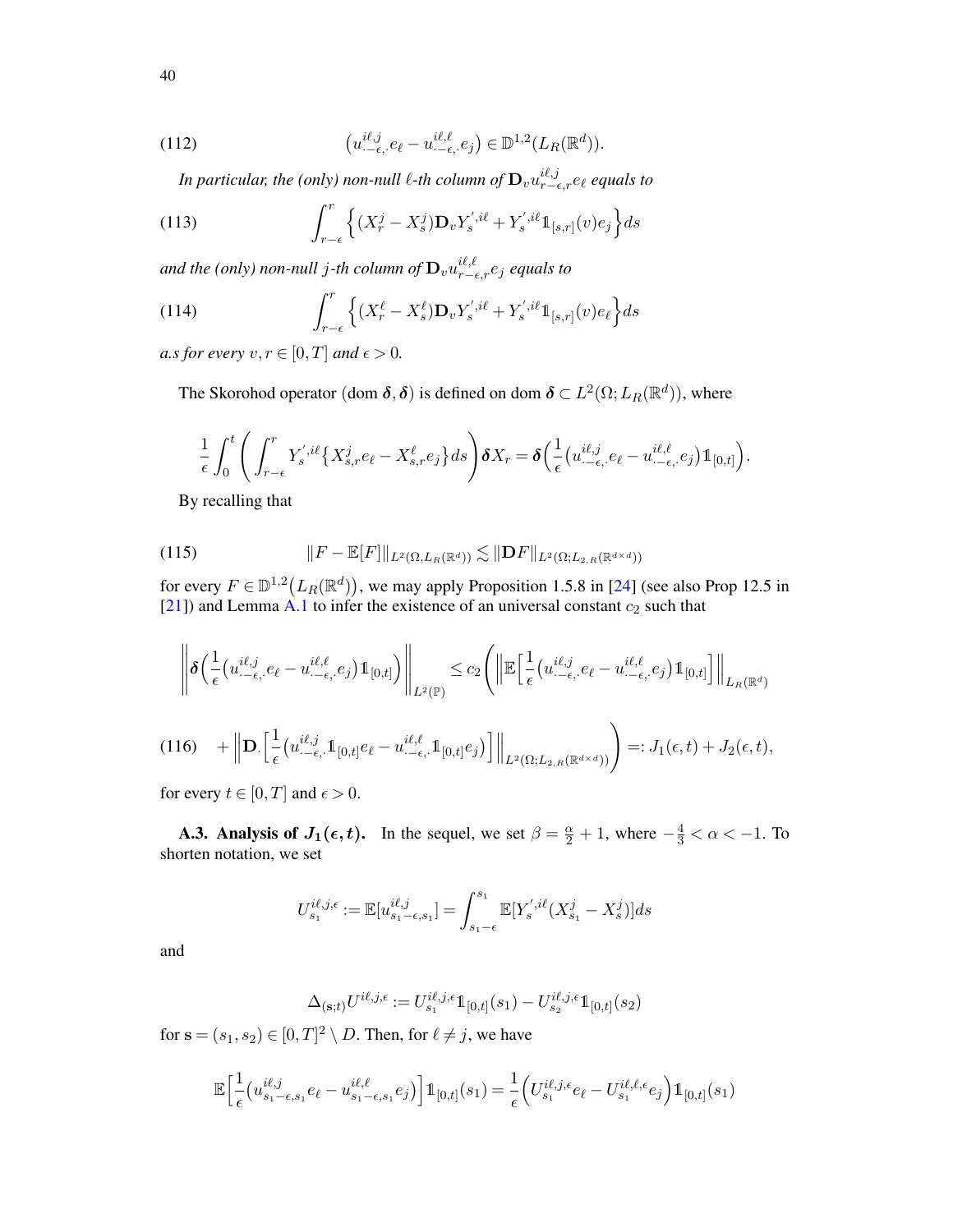$$
\left(u^{i\ell,j}_{\cdot-\epsilon,\cdot}e_\ell - u^{i\ell,\ell}_{\cdot-\epsilon,\cdot}e_j\right) \in \mathbb{D}^{1,2}(L_R(\mathbb{R}^d)). \tag{112}
$$

*In particular, the (only) non-null $\ell$-th column of $\mathbf{D}_v u^{i\ell,j}_{r-\epsilon,r}e_\ell$ equals to*

$$
\int_{r-\epsilon}^{r} \Big\{ (X^j_r - X^j_s)\mathbf{D}_v Y^{',i\ell}_s + Y^{',i\ell}_s \mathbb{1}_{[s,r]}(v) e_j \Big\} ds \tag{113}
$$

*and the (only) non-null $j$-th column of $\mathbf{D}_v u^{i\ell,\ell}_{r-\epsilon,r}e_j$ equals to*

$$
\int_{r-\epsilon}^{r} \Big\{ (X^\ell_r - X^\ell_s)\mathbf{D}_v Y^{',i\ell}_s + Y^{',i\ell}_s \mathbb{1}_{[s,r]}(v) e_\ell \Big\} ds \tag{114}
$$

*a.s for every $v, r \in [0,T]$ and $\epsilon > 0$.*

The Skorohod operator $(\text{dom}\,\boldsymbol{\delta}, \boldsymbol{\delta})$ is defined on $\text{dom}\,\boldsymbol{\delta} \subset L^2(\Omega; L_R(\mathbb{R}^d))$, where

$$
\frac{1}{\epsilon}\int_0^t \left( \int_{r-\epsilon}^{r} Y^{',i\ell}_s \big\{ X^j_{s,r}e_\ell - X^\ell_{s,r}e_j \big\} ds \right) \boldsymbol{\delta} X_r = \boldsymbol{\delta}\Big( \frac{1}{\epsilon}\big( u^{i\ell,j}_{\cdot-\epsilon,\cdot}e_\ell - u^{i\ell,\ell}_{\cdot-\epsilon,\cdot}e_j \big) \mathbb{1}_{[0,t]} \Big).
$$

By recalling that

$$
\|F - \mathbb{E}[F]\|_{L^2(\Omega, L_R(\mathbb{R}^d))} \lesssim \|\mathbf{D}F\|_{L^2(\Omega; L_{2,R}(\mathbb{R}^{d\times d}))} \tag{115}
$$

for every $F \in \mathbb{D}^{1,2}\big(L_R(\mathbb{R}^d)\big)$, we may apply Proposition 1.5.8 in [24] (see also Prop 12.5 in [21]) and Lemma A.1 to infer the existence of an universal constant $c_2$ such that

$$
\begin{aligned}
\bigg\| \boldsymbol{\delta}\Big( \frac{1}{\epsilon}\big( u^{i\ell,j}_{\cdot-\epsilon,\cdot}e_\ell - u^{i\ell,\ell}_{\cdot-\epsilon,\cdot}e_j \big) \mathbb{1}_{[0,t]} \Big) \bigg\|_{L^2(\mathbb{P})} &\le c_2 \Bigg( \Big\| \mathbb{E}\Big[ \frac{1}{\epsilon}\big( u^{i\ell,j}_{\cdot-\epsilon,\cdot}e_\ell - u^{i\ell,\ell}_{\cdot-\epsilon,\cdot}e_j \big) \mathbb{1}_{[0,t]} \Big] \Big\|_{L_R(\mathbb{R}^d)} \\
&+ \Big\| \mathbf{D}_\cdot \Big[ \frac{1}{\epsilon}\big( u^{i\ell,j}_{\cdot-\epsilon,\cdot}\mathbb{1}_{[0,t]}e_\ell - u^{i\ell,\ell}_{\cdot-\epsilon,\cdot}\mathbb{1}_{[0,t]}e_j \big) \Big] \Big\|_{L^2(\Omega; L_{2,R}(\mathbb{R}^{d\times d}))} \Bigg) =: J_1(\epsilon,t) + J_2(\epsilon,t),
\end{aligned} \tag{116}
$$

for every $t \in [0,T]$ and $\epsilon > 0$.

**A.3. Analysis of $J_1(\epsilon, t)$.** In the sequel, we set $\beta = \frac{\alpha}{2} + 1$, where $-\frac{4}{3} < \alpha < -1$. To shorten notation, we set

$$
U^{i\ell,j,\epsilon}_{s_1} := \mathbb{E}[u^{i\ell,j}_{s_1-\epsilon,s_1}] = \int_{s_1-\epsilon}^{s_1} \mathbb{E}[Y^{',i\ell}_s (X^j_{s_1} - X^j_s)] ds
$$

and

$$
\Delta_{(\mathbf{s};t)} U^{i\ell,j,\epsilon} := U^{i\ell,j,\epsilon}_{s_1}\mathbb{1}_{[0,t]}(s_1) - U^{i\ell,j,\epsilon}_{s_2}\mathbb{1}_{[0,t]}(s_2)
$$

for $\mathbf{s} = (s_1, s_2) \in [0,T]^2 \setminus D$. Then, for $\ell \neq j$, we have

$$
\mathbb{E}\Big[ \frac{1}{\epsilon}\big( u^{i\ell,j}_{s_1-\epsilon,s_1}e_\ell - u^{i\ell,\ell}_{s_1-\epsilon,s_1}e_j \big) \Big] \mathbb{1}_{[0,t]}(s_1) = \frac{1}{\epsilon}\Big( U^{i\ell,j,\epsilon}_{s_1}e_\ell - U^{i\ell,\ell,\epsilon}_{s_1}e_j \Big) \mathbb{1}_{[0,t]}(s_1)
$$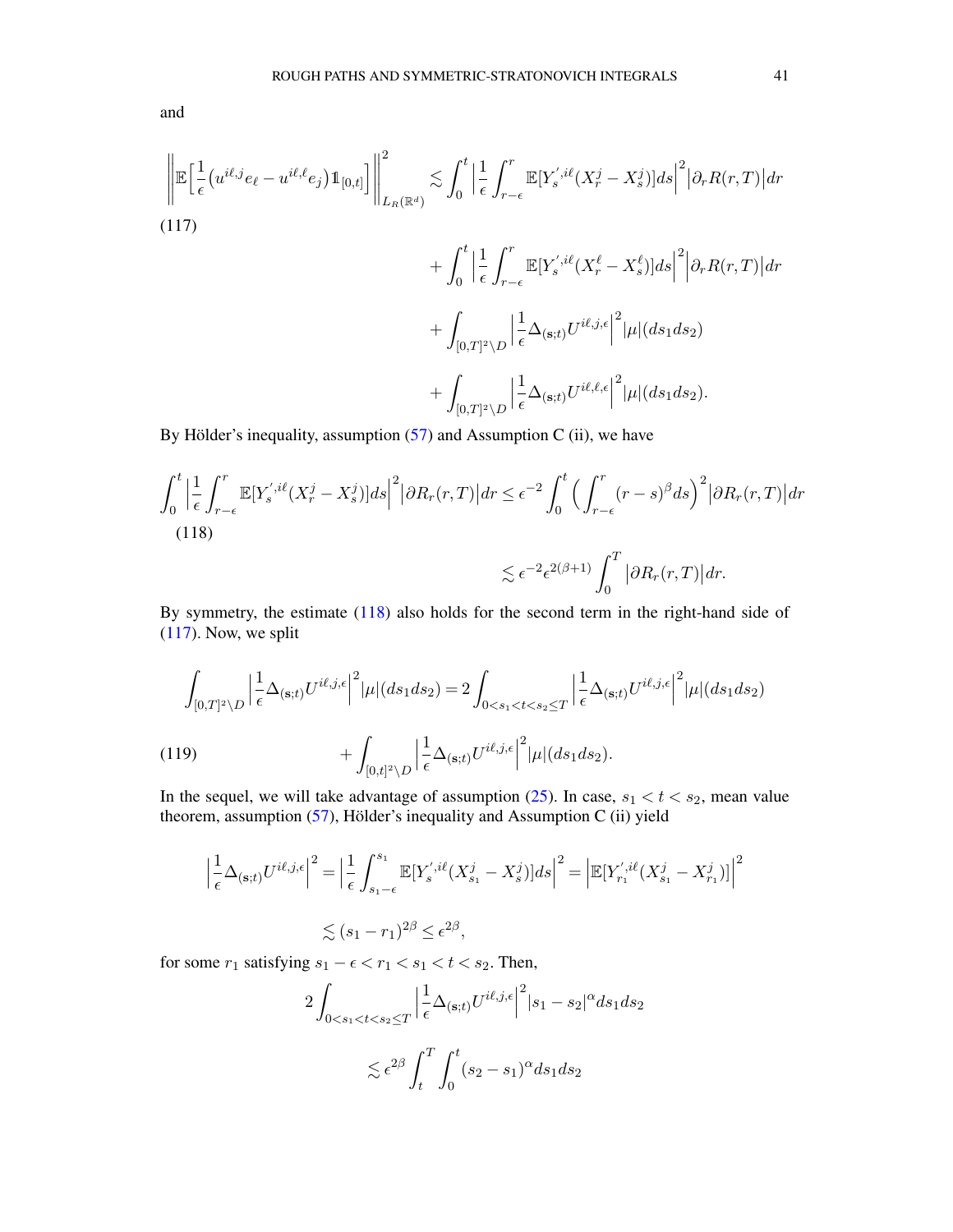and

$$
\begin{aligned}
\Big\|\mathbb{E}\Big[\frac{1}{\epsilon}\big(u^{i\ell,j}e_\ell - u^{i\ell,\ell}e_j\big)\mathbb{1}_{[0,t]}\Big]\Big\|^2_{L_R(\mathbb{R}^d)} &\lesssim \int_0^t \Big|\frac{1}{\epsilon}\int_{r-\epsilon}^r \mathbb{E}[Y_s^{',i\ell}(X_r^j - X_s^j)]ds\Big|^2\big|\partial_r R(r,T)\big|dr \\
&\quad + \int_0^t \Big|\frac{1}{\epsilon}\int_{r-\epsilon}^r \mathbb{E}[Y_s^{',i\ell}(X_r^\ell - X_s^\ell)]ds\Big|^2\big|\partial_r R(r,T)\big|dr \\
&\quad + \int_{[0,T]^2\setminus D}\Big|\frac{1}{\epsilon}\Delta_{(\mathbf{s};t)}U^{i\ell,j,\epsilon}\Big|^2|\mu|(ds_1ds_2) \\
&\quad + \int_{[0,T]^2\setminus D}\Big|\frac{1}{\epsilon}\Delta_{(\mathbf{s};t)}U^{i\ell,\ell,\epsilon}\Big|^2|\mu|(ds_1ds_2).
\end{aligned} \tag{117}
$$

By Hölder's inequality, assumption (57) and Assumption C (ii), we have

$$
\begin{aligned}
\int_0^t \Big|\frac{1}{\epsilon}\int_{r-\epsilon}^r \mathbb{E}[Y_s^{',i\ell}(X_r^j - X_s^j)]ds\Big|^2\big|\partial R_r(r,T)\big|dr &\leq \epsilon^{-2}\int_0^t\Big(\int_{r-\epsilon}^r (r-s)^\beta ds\Big)^2\big|\partial R_r(r,T)\big|dr \\
&\lesssim \epsilon^{-2}\epsilon^{2(\beta+1)}\int_0^T\big|\partial R_r(r,T)\big|dr.
\end{aligned} \tag{118}
$$

By symmetry, the estimate (118) also holds for the second term in the right-hand side of (117). Now, we split

$$
\begin{aligned}
\int_{[0,T]^2\setminus D}\Big|\frac{1}{\epsilon}\Delta_{(\mathbf{s};t)}U^{i\ell,j,\epsilon}\Big|^2|\mu|(ds_1ds_2) &= 2\int_{0<s_1<t<s_2\leq T}\Big|\frac{1}{\epsilon}\Delta_{(\mathbf{s};t)}U^{i\ell,j,\epsilon}\Big|^2|\mu|(ds_1ds_2) \\
&\quad + \int_{[0,t]^2\setminus D}\Big|\frac{1}{\epsilon}\Delta_{(\mathbf{s};t)}U^{i\ell,j,\epsilon}\Big|^2|\mu|(ds_1ds_2).
\end{aligned} \tag{119}
$$

In the sequel, we will take advantage of assumption (25). In case, $s_1 < t < s_2$, mean value theorem, assumption (57), Hölder's inequality and Assumption C (ii) yield

$$
\begin{aligned}
\Big|\frac{1}{\epsilon}\Delta_{(\mathbf{s};t)}U^{i\ell,j,\epsilon}\Big|^2 &= \Big|\frac{1}{\epsilon}\int_{s_1-\epsilon}^{s_1}\mathbb{E}[Y_s^{',i\ell}(X_{s_1}^j - X_s^j)]ds\Big|^2 = \Big|\mathbb{E}[Y_{r_1}^{',i\ell}(X_{s_1}^j - X_{r_1}^j)]\Big|^2 \\
&\lesssim (s_1 - r_1)^{2\beta} \leq \epsilon^{2\beta},
\end{aligned}
$$

for some $r_1$ satisfying $s_1 - \epsilon < r_1 < s_1 < t < s_2$. Then,

$$
\begin{aligned}
2\int_{0<s_1<t<s_2\leq T}\Big|\frac{1}{\epsilon}\Delta_{(\mathbf{s};t)}U^{i\ell,j,\epsilon}\Big|^2|s_1-s_2|^\alpha ds_1ds_2 \\
\lesssim \epsilon^{2\beta}\int_t^T\int_0^t (s_2-s_1)^\alpha ds_1ds_2
\end{aligned}
$$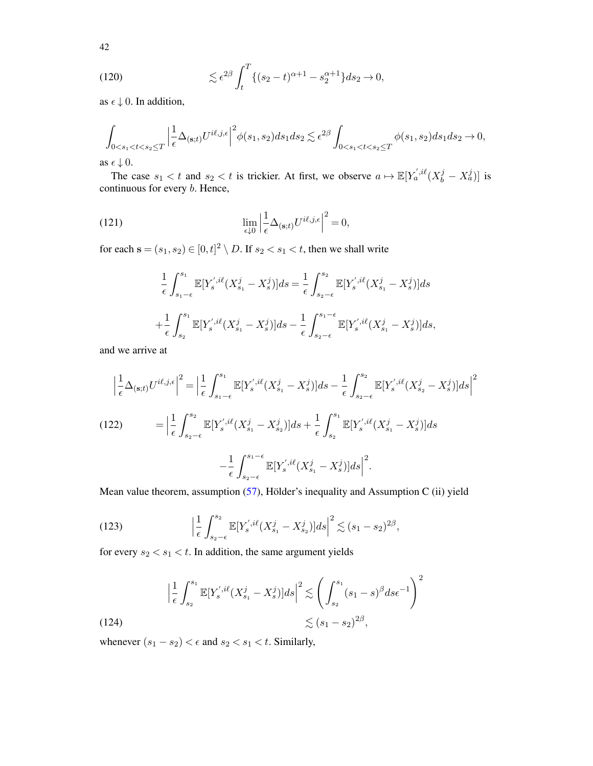$$\lesssim \epsilon^{2\beta} \int_t^T \{(s_2 - t)^{\alpha+1} - s_2^{\alpha+1}\} ds_2 \to 0, \tag{120}$$

as $\epsilon \downarrow 0$. In addition,

$$\int_{0<s_1<t<s_2\leq T} \Big| \frac{1}{\epsilon} \Delta_{(\mathbf{s};t)} U^{i\ell,j,\epsilon} \Big|^2 \phi(s_1,s_2) ds_1 ds_2 \lesssim \epsilon^{2\beta} \int_{0<s_1<t<s_2\leq T} \phi(s_1,s_2) ds_1 ds_2 \to 0,$$

as $\epsilon \downarrow 0$.

The case $s_1 < t$ and $s_2 < t$ is trickier. At first, we observe $a \mapsto \mathbb{E}[Y_a^{',i\ell}(X_b^j - X_a^j)]$ is continuous for every $b$. Hence,

$$\lim_{\epsilon \downarrow 0} \Big| \frac{1}{\epsilon} \Delta_{(\mathbf{s};t)} U^{i\ell,j,\epsilon} \Big|^2 = 0, \tag{121}$$

for each $\mathbf{s} = (s_1, s_2) \in [0,t]^2 \setminus D$. If $s_2 < s_1 < t$, then we shall write

$$\frac{1}{\epsilon} \int_{s_1-\epsilon}^{s_1} \mathbb{E}[Y_s^{',i\ell}(X_{s_1}^j - X_s^j)] ds = \frac{1}{\epsilon} \int_{s_2-\epsilon}^{s_2} \mathbb{E}[Y_s^{',i\ell}(X_{s_1}^j - X_s^j)] ds$$

$$+ \frac{1}{\epsilon} \int_{s_2}^{s_1} \mathbb{E}[Y_s^{',i\ell}(X_{s_1}^j - X_s^j)] ds - \frac{1}{\epsilon} \int_{s_2-\epsilon}^{s_1-\epsilon} \mathbb{E}[Y_s^{',i\ell}(X_{s_1}^j - X_s^j)] ds,$$

and we arrive at

$$\Big| \frac{1}{\epsilon} \Delta_{(\mathbf{s};t)} U^{i\ell,j,\epsilon} \Big|^2 = \Big| \frac{1}{\epsilon} \int_{s_1-\epsilon}^{s_1} \mathbb{E}[Y_s^{',i\ell}(X_{s_1}^j - X_s^j)] ds - \frac{1}{\epsilon} \int_{s_2-\epsilon}^{s_2} \mathbb{E}[Y_s^{',i\ell}(X_{s_2}^j - X_s^j)] ds \Big|^2$$

$$= \Big| \frac{1}{\epsilon} \int_{s_2-\epsilon}^{s_2} \mathbb{E}[Y_s^{',i\ell}(X_{s_1}^j - X_{s_2}^j)] ds + \frac{1}{\epsilon} \int_{s_2}^{s_1} \mathbb{E}[Y_s^{',i\ell}(X_{s_1}^j - X_s^j)] ds \tag{122}$$

$$- \frac{1}{\epsilon} \int_{s_2-\epsilon}^{s_1-\epsilon} \mathbb{E}[Y_s^{',i\ell}(X_{s_1}^j - X_s^j)] ds \Big|^2.$$

Mean value theorem, assumption (57), Hölder's inequality and Assumption C (ii) yield

$$\Big| \frac{1}{\epsilon} \int_{s_2-\epsilon}^{s_2} \mathbb{E}[Y_s^{',i\ell}(X_{s_1}^j - X_{s_2}^j)] ds \Big|^2 \lesssim (s_1 - s_2)^{2\beta}, \tag{123}$$

for every $s_2 < s_1 < t$. In addition, the same argument yields

$$\Big| \frac{1}{\epsilon} \int_{s_2}^{s_1} \mathbb{E}[Y_s^{',i\ell}(X_{s_1}^j - X_s^j)] ds \Big|^2 \lesssim \left( \int_{s_2}^{s_1} (s_1 - s)^{\beta} ds \epsilon^{-1} \right)^2$$

$$\lesssim (s_1 - s_2)^{2\beta}, \tag{124}$$

whenever $(s_1 - s_2) < \epsilon$ and $s_2 < s_1 < t$. Similarly,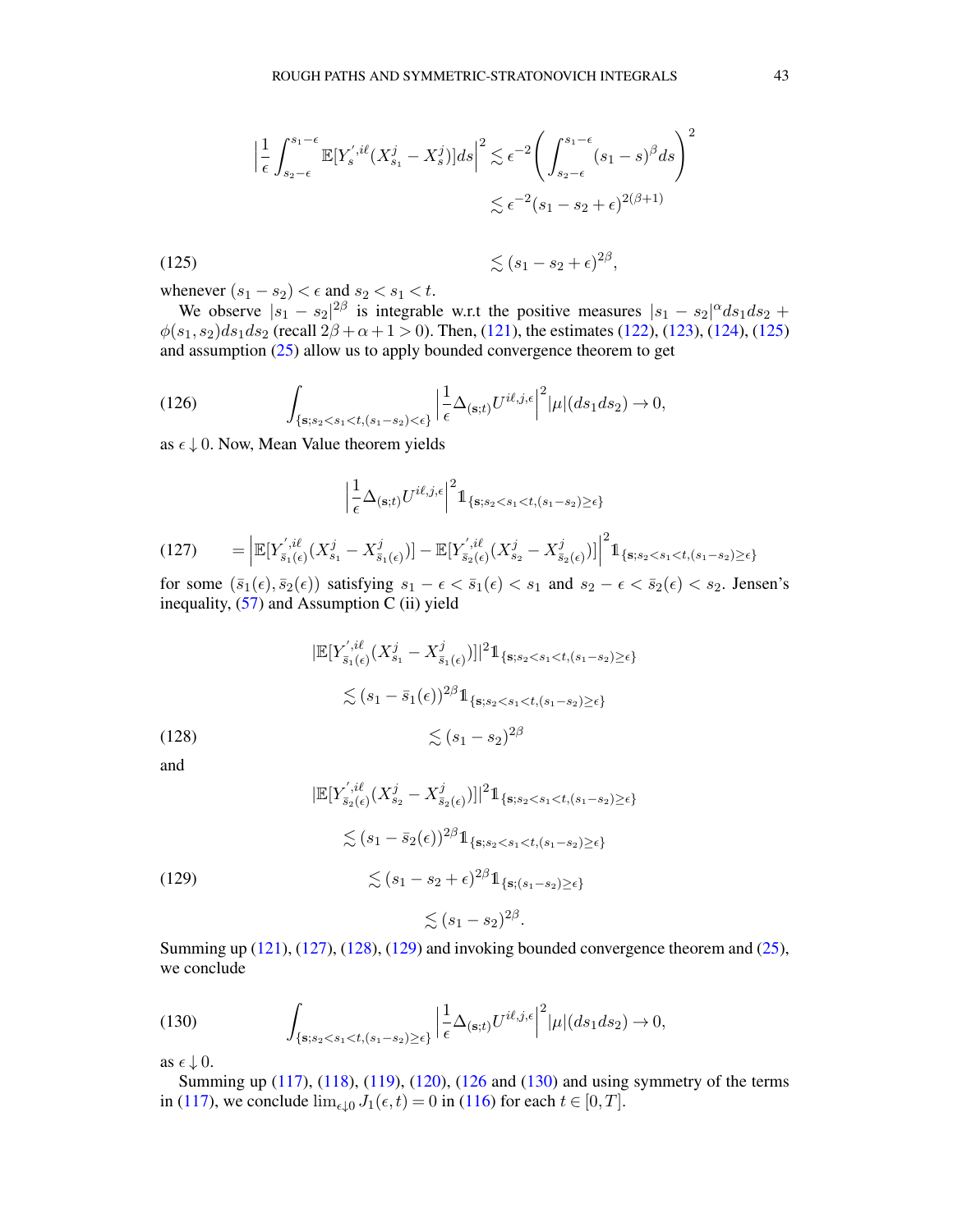$$\left|\frac{1}{\epsilon}\int_{s_2-\epsilon}^{s_1-\epsilon}\mathbb{E}[Y_s^{',i\ell}(X^j_{s_1}-X^j_s)]ds\right|^2 \lesssim \epsilon^{-2}\left(\int_{s_2-\epsilon}^{s_1-\epsilon}(s_1-s)^\beta ds\right)^2$$

$$\lesssim \epsilon^{-2}(s_1-s_2+\epsilon)^{2(\beta+1)}$$

$$\lesssim (s_1-s_2+\epsilon)^{2\beta}, \tag{125}$$

whenever $(s_1-s_2)<\epsilon$ and $s_2<s_1<t$.

We observe $|s_1-s_2|^{2\beta}$ is integrable w.r.t the positive measures $|s_1-s_2|^\alpha ds_1 ds_2 + \phi(s_1,s_2)ds_1ds_2$ (recall $2\beta+\alpha+1>0$). Then, (121), the estimates (122), (123), (124), (125) and assumption (25) allow us to apply bounded convergence theorem to get

$$\int_{\{\mathbf{s};s_2<s_1<t,(s_1-s_2)<\epsilon\}}\left|\frac{1}{\epsilon}\Delta_{(\mathbf{s};t)}U^{i\ell,j,\epsilon}\right|^2|\mu|(ds_1ds_2)\to 0, \tag{126}$$

as $\epsilon\downarrow 0$. Now, Mean Value theorem yields

$$\left|\frac{1}{\epsilon}\Delta_{(\mathbf{s};t)}U^{i\ell,j,\epsilon}\right|^2 \mathbb{1}_{\{\mathbf{s};s_2<s_1<t,(s_1-s_2)\geq\epsilon\}}$$

$$= \left|\mathbb{E}[Y^{',i\ell}_{\bar{s}_1(\epsilon)}(X^j_{s_1}-X^j_{\bar{s}_1(\epsilon)})]-\mathbb{E}[Y^{',i\ell}_{\bar{s}_2(\epsilon)}(X^j_{s_2}-X^j_{\bar{s}_2(\epsilon)})]\right|^2\mathbb{1}_{\{\mathbf{s};s_2<s_1<t,(s_1-s_2)\geq\epsilon\}} \tag{127}$$

for some $(\bar{s}_1(\epsilon),\bar{s}_2(\epsilon))$ satisfying $s_1-\epsilon<\bar{s}_1(\epsilon)<s_1$ and $s_2-\epsilon<\bar{s}_2(\epsilon)<s_2$. Jensen's inequality, (57) and Assumption C (ii) yield

$$|\mathbb{E}[Y^{',i\ell}_{\bar{s}_1(\epsilon)}(X^j_{s_1}-X^j_{\bar{s}_1(\epsilon)})]|^2\mathbb{1}_{\{\mathbf{s};s_2<s_1<t,(s_1-s_2)\geq\epsilon\}}$$

$$\lesssim (s_1-\bar{s}_1(\epsilon))^{2\beta}\mathbb{1}_{\{\mathbf{s};s_2<s_1<t,(s_1-s_2)\geq\epsilon\}}$$

$$\lesssim (s_1-s_2)^{2\beta} \tag{128}$$

and

$$|\mathbb{E}[Y^{',i\ell}_{\bar{s}_2(\epsilon)}(X^j_{s_2}-X^j_{\bar{s}_2(\epsilon)})]|^2\mathbb{1}_{\{\mathbf{s};s_2<s_1<t,(s_1-s_2)\geq\epsilon\}}$$

$$\lesssim (s_1-\bar{s}_2(\epsilon))^{2\beta}\mathbb{1}_{\{\mathbf{s};s_2<s_1<t,(s_1-s_2)\geq\epsilon\}}$$

$$\lesssim (s_1-s_2+\epsilon)^{2\beta}\mathbb{1}_{\{\mathbf{s};(s_1-s_2)\geq\epsilon\}} \tag{129}$$

$$\lesssim (s_1-s_2)^{2\beta}.$$

Summing up (121), (127), (128), (129) and invoking bounded convergence theorem and (25), we conclude

$$\int_{\{\mathbf{s};s_2<s_1<t,(s_1-s_2)\geq\epsilon\}}\left|\frac{1}{\epsilon}\Delta_{(\mathbf{s};t)}U^{i\ell,j,\epsilon}\right|^2|\mu|(ds_1ds_2)\to 0, \tag{130}$$

as $\epsilon\downarrow 0$.

Summing up (117), (118), (119), (120), (126 and (130) and using symmetry of the terms in (117), we conclude $\lim_{\epsilon\downarrow 0}J_1(\epsilon,t)=0$ in (116) for each $t\in[0,T]$.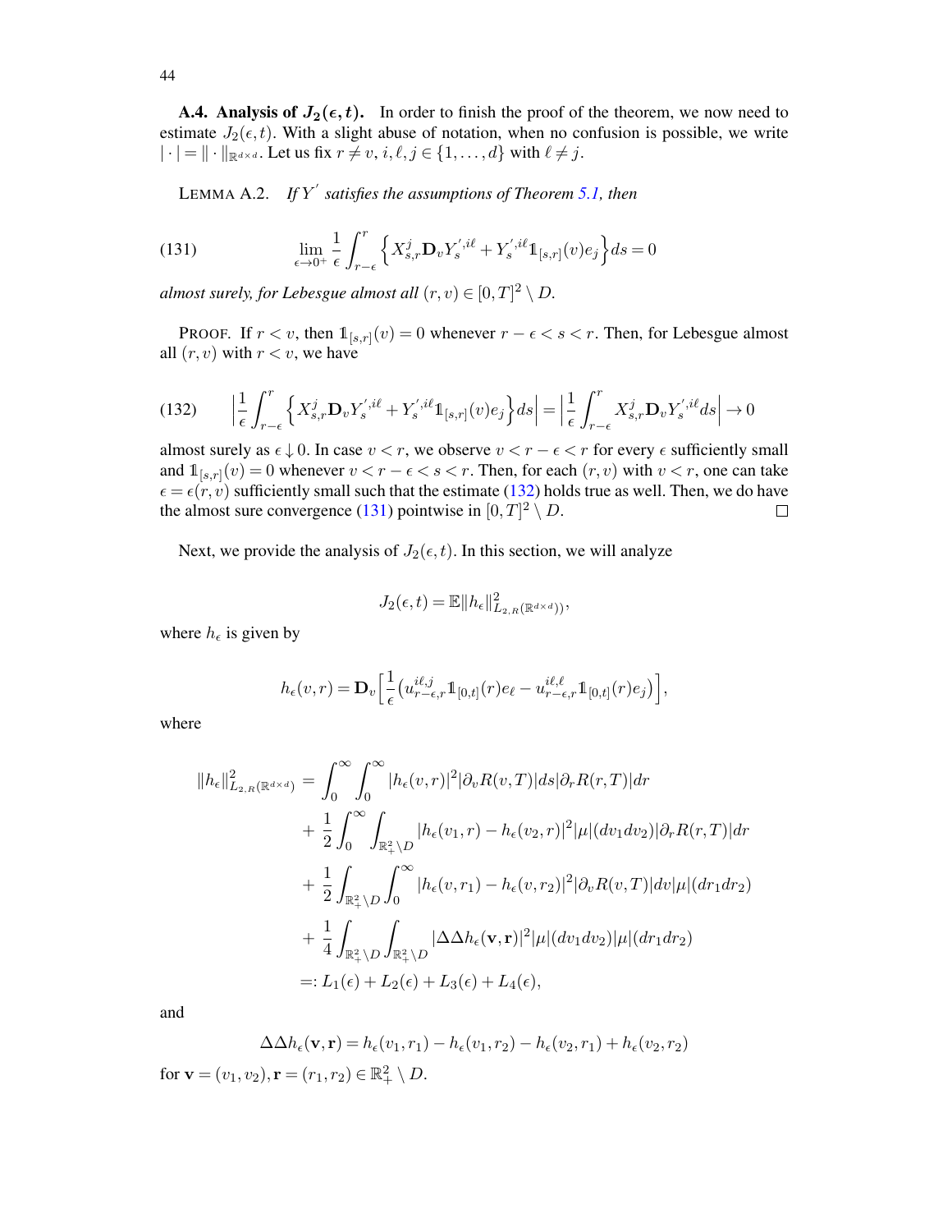**A.4. Analysis of $J_2(\epsilon, t)$.** In order to finish the proof of the theorem, we now need to estimate $J_2(\epsilon, t)$. With a slight abuse of notation, when no confusion is possible, we write $|\cdot| = \|\cdot\|_{\mathbb{R}^{d\times d}}$. Let us fix $r \neq v$, $i, \ell, j \in \{1, \ldots, d\}$ with $\ell \neq j$.

LEMMA A.2. *If $Y^{'}$ satisfies the assumptions of Theorem 5.1, then*

$$\lim_{\epsilon \to 0^+} \frac{1}{\epsilon}\int_{r-\epsilon}^{r} \Big\{ X^j_{s,r}\mathbf{D}_v Y^{',i\ell}_s + Y^{',i\ell}_s \mathbb{1}_{[s,r]}(v) e_j \Big\} ds = 0 \tag{131}$$

*almost surely, for Lebesgue almost all $(r, v) \in [0, T]^2 \setminus D$.*

PROOF. If $r < v$, then $\mathbb{1}_{[s,r]}(v) = 0$ whenever $r - \epsilon < s < r$. Then, for Lebesgue almost all $(r, v)$ with $r < v$, we have

$$\Big|\frac{1}{\epsilon}\int_{r-\epsilon}^{r} \Big\{ X^j_{s,r}\mathbf{D}_v Y^{',i\ell}_s + Y^{',i\ell}_s \mathbb{1}_{[s,r]}(v) e_j \Big\} ds\Big| = \Big|\frac{1}{\epsilon}\int_{r-\epsilon}^{r} X^j_{s,r}\mathbf{D}_v Y^{',i\ell}_s ds\Big| \to 0 \tag{132}$$

almost surely as $\epsilon \downarrow 0$. In case $v < r$, we observe $v < r - \epsilon < r$ for every $\epsilon$ sufficiently small and $\mathbb{1}_{[s,r]}(v) = 0$ whenever $v < r - \epsilon < s < r$. Then, for each $(r, v)$ with $v < r$, one can take $\epsilon = \epsilon(r, v)$ sufficiently small such that the estimate (132) holds true as well. Then, we do have the almost sure convergence (131) pointwise in $[0, T]^2 \setminus D$. $\square$

Next, we provide the analysis of $J_2(\epsilon, t)$. In this section, we will analyze

$$J_2(\epsilon, t) = \mathbb{E}\|h_\epsilon\|^2_{L_{2,R}(\mathbb{R}^{d\times d}))},$$

where $h_\epsilon$ is given by

$$h_\epsilon(v, r) = \mathbf{D}_v\Big[\frac{1}{\epsilon}\big(u^{i\ell,j}_{r-\epsilon,r}\mathbb{1}_{[0,t]}(r)e_\ell - u^{i\ell,\ell}_{r-\epsilon,r}\mathbb{1}_{[0,t]}(r)e_j\big)\Big],$$

where

$$\begin{aligned}
\|h_\epsilon\|^2_{L_{2,R}(\mathbb{R}^{d\times d})} &= \int_0^\infty\int_0^\infty |h_\epsilon(v, r)|^2 |\partial_v R(v, T)| ds |\partial_r R(r, T)| dr \\
&+ \frac{1}{2}\int_0^\infty \int_{\mathbb{R}^2_+\setminus D} |h_\epsilon(v_1, r) - h_\epsilon(v_2, r)|^2 |\mu|(dv_1 dv_2)|\partial_r R(r, T)| dr \\
&+ \frac{1}{2}\int_{\mathbb{R}^2_+\setminus D}\int_0^\infty |h_\epsilon(v, r_1) - h_\epsilon(v, r_2)|^2 |\partial_v R(v, T)| dv |\mu|(dr_1 dr_2) \\
&+ \frac{1}{4}\int_{\mathbb{R}^2_+\setminus D}\int_{\mathbb{R}^2_+\setminus D} |\Delta\Delta h_\epsilon(\mathbf{v}, \mathbf{r})|^2 |\mu|(dv_1 dv_2)|\mu|(dr_1 dr_2) \\
&=: L_1(\epsilon) + L_2(\epsilon) + L_3(\epsilon) + L_4(\epsilon),
\end{aligned}$$

and

$$\Delta\Delta h_\epsilon(\mathbf{v}, \mathbf{r}) = h_\epsilon(v_1, r_1) - h_\epsilon(v_1, r_2) - h_\epsilon(v_2, r_1) + h_\epsilon(v_2, r_2)$$

for $\mathbf{v} = (v_1, v_2), \mathbf{r} = (r_1, r_2) \in \mathbb{R}^2_+ \setminus D$.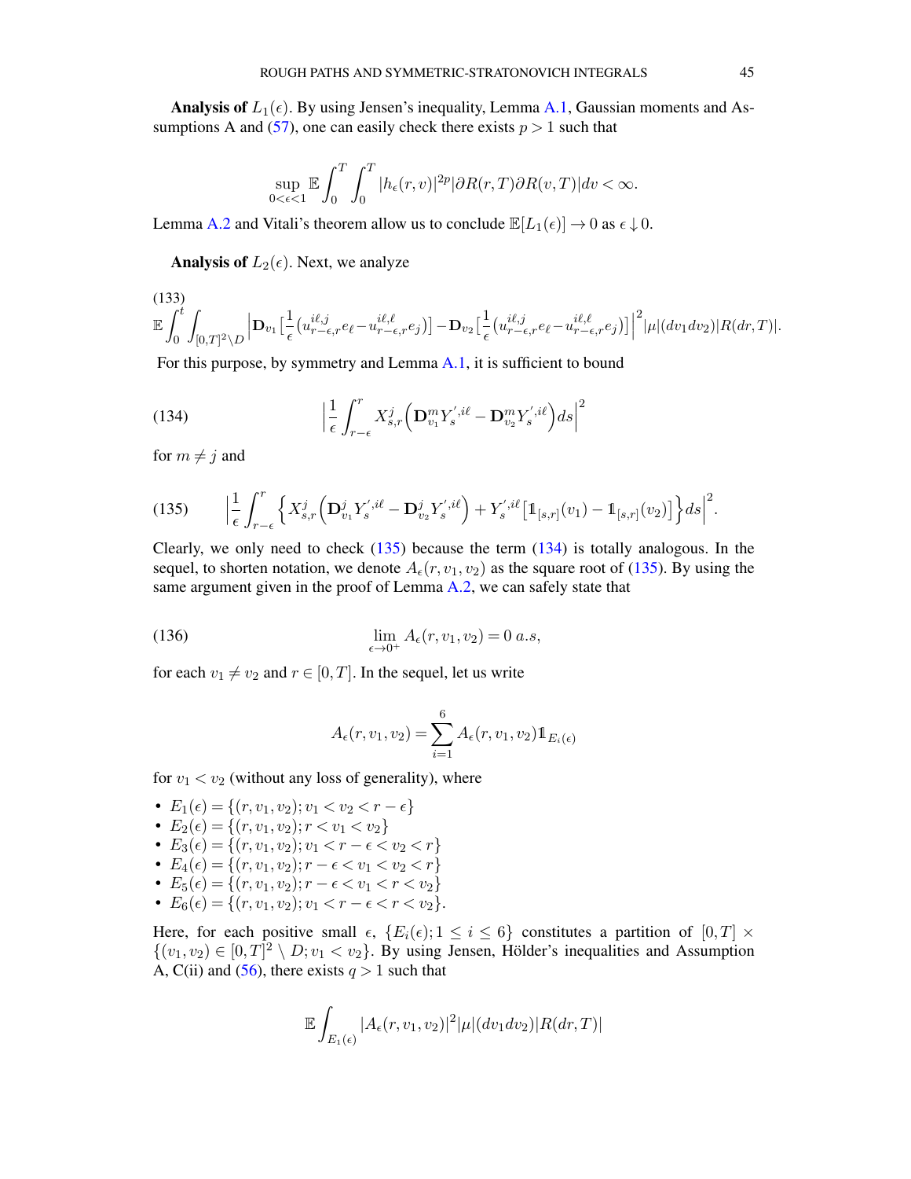**Analysis of** $L_1(\epsilon)$. By using Jensen's inequality, Lemma A.1, Gaussian moments and Assumptions A and (57), one can easily check there exists $p > 1$ such that

$$\sup_{0<\epsilon<1} \mathbb{E}\int_0^T \int_0^T |h_\epsilon(r,v)|^{2p} |\partial R(r,T)\partial R(v,T)| dv < \infty.$$

Lemma A.2 and Vitali's theorem allow us to conclude $\mathbb{E}[L_1(\epsilon)] \to 0$ as $\epsilon \downarrow 0$.

**Analysis of** $L_2(\epsilon)$. Next, we analyze

$$\mathbb{E}\int_0^t \int_{[0,T]^2\setminus D} \Big| \mathbf{D}_{v_1}\big[\frac{1}{\epsilon}\big(u^{i\ell,j}_{r-\epsilon,r} e_\ell - u^{i\ell,\ell}_{r-\epsilon,r} e_j\big)\big] - \mathbf{D}_{v_2}\big[\frac{1}{\epsilon}\big(u^{i\ell,j}_{r-\epsilon,r} e_\ell - u^{i\ell,\ell}_{r-\epsilon,r} e_j\big)\big]\Big|^2 |\mu|(dv_1 dv_2)|R(dr,T)|. \tag{133}$$

For this purpose, by symmetry and Lemma A.1, it is sufficient to bound

$$\Big|\frac{1}{\epsilon}\int_{r-\epsilon}^r X^j_{s,r}\Big(\mathbf{D}^m_{v_1} Y^{',i\ell}_s - \mathbf{D}^m_{v_2} Y^{',i\ell}_s\Big) ds\Big|^2 \tag{134}$$

for $m \neq j$ and

$$\Big|\frac{1}{\epsilon}\int_{r-\epsilon}^r \Big\{ X^j_{s,r}\Big(\mathbf{D}^j_{v_1} Y^{',i\ell}_s - \mathbf{D}^j_{v_2} Y^{',i\ell}_s\Big) + Y^{',i\ell}_s\big[\mathbb{1}_{[s,r]}(v_1) - \mathbb{1}_{[s,r]}(v_2)\big]\Big\} ds\Big|^2. \tag{135}$$

Clearly, we only need to check (135) because the term (134) is totally analogous. In the sequel, to shorten notation, we denote $A_\epsilon(r,v_1,v_2)$ as the square root of (135). By using the same argument given in the proof of Lemma A.2, we can safely state that

$$\lim_{\epsilon\to 0^+} A_\epsilon(r,v_1,v_2) = 0 \ a.s, \tag{136}$$

for each $v_1 \neq v_2$ and $r \in [0,T]$. In the sequel, let us write

$$A_\epsilon(r,v_1,v_2) = \sum_{i=1}^6 A_\epsilon(r,v_1,v_2)\mathbb{1}_{E_i(\epsilon)}$$

for $v_1 < v_2$ (without any loss of generality), where

- $E_1(\epsilon) = \{(r,v_1,v_2); v_1 < v_2 < r-\epsilon\}$
- $E_2(\epsilon) = \{(r,v_1,v_2); r < v_1 < v_2\}$
- $E_3(\epsilon) = \{(r,v_1,v_2); v_1 < r-\epsilon < v_2 < r\}$
- $E_4(\epsilon) = \{(r,v_1,v_2); r-\epsilon < v_1 < v_2 < r\}$
- $E_5(\epsilon) = \{(r,v_1,v_2); r-\epsilon < v_1 < r < v_2\}$
- $E_6(\epsilon) = \{(r,v_1,v_2); v_1 < r-\epsilon < r < v_2\}$.

Here, for each positive small $\epsilon$, $\{E_i(\epsilon); 1 \le i \le 6\}$ constitutes a partition of $[0,T] \times \{(v_1,v_2) \in [0,T]^2 \setminus D; v_1 < v_2\}$. By using Jensen, Hölder's inequalities and Assumption A, C(ii) and (56), there exists $q > 1$ such that

$$\mathbb{E}\int_{E_1(\epsilon)} |A_\epsilon(r,v_1,v_2)|^2 |\mu|(dv_1dv_2)|R(dr,T)|$$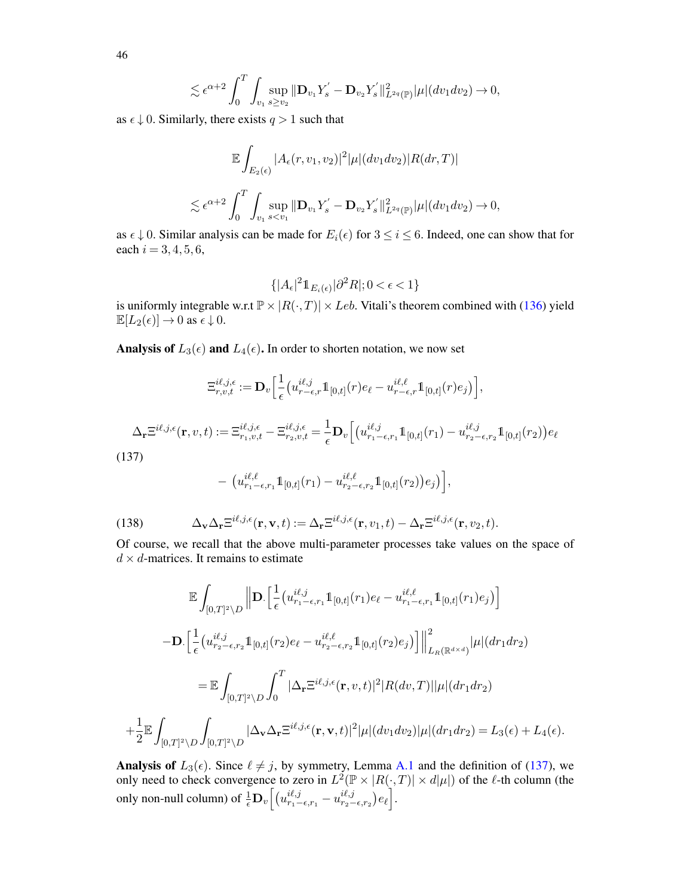$$\lesssim \epsilon^{\alpha+2}\int_0^T \int_{v_1} \sup_{s\ge v_2} \|\mathbf{D}_{v_1} Y_s^{'} - \mathbf{D}_{v_2} Y_s^{'}\|^2_{L^{2q}(\mathbb{P})} |\mu|(dv_1 dv_2) \to 0,$$

as $\epsilon \downarrow 0$. Similarly, there exists $q>1$ such that

$$\mathbb{E}\int_{E_2(\epsilon)} |A_\epsilon(r,v_1,v_2)|^2 |\mu|(dv_1dv_2)|R(dr,T)|$$

$$\lesssim \epsilon^{\alpha+2}\int_0^T \int_{v_1} \sup_{s< v_1} \|\mathbf{D}_{v_1} Y_s^{'} - \mathbf{D}_{v_2} Y_s^{'}\|^2_{L^{2q}(\mathbb{P})} |\mu|(dv_1 dv_2) \to 0,$$

as $\epsilon \downarrow 0$. Similar analysis can be made for $E_i(\epsilon)$ for $3\le i \le 6$. Indeed, one can show that for each $i=3,4,5,6$,

$$\{|A_\epsilon|^2 1\!\!1_{E_i(\epsilon)} |\partial^2 R|; 0<\epsilon<1\}$$

is uniformly integrable w.r.t $\mathbb{P}\times|R(\cdot,T)|\times Leb$. Vitali's theorem combined with (136) yield $\mathbb{E}[L_2(\epsilon)]\to 0$ as $\epsilon\downarrow 0$.

**Analysis of $L_3(\epsilon)$ and $L_4(\epsilon)$.** In order to shorten notation, we now set

$$\Xi^{i\ell,j,\epsilon}_{r,v,t} := \mathbf{D}_v\Big[\frac{1}{\epsilon}\big(u^{i\ell,j}_{r-\epsilon,r}1\!\!1_{[0,t]}(r)e_\ell - u^{i\ell,\ell}_{r-\epsilon,r}1\!\!1_{[0,t]}(r)e_j\big)\Big],$$

$$\Delta_{\mathbf{r}}\Xi^{i\ell,j,\epsilon}(\mathbf{r},v,t) := \Xi^{i\ell,j,\epsilon}_{r_1,v,t} - \Xi^{i\ell,j,\epsilon}_{r_2,v,t} = \frac{1}{\epsilon}\mathbf{D}_v\Big[\big(u^{i\ell,j}_{r_1-\epsilon,r_1}1\!\!1_{[0,t]}(r_1) - u^{i\ell,j}_{r_2-\epsilon,r_2}1\!\!1_{[0,t]}(r_2)\big)e_\ell \tag{137}$$

$$- \big(u^{i\ell,\ell}_{r_1-\epsilon,r_1}1\!\!1_{[0,t]}(r_1) - u^{i\ell,\ell}_{r_2-\epsilon,r_2}1\!\!1_{[0,t]}(r_2)\big)e_j\Big],$$

$$\Delta_{\mathbf{v}}\Delta_{\mathbf{r}}\Xi^{i\ell,j,\epsilon}(\mathbf{r},\mathbf{v},t) := \Delta_{\mathbf{r}}\Xi^{i\ell,j,\epsilon}(\mathbf{r},v_1,t) - \Delta_{\mathbf{r}}\Xi^{i\ell,j,\epsilon}(\mathbf{r},v_2,t). \tag{138}$$

Of course, we recall that the above multi-parameter processes take values on the space of $d\times d$-matrices. It remains to estimate

$$\mathbb{E}\int_{[0,T]^2\setminus D}\Big\|\mathbf{D}_\cdot\Big[\frac{1}{\epsilon}\big(u^{i\ell,j}_{r_1-\epsilon,r_1}1\!\!1_{[0,t]}(r_1)e_\ell - u^{i\ell,\ell}_{r_1-\epsilon,r_1}1\!\!1_{[0,t]}(r_1)e_j\big)\Big]$$

$$-\mathbf{D}_\cdot\Big[\frac{1}{\epsilon}\big(u^{i\ell,j}_{r_2-\epsilon,r_2}1\!\!1_{[0,t]}(r_2)e_\ell - u^{i\ell,\ell}_{r_2-\epsilon,r_2}1\!\!1_{[0,t]}(r_2)e_j\big)\Big]\Big\|^2_{L_R(\mathbb{R}^{d\times d})}|\mu|(dr_1dr_2)$$

$$= \mathbb{E}\int_{[0,T]^2\setminus D}\int_0^T |\Delta_{\mathbf{r}}\Xi^{i\ell,j,\epsilon}(\mathbf{r},v,t)|^2|R(dv,T)||\mu|(dr_1dr_2)$$

$$+\frac{1}{2}\mathbb{E}\int_{[0,T]^2\setminus D}\int_{[0,T]^2\setminus D}|\Delta_{\mathbf{v}}\Delta_{\mathbf{r}}\Xi^{i\ell,j,\epsilon}(\mathbf{r},\mathbf{v},t)|^2|\mu|(dv_1dv_2)|\mu|(dr_1dr_2) = L_3(\epsilon)+L_4(\epsilon).$$

**Analysis of $L_3(\epsilon)$.** Since $\ell\neq j$, by symmetry, Lemma A.1 and the definition of (137), we only need to check convergence to zero in $L^2(\mathbb{P}\times|R(\cdot,T)|\times d|\mu|)$ of the $\ell$-th column (the only non-null column) of $\frac{1}{\epsilon}\mathbf{D}_v\Big[\big(u^{i\ell,j}_{r_1-\epsilon,r_1} - u^{i\ell,j}_{r_2-\epsilon,r_2}\big)e_\ell\Big]$.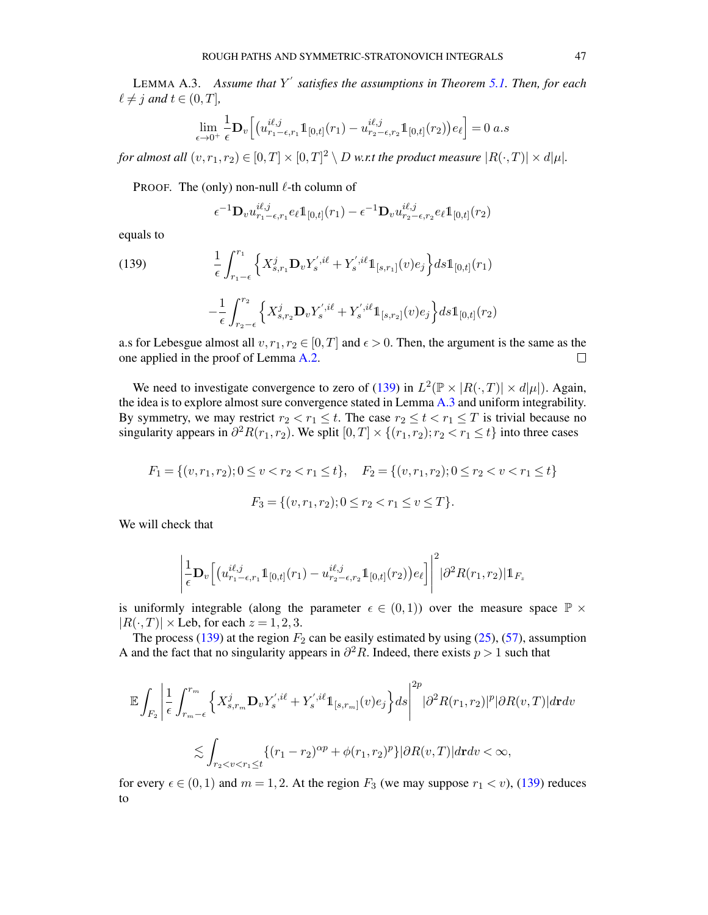LEMMA A.3. *Assume that $Y^{'}$ satisfies the assumptions in Theorem 5.1. Then, for each $\ell \neq j$ and $t \in (0,T]$,*

$$\lim_{\epsilon\rightarrow 0^+}\frac{1}{\epsilon}\mathbf{D}_v\Big[\big(u^{i\ell,j}_{r_1-\epsilon,r_1}1\!\!1_{[0,t]}(r_1) - u^{i\ell,j}_{r_2-\epsilon,r_2}1\!\!1_{[0,t]}(r_2)\big)e_\ell\Big] = 0 \ a.s$$

*for almost all $(v,r_1,r_2)\in[0,T]\times[0,T]^2\setminus D$ w.r.t the product measure $|R(\cdot,T)|\times d|\mu|$.*

PROOF. The (only) non-null $\ell$-th column of

$$\epsilon^{-1}\mathbf{D}_v u^{i\ell,j}_{r_1-\epsilon,r_1}e_\ell 1\!\!1_{[0,t]}(r_1) - \epsilon^{-1}\mathbf{D}_v u^{i\ell,j}_{r_2-\epsilon,r_2}e_\ell 1\!\!1_{[0,t]}(r_2)$$

equals to

$$\frac{1}{\epsilon}\int_{r_1-\epsilon}^{r_1}\Big\{X^j_{s,r_1}\mathbf{D}_vY^{',i\ell}_s + Y^{',i\ell}_s 1\!\!1_{[s,r_1]}(v)e_j\Big\}ds 1\!\!1_{[0,t]}(r_1) \tag{139}$$

$$-\frac{1}{\epsilon}\int_{r_2-\epsilon}^{r_2}\Big\{X^j_{s,r_2}\mathbf{D}_vY^{',i\ell}_s + Y^{',i\ell}_s 1\!\!1_{[s,r_2]}(v)e_j\Big\}ds 1\!\!1_{[0,t]}(r_2)$$

a.s for Lebesgue almost all $v,r_1,r_2\in[0,T]$ and $\epsilon>0$. Then, the argument is the same as the one applied in the proof of Lemma A.2. □

We need to investigate convergence to zero of (139) in $L^2(\mathbb{P}\times|R(\cdot,T)|\times d|\mu|)$. Again, the idea is to explore almost sure convergence stated in Lemma A.3 and uniform integrability. By symmetry, we may restrict $r_2<r_1\le t$. The case $r_2\le t<r_1\le T$ is trivial because no singularity appears in $\partial^2R(r_1,r_2)$. We split $[0,T]\times\{(r_1,r_2); r_2<r_1\le t\}$ into three cases

$$F_1=\{(v,r_1,r_2); 0\le v<r_2<r_1\le t\},\quad F_2=\{(v,r_1,r_2); 0\le r_2<v<r_1\le t\}$$

$$F_3=\{(v,r_1,r_2); 0\le r_2<r_1\le v\le T\}.$$

We will check that

$$\bigg|\frac{1}{\epsilon}\mathbf{D}_v\Big[\big(u^{i\ell,j}_{r_1-\epsilon,r_1}1\!\!1_{[0,t]}(r_1) - u^{i\ell,j}_{r_2-\epsilon,r_2}1\!\!1_{[0,t]}(r_2)\big)e_\ell\Big]\bigg|^2|\partial^2R(r_1,r_2)|1\!\!1_{F_z}$$

is uniformly integrable (along the parameter $\epsilon\in(0,1)$) over the measure space $\mathbb{P}\times|R(\cdot,T)|\times\text{Leb}$, for each $z=1,2,3$.

The process (139) at the region $F_2$ can be easily estimated by using (25), (57), assumption A and the fact that no singularity appears in $\partial^2R$. Indeed, there exists $p>1$ such that

$$\mathbb{E}\int_{F_2}\bigg|\frac{1}{\epsilon}\int_{r_m-\epsilon}^{r_m}\Big\{X^j_{s,r_m}\mathbf{D}_vY^{',i\ell}_s + Y^{',i\ell}_s1\!\!1_{[s,r_m]}(v)e_j\Big\}ds\bigg|^{2p}|\partial^2R(r_1,r_2)|^p|\partial R(v,T)|d\mathbf{r}dv$$

$$\lesssim\int_{r_2<v<r_1\le t}\{(r_1-r_2)^{\alpha p}+\phi(r_1,r_2)^p\}|\partial R(v,T)|d\mathbf{r}dv<\infty,$$

for every $\epsilon\in(0,1)$ and $m=1,2$. At the region $F_3$ (we may suppose $r_1<v$), (139) reduces to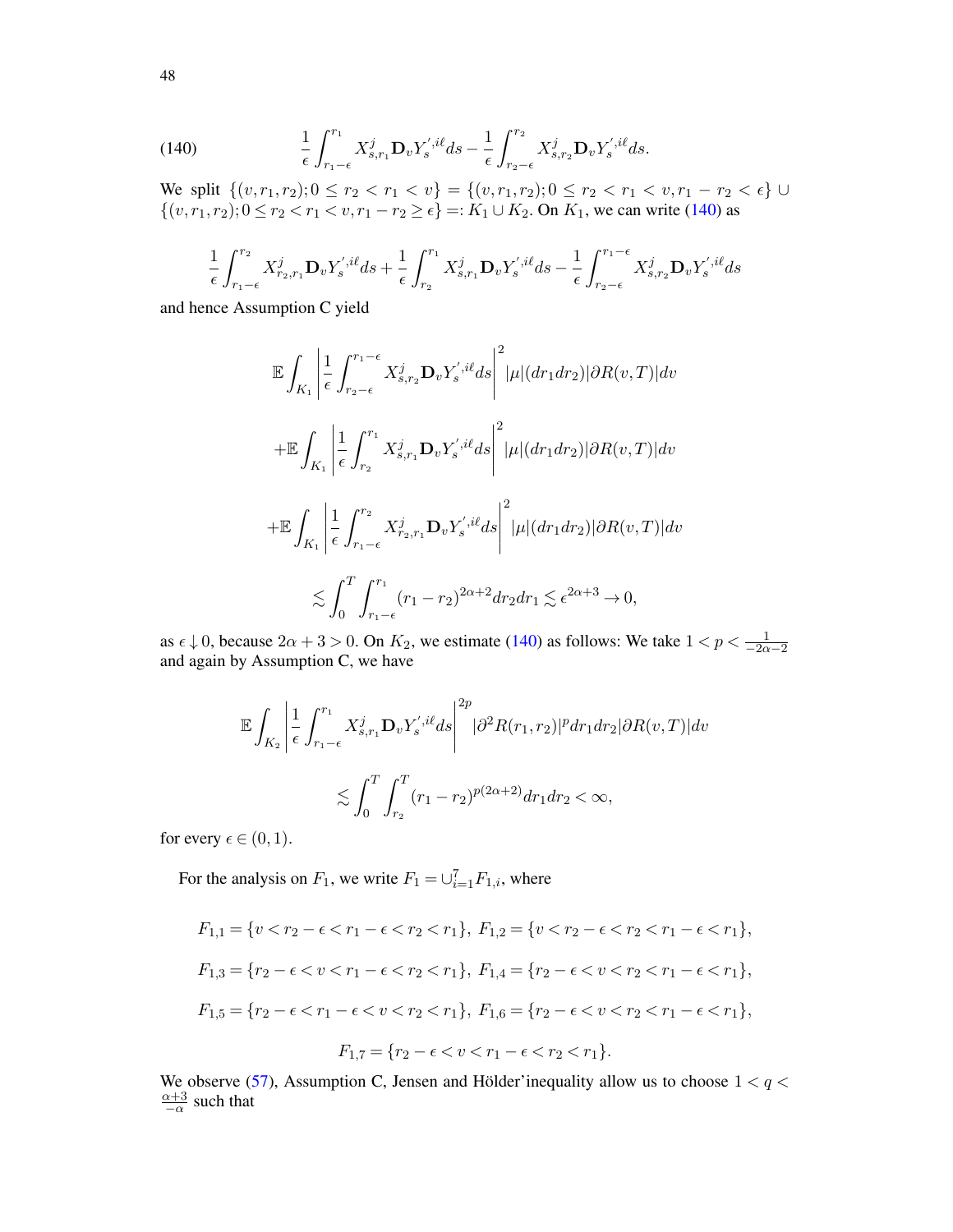$$\frac{1}{\epsilon}\int_{r_1-\epsilon}^{r_1} X^j_{s,r_1}\mathbf{D}_v Y^{',i\ell}_s ds - \frac{1}{\epsilon}\int_{r_2-\epsilon}^{r_2} X^j_{s,r_2}\mathbf{D}_v Y^{',i\ell}_s ds. \tag{140}$$

We split $\{(v,r_1,r_2); 0\le r_2<r_1<v\} = \{(v,r_1,r_2); 0\le r_2<r_1<v, r_1-r_2<\epsilon\} \cup \{(v,r_1,r_2); 0\le r_2<r_1<v, r_1-r_2\ge\epsilon\} =: K_1\cup K_2$. On $K_1$, we can write (140) as

$$\frac{1}{\epsilon}\int_{r_1-\epsilon}^{r_2} X^j_{r_2,r_1}\mathbf{D}_v Y^{',i\ell}_s ds + \frac{1}{\epsilon}\int_{r_2}^{r_1} X^j_{s,r_1}\mathbf{D}_v Y^{',i\ell}_s ds - \frac{1}{\epsilon}\int_{r_2-\epsilon}^{r_1-\epsilon} X^j_{s,r_2}\mathbf{D}_v Y^{',i\ell}_s ds$$

and hence Assumption C yield

$$\mathbb{E}\int_{K_1}\left|\frac{1}{\epsilon}\int_{r_2-\epsilon}^{r_1-\epsilon} X^j_{s,r_2}\mathbf{D}_v Y^{',i\ell}_s ds\right|^2 |\mu|(dr_1dr_2)|\partial R(v,T)|dv$$

$$+\mathbb{E}\int_{K_1}\left|\frac{1}{\epsilon}\int_{r_2}^{r_1} X^j_{s,r_1}\mathbf{D}_v Y^{',i\ell}_s ds\right|^2 |\mu|(dr_1dr_2)|\partial R(v,T)|dv$$

$$+\mathbb{E}\int_{K_1}\left|\frac{1}{\epsilon}\int_{r_1-\epsilon}^{r_2} X^j_{r_2,r_1}\mathbf{D}_v Y^{',i\ell}_s ds\right|^2 |\mu|(dr_1dr_2)|\partial R(v,T)|dv$$

$$\lesssim \int_0^T\int_{r_1-\epsilon}^{r_1}(r_1-r_2)^{2\alpha+2}dr_2dr_1 \lesssim \epsilon^{2\alpha+3}\to 0,$$

as $\epsilon\downarrow 0$, because $2\alpha+3>0$. On $K_2$, we estimate (140) as follows: We take $1<p<\frac{1}{-2\alpha-2}$ and again by Assumption C, we have

$$\mathbb{E}\int_{K_2}\left|\frac{1}{\epsilon}\int_{r_1-\epsilon}^{r_1} X^j_{s,r_1}\mathbf{D}_v Y^{',i\ell}_s ds\right|^{2p} |\partial^2 R(r_1,r_2)|^p dr_1dr_2|\partial R(v,T)|dv$$

$$\lesssim \int_0^T\int_{r_2}^T (r_1-r_2)^{p(2\alpha+2)}dr_1dr_2<\infty,$$

for every $\epsilon\in(0,1)$.

For the analysis on $F_1$, we write $F_1=\cup_{i=1}^7 F_{1,i}$, where

$$F_{1,1}=\{v<r_2-\epsilon<r_1-\epsilon<r_2<r_1\},\ F_{1,2}=\{v<r_2-\epsilon<r_2<r_1-\epsilon<r_1\},$$

$$F_{1,3}=\{r_2-\epsilon<v<r_1-\epsilon<r_2<r_1\},\ F_{1,4}=\{r_2-\epsilon<v<r_2<r_1-\epsilon<r_1\},$$

$$F_{1,5}=\{r_2-\epsilon<r_1-\epsilon<v<r_2<r_1\},\ F_{1,6}=\{r_2-\epsilon<v<r_2<r_1-\epsilon<r_1\},$$

$$F_{1,7}=\{r_2-\epsilon<v<r_1-\epsilon<r_2<r_1\}.$$

We observe (57), Assumption C, Jensen and Hölder'inequality allow us to choose $1<q<\frac{\alpha+3}{-\alpha}$ such that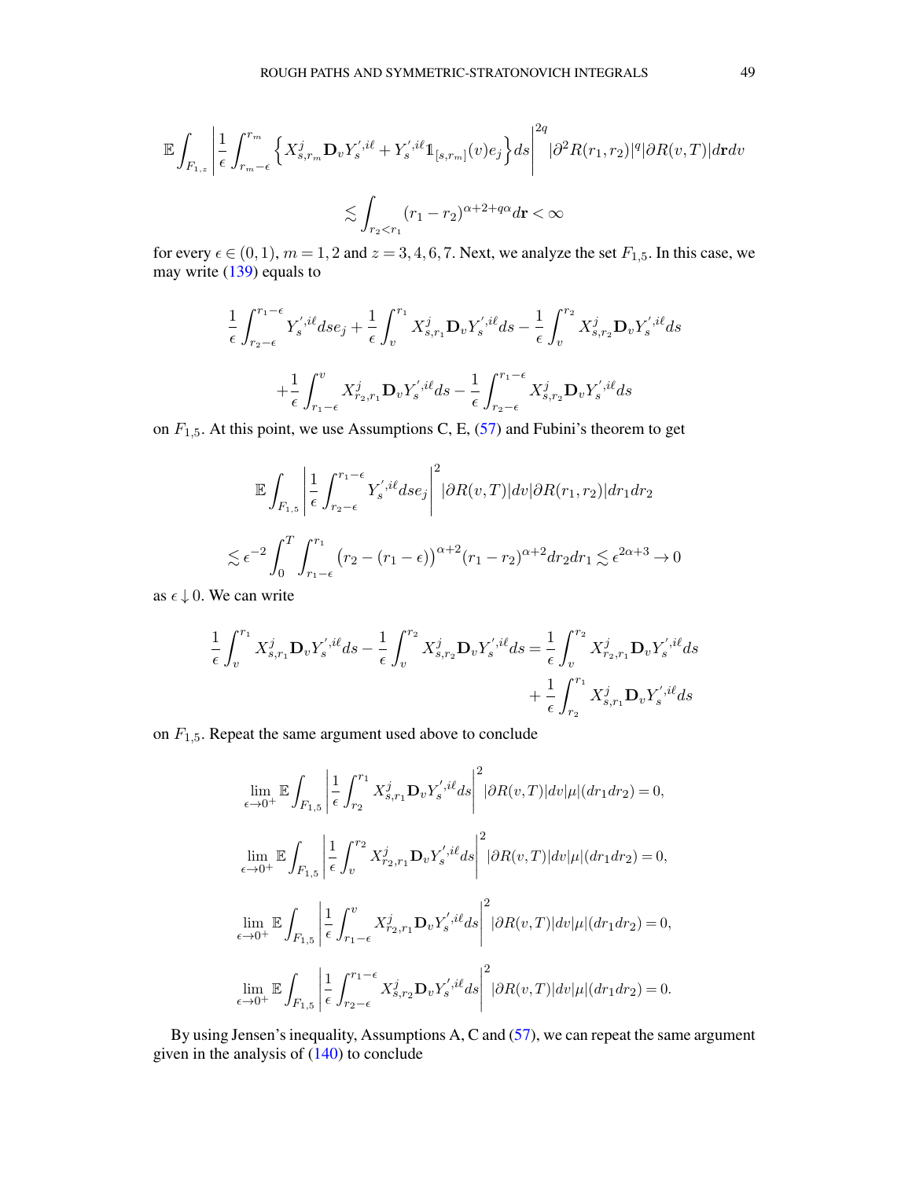$$\mathbb{E}\int_{F_{1,z}}\left|\frac{1}{\epsilon}\int_{r_m-\epsilon}^{r_m}\Big\{X^j_{s,r_m}\mathbf{D}_vY^{',i\ell}_s+Y^{',i\ell}_s\mathbb{1}_{[s,r_m]}(v)e_j\Big\}ds\right|^{2q}|\partial^2R(r_1,r_2)|^q|\partial R(v,T)|d\mathbf{r}dv$$

$$\lesssim\int_{r_2<r_1}(r_1-r_2)^{\alpha+2+q\alpha}d\mathbf{r}<\infty$$

for every $\epsilon\in(0,1)$, $m=1,2$ and $z=3,4,6,7$. Next, we analyze the set $F_{1,5}$. In this case, we may write (139) equals to

$$\frac{1}{\epsilon}\int_{r_2-\epsilon}^{r_1-\epsilon}Y^{',i\ell}_sdse_j+\frac{1}{\epsilon}\int_v^{r_1}X^j_{s,r_1}\mathbf{D}_vY^{',i\ell}_sds-\frac{1}{\epsilon}\int_v^{r_2}X^j_{s,r_2}\mathbf{D}_vY^{',i\ell}_sds$$

$$+\frac{1}{\epsilon}\int_{r_1-\epsilon}^{v}X^j_{r_2,r_1}\mathbf{D}_vY^{',i\ell}_sds-\frac{1}{\epsilon}\int_{r_2-\epsilon}^{r_1-\epsilon}X^j_{s,r_2}\mathbf{D}_vY^{',i\ell}_sds$$

on $F_{1,5}$. At this point, we use Assumptions C, E, (57) and Fubini's theorem to get

$$\mathbb{E}\int_{F_{1,5}}\left|\frac{1}{\epsilon}\int_{r_2-\epsilon}^{r_1-\epsilon}Y^{',i\ell}_sdse_j\right|^2|\partial R(v,T)|dv|\partial R(r_1,r_2)|dr_1dr_2$$

$$\lesssim\epsilon^{-2}\int_0^T\int_{r_1-\epsilon}^{r_1}\big(r_2-(r_1-\epsilon)\big)^{\alpha+2}(r_1-r_2)^{\alpha+2}dr_2dr_1\lesssim\epsilon^{2\alpha+3}\rightarrow 0$$

as $\epsilon\downarrow 0$. We can write

$$\frac{1}{\epsilon}\int_v^{r_1}X^j_{s,r_1}\mathbf{D}_vY^{',i\ell}_sds-\frac{1}{\epsilon}\int_v^{r_2}X^j_{s,r_2}\mathbf{D}_vY^{',i\ell}_sds=\frac{1}{\epsilon}\int_v^{r_2}X^j_{r_2,r_1}\mathbf{D}_vY^{',i\ell}_sds$$
$$+\frac{1}{\epsilon}\int_{r_2}^{r_1}X^j_{s,r_1}\mathbf{D}_vY^{',i\ell}_sds$$

on $F_{1,5}$. Repeat the same argument used above to conclude

$$\lim_{\epsilon\rightarrow0^+}\mathbb{E}\int_{F_{1,5}}\left|\frac{1}{\epsilon}\int_{r_2}^{r_1}X^j_{s,r_1}\mathbf{D}_vY^{',i\ell}_sds\right|^2|\partial R(v,T)|dv|\mu|(dr_1dr_2)=0,$$

$$\lim_{\epsilon\rightarrow0^+}\mathbb{E}\int_{F_{1,5}}\left|\frac{1}{\epsilon}\int_{v}^{r_2}X^j_{r_2,r_1}\mathbf{D}_vY^{',i\ell}_sds\right|^2|\partial R(v,T)|dv|\mu|(dr_1dr_2)=0,$$

$$\lim_{\epsilon\rightarrow0^+}\mathbb{E}\int_{F_{1,5}}\left|\frac{1}{\epsilon}\int_{r_1-\epsilon}^{v}X^j_{r_2,r_1}\mathbf{D}_vY^{',i\ell}_sds\right|^2|\partial R(v,T)|dv|\mu|(dr_1dr_2)=0,$$

$$\lim_{\epsilon\rightarrow0^+}\mathbb{E}\int_{F_{1,5}}\left|\frac{1}{\epsilon}\int_{r_2-\epsilon}^{r_1-\epsilon}X^j_{s,r_2}\mathbf{D}_vY^{',i\ell}_sds\right|^2|\partial R(v,T)|dv|\mu|(dr_1dr_2)=0.$$

By using Jensen's inequality, Assumptions A, C and (57), we can repeat the same argument given in the analysis of (140) to conclude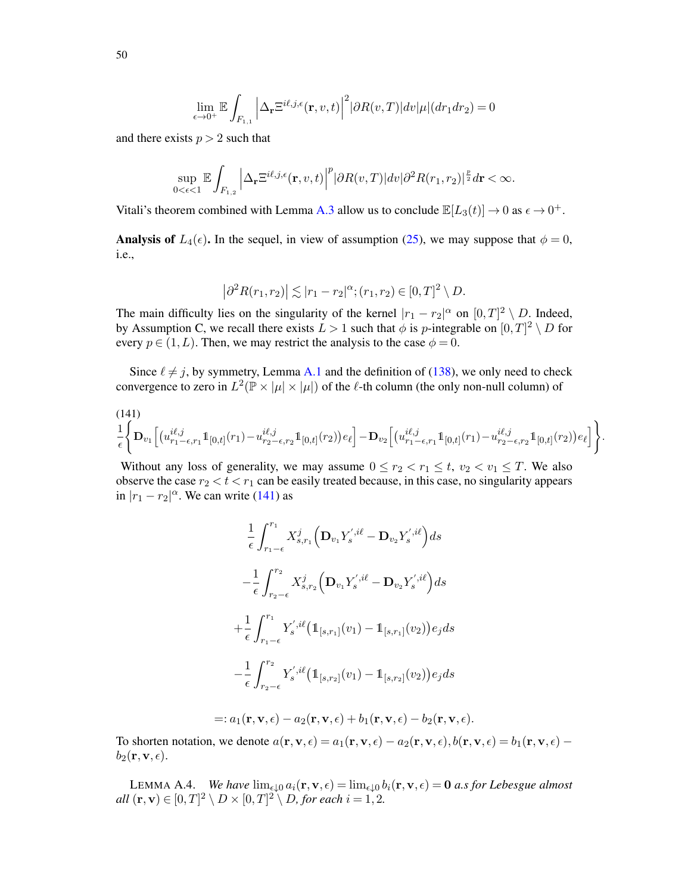$$\lim_{\epsilon\to 0^+}\mathbb{E}\int_{F_{1,1}}\Big|\Delta_{\mathbf{r}}\Xi^{i\ell,j,\epsilon}(\mathbf{r},v,t)\Big|^2|\partial R(v,T)|dv|\mu|(dr_1dr_2)=0$$

and there exists $p>2$ such that

$$\sup_{0<\epsilon<1}\mathbb{E}\int_{F_{1,2}}\Big|\Delta_{\mathbf{r}}\Xi^{i\ell,j,\epsilon}(\mathbf{r},v,t)\Big|^p|\partial R(v,T)|dv|\partial^2 R(r_1,r_2)|^{\frac{p}{2}}d\mathbf{r}<\infty.$$

Vitali's theorem combined with Lemma A.3 allow us to conclude $\mathbb{E}[L_3(t)]\to 0$ as $\epsilon\to 0^+$.

**Analysis of $L_4(\epsilon)$.** In the sequel, in view of assumption (25), we may suppose that $\phi=0$, i.e.,

$$\big|\partial^2 R(r_1,r_2)\big|\lesssim |r_1-r_2|^{\alpha};(r_1,r_2)\in[0,T]^2\setminus D.$$

The main difficulty lies on the singularity of the kernel $|r_1-r_2|^\alpha$ on $[0,T]^2\setminus D$. Indeed, by Assumption C, we recall there exists $L>1$ such that $\phi$ is $p$-integrable on $[0,T]^2\setminus D$ for every $p\in(1,L)$. Then, we may restrict the analysis to the case $\phi=0$.

Since $\ell\neq j$, by symmetry, Lemma A.1 and the definition of (138), we only need to check convergence to zero in $L^2(\mathbb{P}\times|\mu|\times|\mu|)$ of the $\ell$-th column (the only non-null column) of

$$\frac{1}{\epsilon}\Bigg\{\mathbf{D}_{v_1}\Big[\big(u^{i\ell,j}_{r_1-\epsilon,r_1}\mathbb{1}_{[0,t]}(r_1)-u^{i\ell,j}_{r_2-\epsilon,r_2}\mathbb{1}_{[0,t]}(r_2)\big)e_\ell\Big]-\mathbf{D}_{v_2}\Big[\big(u^{i\ell,j}_{r_1-\epsilon,r_1}\mathbb{1}_{[0,t]}(r_1)-u^{i\ell,j}_{r_2-\epsilon,r_2}\mathbb{1}_{[0,t]}(r_2)\big)e_\ell\Big]\Bigg\}. \tag{141}$$

Without any loss of generality, we may assume $0\le r_2<r_1\le t$, $v_2<v_1\le T$. We also observe the case $r_2<t<r_1$ can be easily treated because, in this case, no singularity appears in $|r_1-r_2|^\alpha$. We can write (141) as

$$\frac{1}{\epsilon}\int_{r_1-\epsilon}^{r_1}X^j_{s,r_1}\Big(\mathbf{D}_{v_1}Y^{',i\ell}_s-\mathbf{D}_{v_2}Y^{',i\ell}_s\Big)ds$$

$$-\frac{1}{\epsilon}\int_{r_2-\epsilon}^{r_2}X^j_{s,r_2}\Big(\mathbf{D}_{v_1}Y^{',i\ell}_s-\mathbf{D}_{v_2}Y^{',i\ell}_s\Big)ds$$

$$+\frac{1}{\epsilon}\int_{r_1-\epsilon}^{r_1}Y^{',i\ell}_s\big(\mathbb{1}_{[s,r_1]}(v_1)-\mathbb{1}_{[s,r_1]}(v_2)\big)e_j ds$$

$$-\frac{1}{\epsilon}\int_{r_2-\epsilon}^{r_2}Y^{',i\ell}_s\big(\mathbb{1}_{[s,r_2]}(v_1)-\mathbb{1}_{[s,r_2]}(v_2)\big)e_j ds$$

$$=:a_1(\mathbf{r},\mathbf{v},\epsilon)-a_2(\mathbf{r},\mathbf{v},\epsilon)+b_1(\mathbf{r},\mathbf{v},\epsilon)-b_2(\mathbf{r},\mathbf{v},\epsilon).$$

To shorten notation, we denote $a(\mathbf{r},\mathbf{v},\epsilon)=a_1(\mathbf{r},\mathbf{v},\epsilon)-a_2(\mathbf{r},\mathbf{v},\epsilon), b(\mathbf{r},\mathbf{v},\epsilon)=b_1(\mathbf{r},\mathbf{v},\epsilon)-b_2(\mathbf{r},\mathbf{v},\epsilon)$.

LEMMA A.4. *We have $\lim_{\epsilon\downarrow 0}a_i(\mathbf{r},\mathbf{v},\epsilon)=\lim_{\epsilon\downarrow 0}b_i(\mathbf{r},\mathbf{v},\epsilon)=\mathbf{0}$ a.s for Lebesgue almost all $(\mathbf{r},\mathbf{v})\in[0,T]^2\setminus D\times[0,T]^2\setminus D$, for each $i=1,2$.*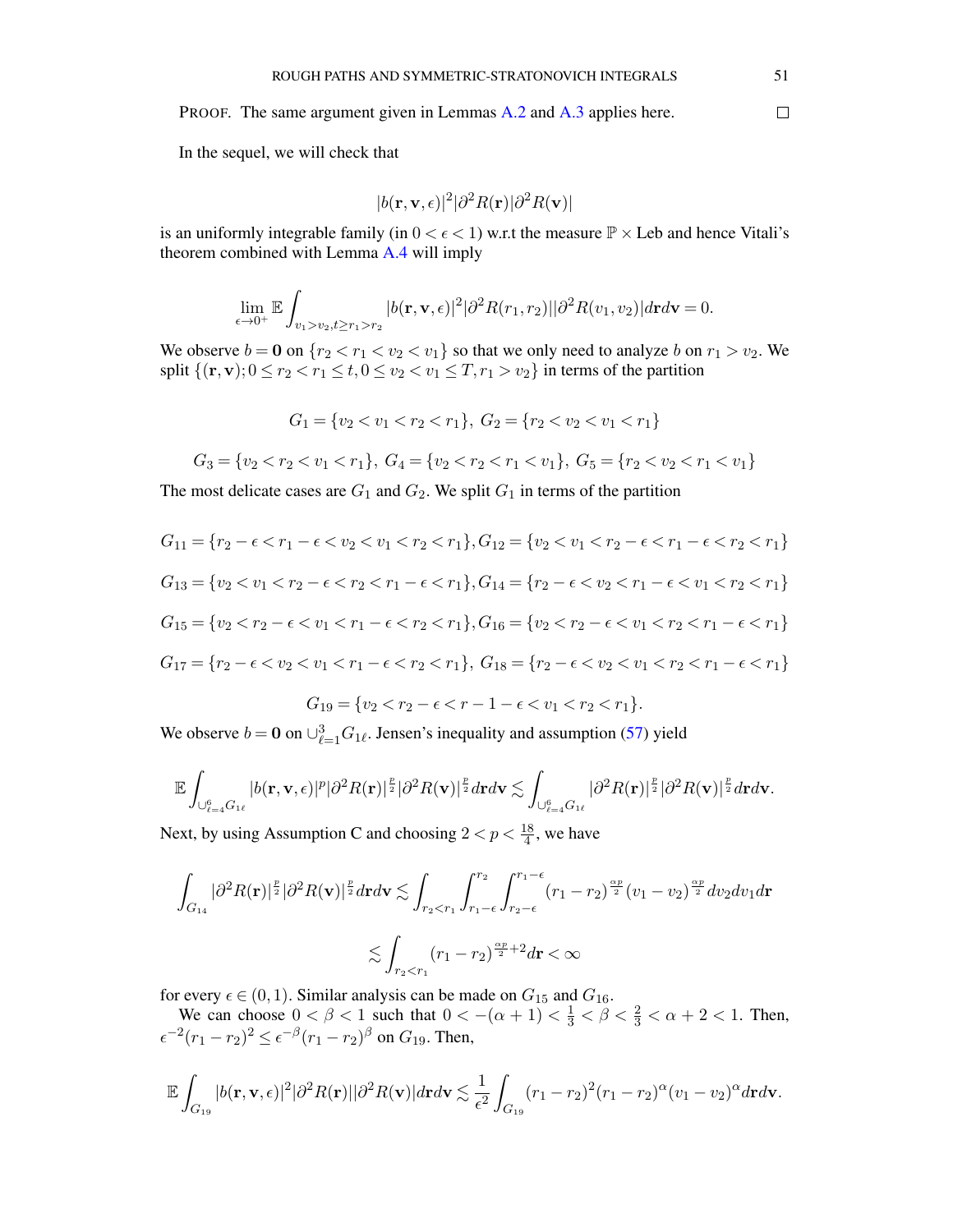PROOF. The same argument given in Lemmas A.2 and A.3 applies here. $\square$

In the sequel, we will check that

$$|b(\mathbf{r},\mathbf{v},\epsilon)|^2|\partial^2 R(\mathbf{r})||\partial^2 R(\mathbf{v})|$$

is an uniformly integrable family (in $0<\epsilon<1$) w.r.t the measure $\mathbb{P}\times$ Leb and hence Vitali's theorem combined with Lemma A.4 will imply

$$\lim_{\epsilon\to 0^+}\mathbb{E}\int_{v_1>v_2,t\ge r_1>r_2}|b(\mathbf{r},\mathbf{v},\epsilon)|^2|\partial^2 R(r_1,r_2)||\partial^2 R(v_1,v_2)|d\mathbf{r}d\mathbf{v}=0.$$

We observe $b=\mathbf{0}$ on $\{r_2<r_1<v_2<v_1\}$ so that we only need to analyze $b$ on $r_1>v_2$. We split $\{(\mathbf{r},\mathbf{v}); 0\le r_2<r_1\le t, 0\le v_2<v_1\le T, r_1>v_2\}$ in terms of the partition

$$G_1=\{v_2<v_1<r_2<r_1\},\ G_2=\{r_2<v_2<v_1<r_1\}$$

$$G_3=\{v_2<r_2<v_1<r_1\},\ G_4=\{v_2<r_2<r_1<v_1\},\ G_5=\{r_2<v_2<r_1<v_1\}$$

The most delicate cases are $G_1$ and $G_2$. We split $G_1$ in terms of the partition

$$G_{11}=\{r_2-\epsilon<r_1-\epsilon<v_2<v_1<r_2<r_1\}, G_{12}=\{v_2<v_1<r_2-\epsilon<r_1-\epsilon<r_2<r_1\}$$

$$G_{13}=\{v_2<v_1<r_2-\epsilon<r_2<r_1-\epsilon<r_1\}, G_{14}=\{r_2-\epsilon<v_2<r_1-\epsilon<v_1<r_2<r_1\}$$

$$G_{15}=\{v_2<r_2-\epsilon<v_1<r_1-\epsilon<r_2<r_1\}, G_{16}=\{v_2<r_2-\epsilon<v_1<r_2<r_1-\epsilon<r_1\}$$

$$G_{17}=\{r_2-\epsilon<v_2<v_1<r_1-\epsilon<r_2<r_1\},\ G_{18}=\{r_2-\epsilon<v_2<v_1<r_2<r_1-\epsilon<r_1\}$$

$$G_{19}=\{v_2<r_2-\epsilon<r-1-\epsilon<v_1<r_2<r_1\}.$$

We observe $b=\mathbf{0}$ on $\cup_{\ell=1}^3 G_{1\ell}$. Jensen's inequality and assumption (57) yield

$$\mathbb{E}\int_{\cup_{\ell=4}^6 G_{1\ell}}|b(\mathbf{r},\mathbf{v},\epsilon)|^p|\partial^2 R(\mathbf{r})|^{\frac{p}{2}}|\partial^2 R(\mathbf{v})|^{\frac{p}{2}}d\mathbf{r}d\mathbf{v}\lesssim\int_{\cup_{\ell=4}^6 G_{1\ell}}|\partial^2 R(\mathbf{r})|^{\frac{p}{2}}|\partial^2 R(\mathbf{v})|^{\frac{p}{2}}d\mathbf{r}d\mathbf{v}.$$

Next, by using Assumption C and choosing $2<p<\frac{18}{4}$, we have

$$\int_{G_{14}}|\partial^2 R(\mathbf{r})|^{\frac{p}{2}}|\partial^2 R(\mathbf{v})|^{\frac{p}{2}}d\mathbf{r}d\mathbf{v}\lesssim\int_{r_2<r_1}\int_{r_1-\epsilon}^{r_2}\int_{r_2-\epsilon}^{r_1-\epsilon}(r_1-r_2)^{\frac{\alpha p}{2}}(v_1-v_2)^{\frac{\alpha p}{2}}dv_2dv_1d\mathbf{r}$$

$$\lesssim\int_{r_2<r_1}(r_1-r_2)^{\frac{\alpha p}{2}+2}d\mathbf{r}<\infty$$

for every $\epsilon\in(0,1)$. Similar analysis can be made on $G_{15}$ and $G_{16}$.

We can choose $0<\beta<1$ such that $0<-(\alpha+1)<\frac{1}{3}<\beta<\frac{2}{3}<\alpha+2<1$. Then, $\epsilon^{-2}(r_1-r_2)^2\le\epsilon^{-\beta}(r_1-r_2)^\beta$ on $G_{19}$. Then,

$$\mathbb{E}\int_{G_{19}}|b(\mathbf{r},\mathbf{v},\epsilon)|^2|\partial^2 R(\mathbf{r})||\partial^2 R(\mathbf{v})|d\mathbf{r}d\mathbf{v}\lesssim\frac{1}{\epsilon^2}\int_{G_{19}}(r_1-r_2)^2(r_1-r_2)^\alpha(v_1-v_2)^\alpha d\mathbf{r}d\mathbf{v}.$$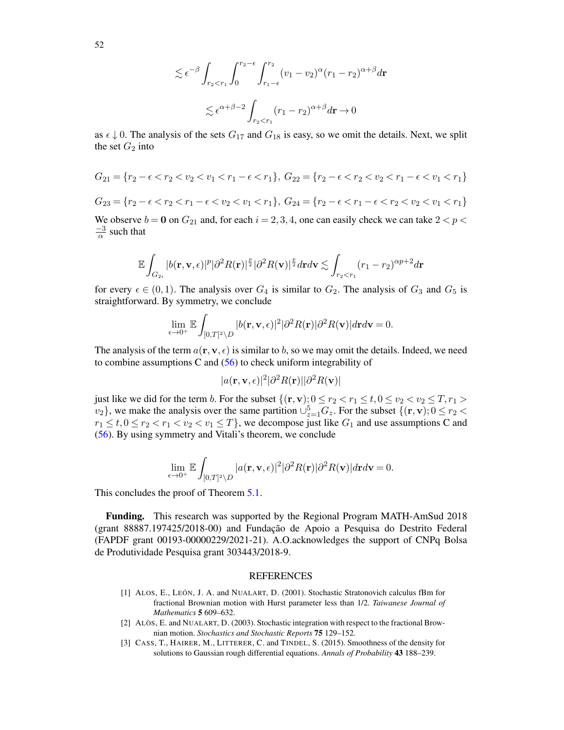$$\lesssim \epsilon^{-\beta} \int_{r_2<r_1} \int_0^{r_2-\epsilon} \int_{r_1-\epsilon}^{r_2} (v_1 - v_2)^{\alpha} (r_1 - r_2)^{\alpha+\beta} d\mathbf{r}$$

$$\lesssim \epsilon^{\alpha+\beta-2} \int_{r_2<r_1} (r_1 - r_2)^{\alpha+\beta} d\mathbf{r} \to 0$$

as $\epsilon \downarrow 0$. The analysis of the sets $G_{17}$ and $G_{18}$ is easy, so we omit the details. Next, we split the set $G_2$ into

$$G_{21} = \{r_2 - \epsilon < r_2 < v_2 < v_1 < r_1 - \epsilon < r_1\}, \; G_{22} = \{r_2 - \epsilon < r_2 < v_2 < r_1 - \epsilon < v_1 < r_1\}$$

$$G_{23} = \{r_2 - \epsilon < r_2 < r_1 - \epsilon < v_2 < v_1 < r_1\}, \; G_{24} = \{r_2 - \epsilon < r_1 - \epsilon < r_2 < v_2 < v_1 < r_1\}$$

We observe $b = \mathbf{0}$ on $G_{21}$ and, for each $i = 2, 3, 4$, one can easily check we can take $2 < p < \frac{-3}{\alpha}$ such that

$$\mathbb{E} \int_{G_{2i}} |b(\mathbf{r}, \mathbf{v}, \epsilon)|^p |\partial^2 R(\mathbf{r})|^{\frac{p}{2}} |\partial^2 R(\mathbf{v})|^{\frac{p}{2}} d\mathbf{r} d\mathbf{v} \lesssim \int_{r_2<r_1} (r_1 - r_2)^{\alpha p + 2} d\mathbf{r}$$

for every $\epsilon \in (0, 1)$. The analysis over $G_4$ is similar to $G_2$. The analysis of $G_3$ and $G_5$ is straightforward. By symmetry, we conclude

$$\lim_{\epsilon \to 0^+} \mathbb{E} \int_{[0,T]^2 \setminus D} |b(\mathbf{r}, \mathbf{v}, \epsilon)|^2 |\partial^2 R(\mathbf{r})| \partial^2 R(\mathbf{v})| d\mathbf{r} d\mathbf{v} = 0.$$

The analysis of the term $a(\mathbf{r}, \mathbf{v}, \epsilon)$ is similar to $b$, so we may omit the details. Indeed, we need to combine assumptions C and (56) to check uniform integrability of

$$|a(\mathbf{r}, \mathbf{v}, \epsilon)|^2 |\partial^2 R(\mathbf{r})| |\partial^2 R(\mathbf{v})|$$

just like we did for the term $b$. For the subset $\{(\mathbf{r}, \mathbf{v}); 0 \le r_2 < r_1 \le t, 0 \le v_2 < v_2 \le T, r_1 > v_2\}$, we make the analysis over the same partition $\cup_{z=1}^5 G_z$. For the subset $\{(\mathbf{r}, \mathbf{v}); 0 \le r_2 < r_1 \le t, 0 \le r_2 < r_1 < v_2 < v_1 \le T\}$, we decompose just like $G_1$ and use assumptions C and (56). By using symmetry and Vitali's theorem, we conclude

$$\lim_{\epsilon \to 0^+} \mathbb{E} \int_{[0,T]^2 \setminus D} |a(\mathbf{r}, \mathbf{v}, \epsilon)|^2 |\partial^2 R(\mathbf{r})| \partial^2 R(\mathbf{v})| d\mathbf{r} d\mathbf{v} = 0.$$

This concludes the proof of Theorem 5.1.

**Funding.** This research was supported by the Regional Program MATH-AmSud 2018 (grant 88887.197425/2018-00) and Fundação de Apoio a Pesquisa do Destrito Federal (FAPDF grant 00193-00000229/2021-21). A.O.acknowledges the support of CNPq Bolsa de Produtividade Pesquisa grant 303443/2018-9.

## REFERENCES

[1] ALOS, E., LEÓN, J. A. and NUALART, D. (2001). Stochastic Stratonovich calculus fBm for fractional Brownian motion with Hurst parameter less than 1/2. *Taiwanese Journal of Mathematics* **5** 609–632.

[2] ALÒS, E. and NUALART, D. (2003). Stochastic integration with respect to the fractional Brownian motion. *Stochastics and Stochastic Reports* **75** 129–152.

[3] CASS, T., HAIRER, M., LITTERER, C. and TINDEL, S. (2015). Smoothness of the density for solutions to Gaussian rough differential equations. *Annals of Probability* **43** 188–239.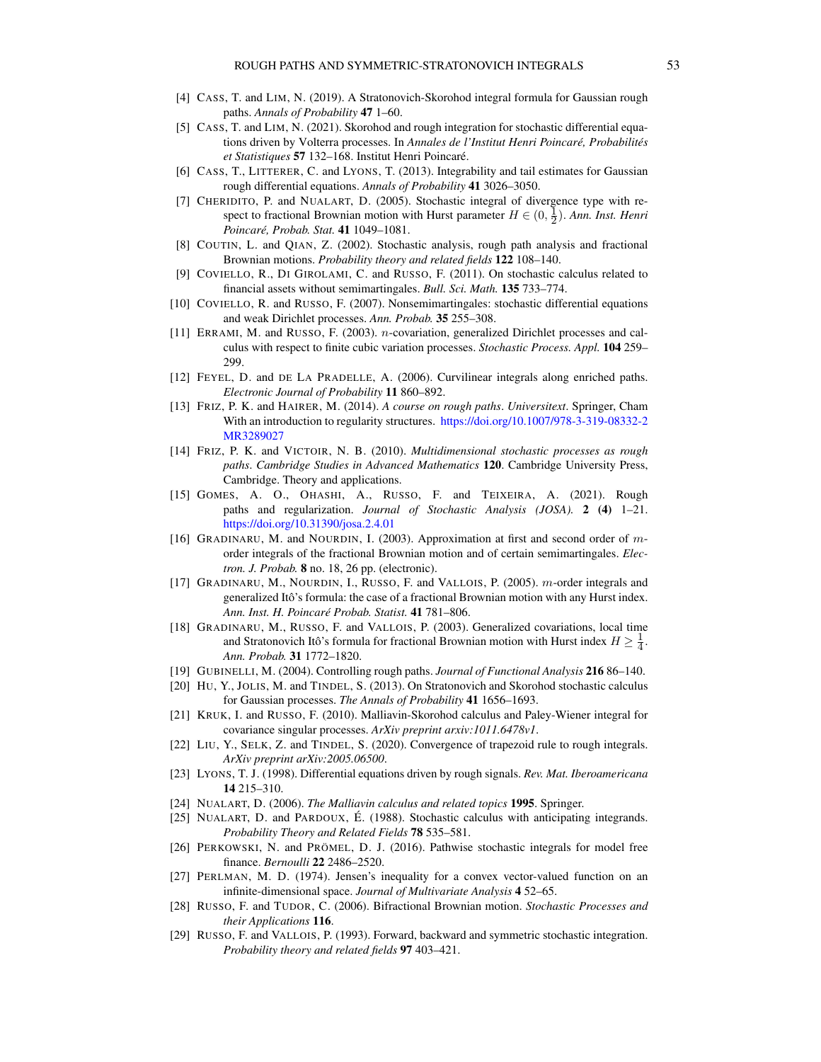[4] CASS, T. and LIM, N. (2019). A Stratonovich-Skorohod integral formula for Gaussian rough paths. *Annals of Probability* **47** 1–60.

[5] CASS, T. and LIM, N. (2021). Skorohod and rough integration for stochastic differential equations driven by Volterra processes. In *Annales de l'Institut Henri Poincaré, Probabilités et Statistiques* **57** 132–168. Institut Henri Poincaré.

[6] CASS, T., LITTERER, C. and LYONS, T. (2013). Integrability and tail estimates for Gaussian rough differential equations. *Annals of Probability* **41** 3026–3050.

[7] CHERIDITO, P. and NUALART, D. (2005). Stochastic integral of divergence type with respect to fractional Brownian motion with Hurst parameter $H \in (0, \frac{1}{2})$. *Ann. Inst. Henri Poincaré, Probab. Stat.* **41** 1049–1081.

[8] COUTIN, L. and QIAN, Z. (2002). Stochastic analysis, rough path analysis and fractional Brownian motions. *Probability theory and related fields* **122** 108–140.

[9] COVIELLO, R., DI GIROLAMI, C. and RUSSO, F. (2011). On stochastic calculus related to financial assets without semimartingales. *Bull. Sci. Math.* **135** 733–774.

[10] COVIELLO, R. and RUSSO, F. (2007). Nonsemimartingales: stochastic differential equations and weak Dirichlet processes. *Ann. Probab.* **35** 255–308.

[11] ERRAMI, M. and RUSSO, F. (2003). $n$-covariation, generalized Dirichlet processes and calculus with respect to finite cubic variation processes. *Stochastic Process. Appl.* **104** 259–299.

[12] FEYEL, D. and DE LA PRADELLE, A. (2006). Curvilinear integrals along enriched paths. *Electronic Journal of Probability* **11** 860–892.

[13] FRIZ, P. K. and HAIRER, M. (2014). *A course on rough paths*. *Universitext*. Springer, Cham With an introduction to regularity structures. https://doi.org/10.1007/978-3-319-08332-2 MR3289027

[14] FRIZ, P. K. and VICTOIR, N. B. (2010). *Multidimensional stochastic processes as rough paths*. *Cambridge Studies in Advanced Mathematics* **120**. Cambridge University Press, Cambridge. Theory and applications.

[15] GOMES, A. O., OHASHI, A., RUSSO, F. and TEIXEIRA, A. (2021). Rough paths and regularization. *Journal of Stochastic Analysis (JOSA).* **2 (4)** 1–21. https://doi.org/10.31390/josa.2.4.01

[16] GRADINARU, M. and NOURDIN, I. (2003). Approximation at first and second order of $m$-order integrals of the fractional Brownian motion and of certain semimartingales. *Electron. J. Probab.* **8** no. 18, 26 pp. (electronic).

[17] GRADINARU, M., NOURDIN, I., RUSSO, F. and VALLOIS, P. (2005). $m$-order integrals and generalized Itô's formula: the case of a fractional Brownian motion with any Hurst index. *Ann. Inst. H. Poincaré Probab. Statist.* **41** 781–806.

[18] GRADINARU, M., RUSSO, F. and VALLOIS, P. (2003). Generalized covariations, local time and Stratonovich Itô's formula for fractional Brownian motion with Hurst index $H \geq \frac{1}{4}$. *Ann. Probab.* **31** 1772–1820.

[19] GUBINELLI, M. (2004). Controlling rough paths. *Journal of Functional Analysis* **216** 86–140.

[20] HU, Y., JOLIS, M. and TINDEL, S. (2013). On Stratonovich and Skorohod stochastic calculus for Gaussian processes. *The Annals of Probability* **41** 1656–1693.

[21] KRUK, I. and RUSSO, F. (2010). Malliavin-Skorohod calculus and Paley-Wiener integral for covariance singular processes. *ArXiv preprint arxiv:1011.6478v1*.

[22] LIU, Y., SELK, Z. and TINDEL, S. (2020). Convergence of trapezoid rule to rough integrals. *ArXiv preprint arXiv:2005.06500*.

[23] LYONS, T. J. (1998). Differential equations driven by rough signals. *Rev. Mat. Iberoamericana* **14** 215–310.

[24] NUALART, D. (2006). *The Malliavin calculus and related topics* **1995**. Springer.

[25] NUALART, D. and PARDOUX, É. (1988). Stochastic calculus with anticipating integrands. *Probability Theory and Related Fields* **78** 535–581.

[26] PERKOWSKI, N. and PRÖMEL, D. J. (2016). Pathwise stochastic integrals for model free finance. *Bernoulli* **22** 2486–2520.

[27] PERLMAN, M. D. (1974). Jensen's inequality for a convex vector-valued function on an infinite-dimensional space. *Journal of Multivariate Analysis* **4** 52–65.

[28] RUSSO, F. and TUDOR, C. (2006). Bifractional Brownian motion. *Stochastic Processes and their Applications* **116**.

[29] RUSSO, F. and VALLOIS, P. (1993). Forward, backward and symmetric stochastic integration. *Probability theory and related fields* **97** 403–421.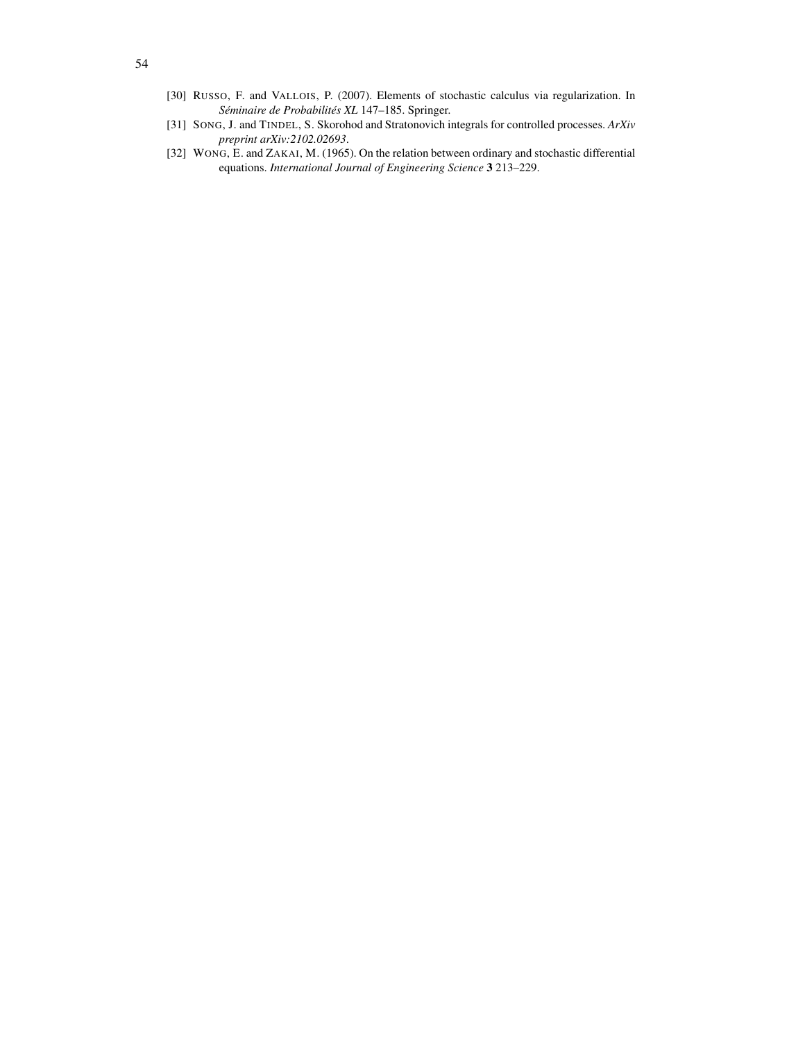[30] RUSSO, F. and VALLOIS, P. (2007). Elements of stochastic calculus via regularization. In *Séminaire de Probabilités XL* 147–185. Springer.

[31] SONG, J. and TINDEL, S. Skorohod and Stratonovich integrals for controlled processes. *ArXiv preprint arXiv:2102.02693*.

[32] WONG, E. and ZAKAI, M. (1965). On the relation between ordinary and stochastic differential equations. *International Journal of Engineering Science* **3** 213–229.